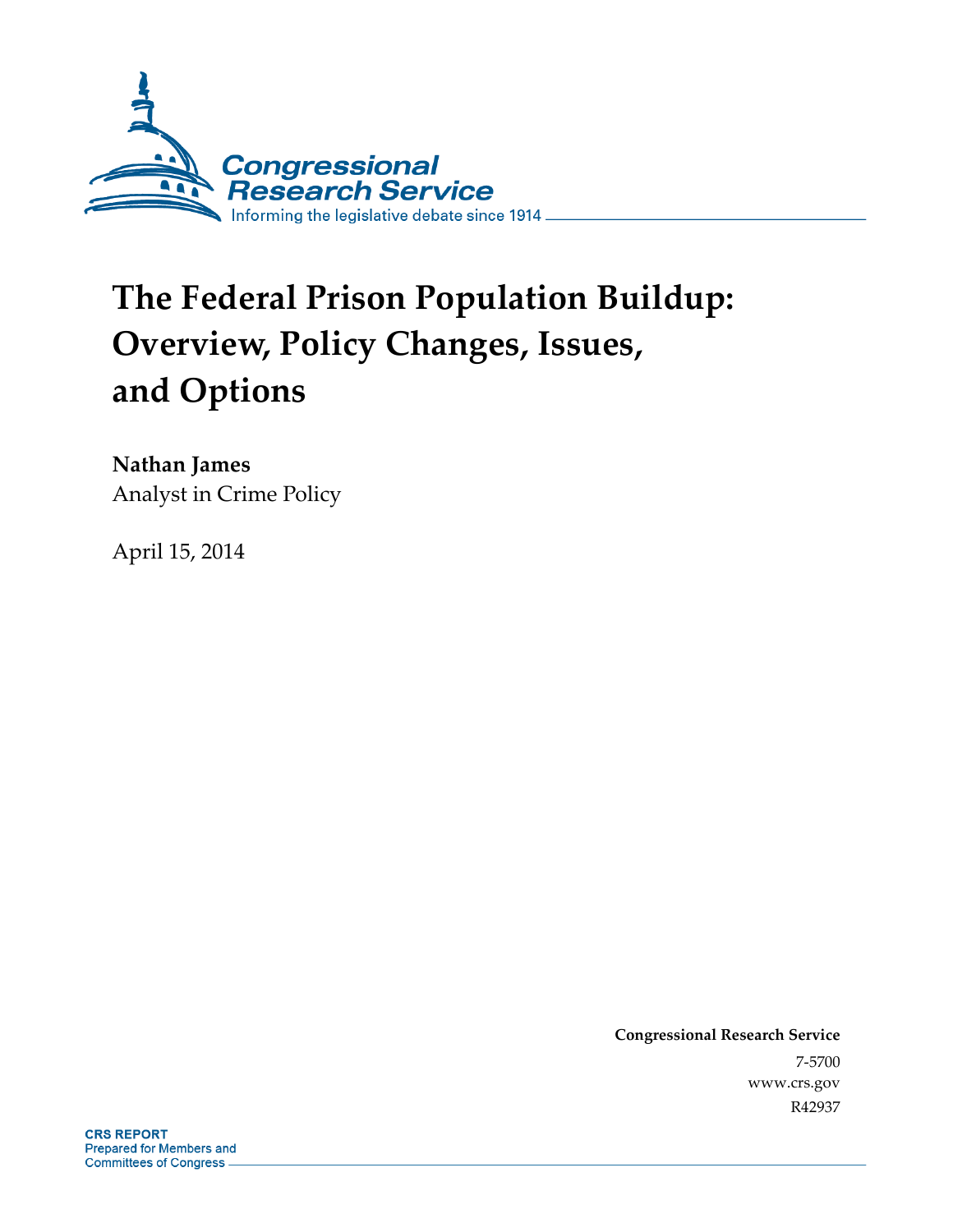Congressional Research Service

Informing the legislative debate since 1914

# The Federal Prison Population Buildup: Overview, Policy Changes, Issues, and Options

**Nathan James**
Analyst in Crime Policy

April 15, 2014

**Congressional Research Service**
7-5700
www.crs.gov
R42937

**CRS REPORT**
Prepared for Members and
Committees of Congress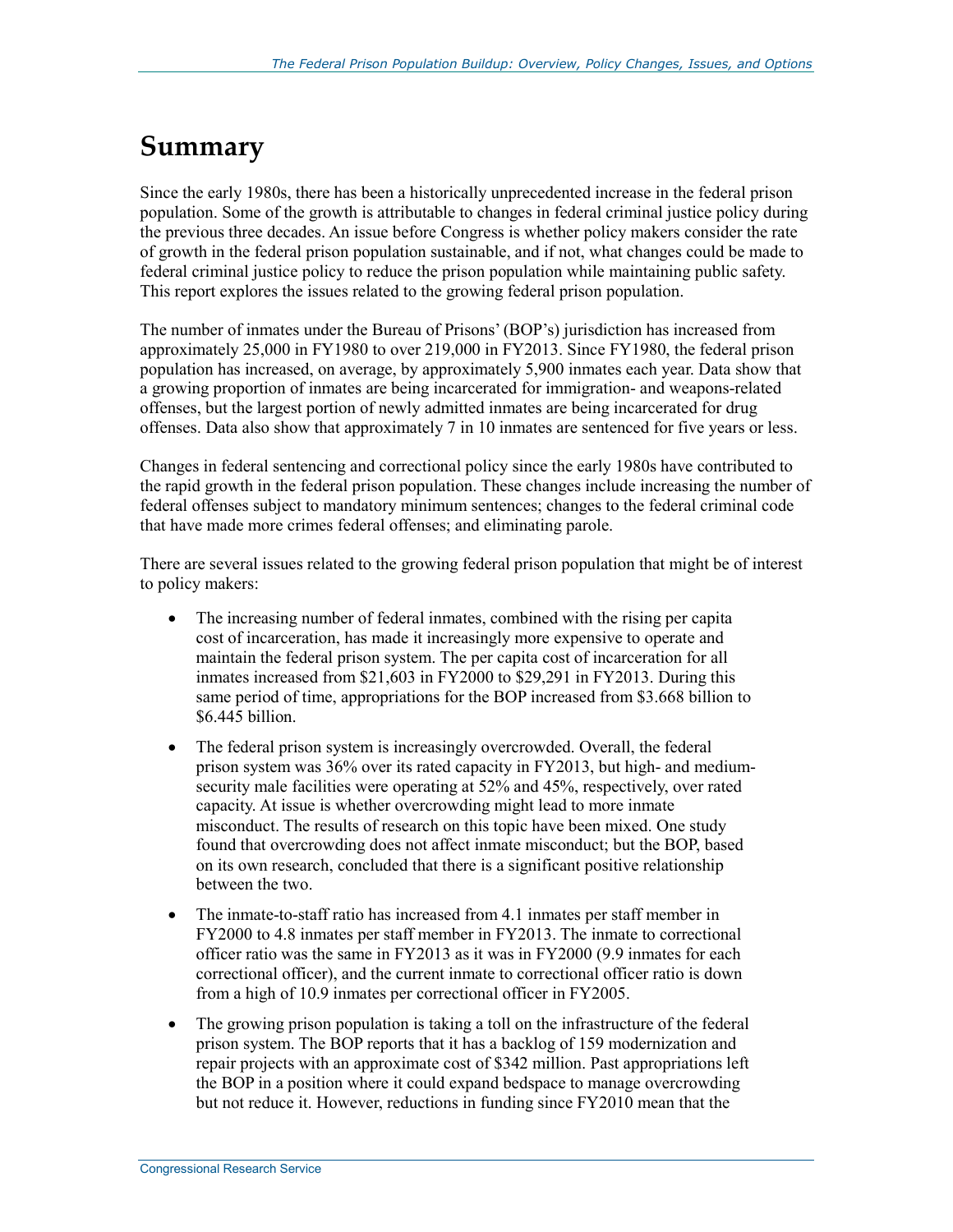# Summary

Since the early 1980s, there has been a historically unprecedented increase in the federal prison population. Some of the growth is attributable to changes in federal criminal justice policy during the previous three decades. An issue before Congress is whether policy makers consider the rate of growth in the federal prison population sustainable, and if not, what changes could be made to federal criminal justice policy to reduce the prison population while maintaining public safety. This report explores the issues related to the growing federal prison population.

The number of inmates under the Bureau of Prisons' (BOP's) jurisdiction has increased from approximately 25,000 in FY1980 to over 219,000 in FY2013. Since FY1980, the federal prison population has increased, on average, by approximately 5,900 inmates each year. Data show that a growing proportion of inmates are being incarcerated for immigration- and weapons-related offenses, but the largest portion of newly admitted inmates are being incarcerated for drug offenses. Data also show that approximately 7 in 10 inmates are sentenced for five years or less.

Changes in federal sentencing and correctional policy since the early 1980s have contributed to the rapid growth in the federal prison population. These changes include increasing the number of federal offenses subject to mandatory minimum sentences; changes to the federal criminal code that have made more crimes federal offenses; and eliminating parole.

There are several issues related to the growing federal prison population that might be of interest to policy makers:

- The increasing number of federal inmates, combined with the rising per capita cost of incarceration, has made it increasingly more expensive to operate and maintain the federal prison system. The per capita cost of incarceration for all inmates increased from $21,603 in FY2000 to $29,291 in FY2013. During this same period of time, appropriations for the BOP increased from $3.668 billion to $6.445 billion.
- The federal prison system is increasingly overcrowded. Overall, the federal prison system was 36% over its rated capacity in FY2013, but high- and medium-security male facilities were operating at 52% and 45%, respectively, over rated capacity. At issue is whether overcrowding might lead to more inmate misconduct. The results of research on this topic have been mixed. One study found that overcrowding does not affect inmate misconduct; but the BOP, based on its own research, concluded that there is a significant positive relationship between the two.
- The inmate-to-staff ratio has increased from 4.1 inmates per staff member in FY2000 to 4.8 inmates per staff member in FY2013. The inmate to correctional officer ratio was the same in FY2013 as it was in FY2000 (9.9 inmates for each correctional officer), and the current inmate to correctional officer ratio is down from a high of 10.9 inmates per correctional officer in FY2005.
- The growing prison population is taking a toll on the infrastructure of the federal prison system. The BOP reports that it has a backlog of 159 modernization and repair projects with an approximate cost of $342 million. Past appropriations left the BOP in a position where it could expand bedspace to manage overcrowding but not reduce it. However, reductions in funding since FY2010 mean that the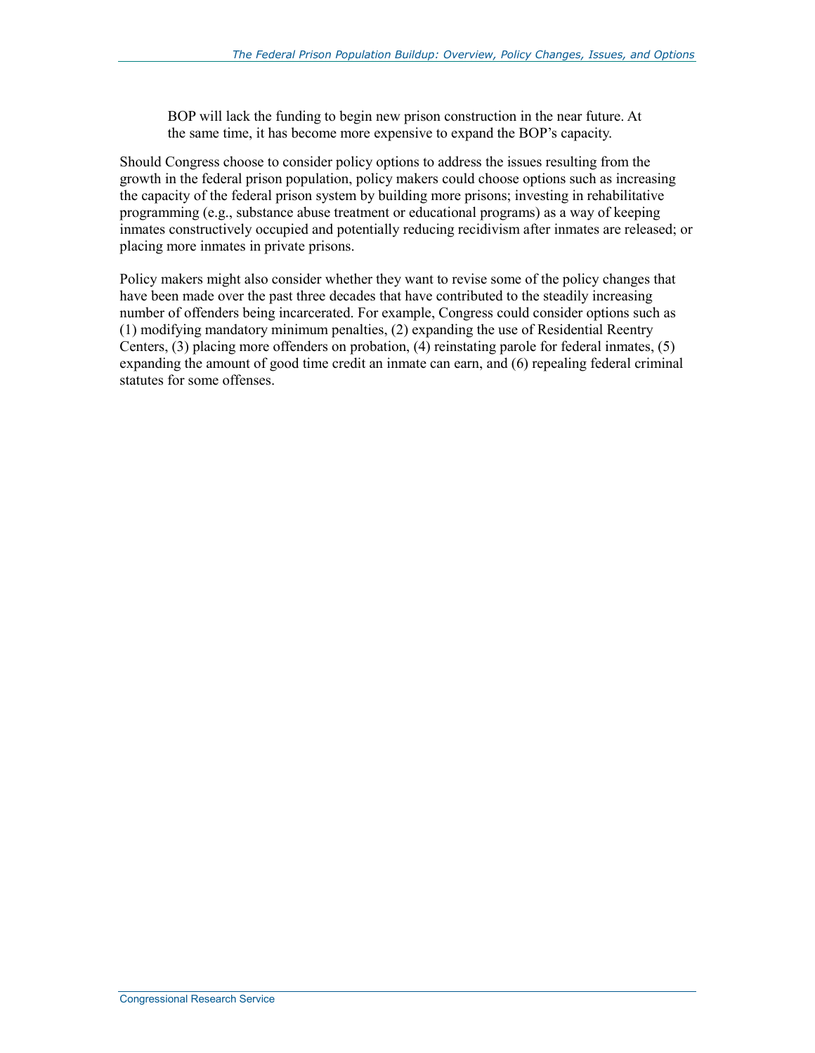> BOP will lack the funding to begin new prison construction in the near future. At the same time, it has become more expensive to expand the BOP's capacity.

Should Congress choose to consider policy options to address the issues resulting from the growth in the federal prison population, policy makers could choose options such as increasing the capacity of the federal prison system by building more prisons; investing in rehabilitative programming (e.g., substance abuse treatment or educational programs) as a way of keeping inmates constructively occupied and potentially reducing recidivism after inmates are released; or placing more inmates in private prisons.

Policy makers might also consider whether they want to revise some of the policy changes that have been made over the past three decades that have contributed to the steadily increasing number of offenders being incarcerated. For example, Congress could consider options such as (1) modifying mandatory minimum penalties, (2) expanding the use of Residential Reentry Centers, (3) placing more offenders on probation, (4) reinstating parole for federal inmates, (5) expanding the amount of good time credit an inmate can earn, and (6) repealing federal criminal statutes for some offenses.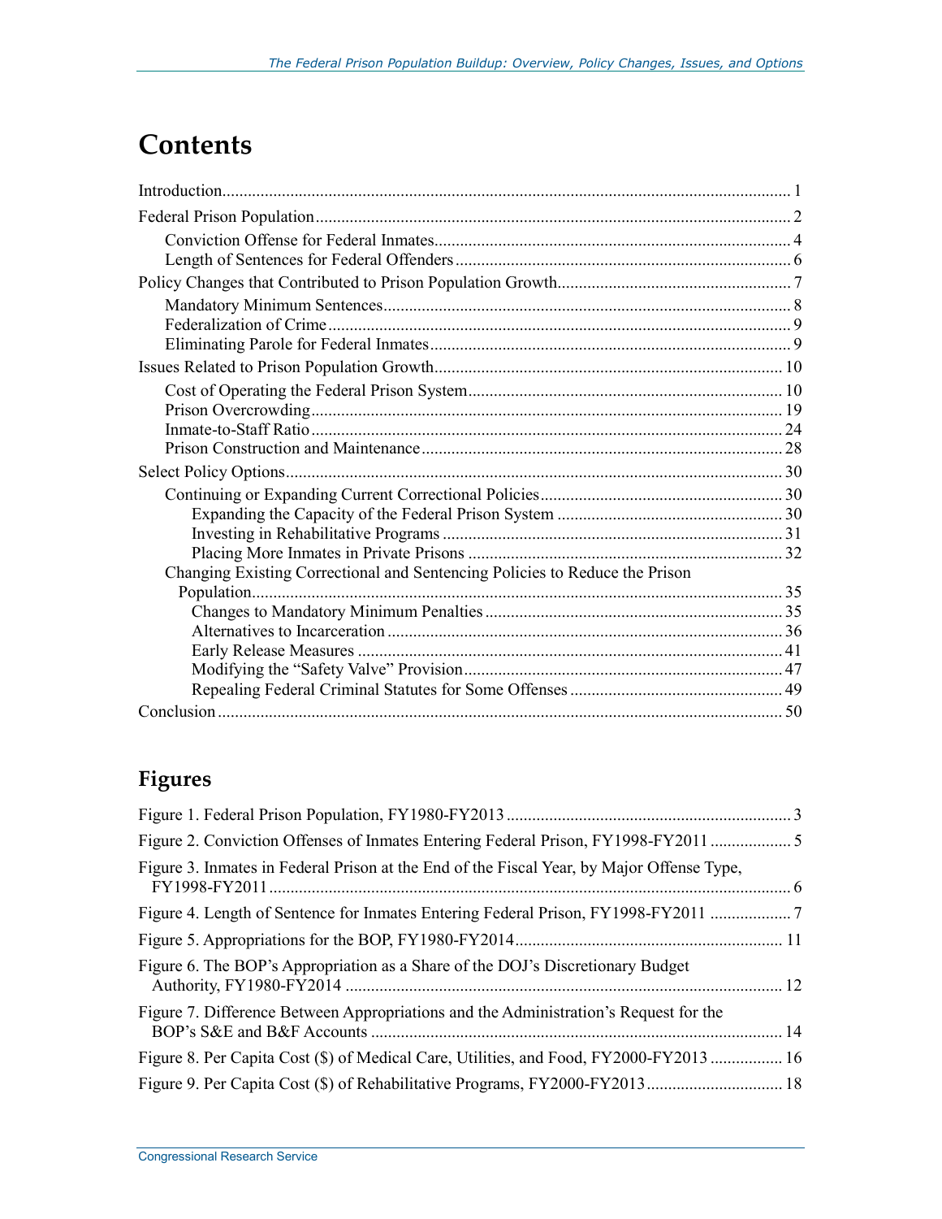# Contents

Introduction .................................................................................................................................... 1

Federal Prison Population .............................................................................................................. 2

- Conviction Offense for Federal Inmates .................................................................................. 4
- Length of Sentences for Federal Offenders ............................................................................. 6

Policy Changes that Contributed to Prison Population Growth ...................................................... 7

- Mandatory Minimum Sentences .............................................................................................. 8
- Federalization of Crime ............................................................................................................ 9
- Eliminating Parole for Federal Inmates .................................................................................... 9

Issues Related to Prison Population Growth ................................................................................. 10

- Cost of Operating the Federal Prison System ......................................................................... 10
- Prison Overcrowding ............................................................................................................. 19
- Inmate-to-Staff Ratio ............................................................................................................. 24
- Prison Construction and Maintenance .................................................................................... 28

Select Policy Options .................................................................................................................... 30

- Continuing or Expanding Current Correctional Policies ......................................................... 30
  - Expanding the Capacity of the Federal Prison System ..................................................... 30
  - Investing in Rehabilitative Programs ............................................................................... 31
  - Placing More Inmates in Private Prisons ......................................................................... 32
- Changing Existing Correctional and Sentencing Policies to Reduce the Prison Population ........................................................................................................................... 35
  - Changes to Mandatory Minimum Penalties ..................................................................... 35
  - Alternatives to Incarceration ............................................................................................ 36
  - Early Release Measures ................................................................................................... 41
  - Modifying the "Safety Valve" Provision .......................................................................... 47
  - Repealing Federal Criminal Statutes for Some Offenses .................................................. 49

Conclusion .................................................................................................................................... 50

## Figures

Figure 1. Federal Prison Population, FY1980-FY2013 ................................................................... 3

Figure 2. Conviction Offenses of Inmates Entering Federal Prison, FY1998-FY2011 ................... 5

Figure 3. Inmates in Federal Prison at the End of the Fiscal Year, by Major Offense Type, FY1998-FY2011 ............................................................................................................................ 6

Figure 4. Length of Sentence for Inmates Entering Federal Prison, FY1998-FY2011 ................... 7

Figure 5. Appropriations for the BOP, FY1980-FY2014 ............................................................... 11

Figure 6. The BOP's Appropriation as a Share of the DOJ's Discretionary Budget Authority, FY1980-FY2014 ....................................................................................................... 12

Figure 7. Difference Between Appropriations and the Administration's Request for the BOP's S&E and B&F Accounts ................................................................................................. 14

Figure 8. Per Capita Cost ($) of Medical Care, Utilities, and Food, FY2000-FY2013 ................. 16

Figure 9. Per Capita Cost ($) of Rehabilitative Programs, FY2000-FY2013 ................................ 18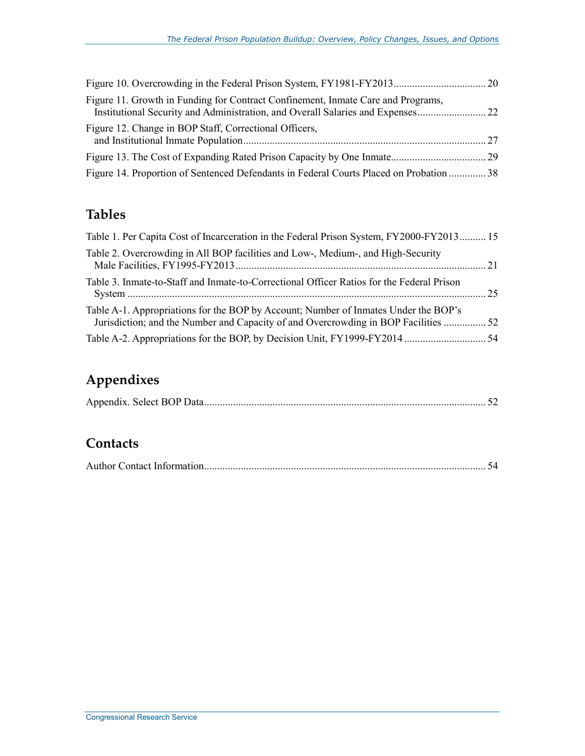Figure 10. Overcrowding in the Federal Prison System, FY1981-FY2013 .................................. 20

Figure 11. Growth in Funding for Contract Confinement, Inmate Care and Programs, Institutional Security and Administration, and Overall Salaries and Expenses .......................... 22

Figure 12. Change in BOP Staff, Correctional Officers, and Institutional Inmate Population ........................................................................................... 27

Figure 13. The Cost of Expanding Rated Prison Capacity by One Inmate .................................... 29

Figure 14. Proportion of Sentenced Defendants in Federal Courts Placed on Probation ............. 38

## Tables

Table 1. Per Capita Cost of Incarceration in the Federal Prison System, FY2000-FY2013 .......... 15

Table 2. Overcrowding in All BOP facilities and Low-, Medium-, and High-Security Male Facilities, FY1995-FY2013 .............................................................................................. 21

Table 3. Inmate-to-Staff and Inmate-to-Correctional Officer Ratios for the Federal Prison System ....................................................................................................................................... 25

Table A-1. Appropriations for the BOP by Account; Number of Inmates Under the BOP's Jurisdiction; and the Number and Capacity of and Overcrowding in BOP Facilities ................ 52

Table A-2. Appropriations for the BOP, by Decision Unit, FY1999-FY2014 ............................... 54

## Appendixes

Appendix. Select BOP Data.......................................................................................................... 52

## Contacts

Author Contact Information.......................................................................................................... 54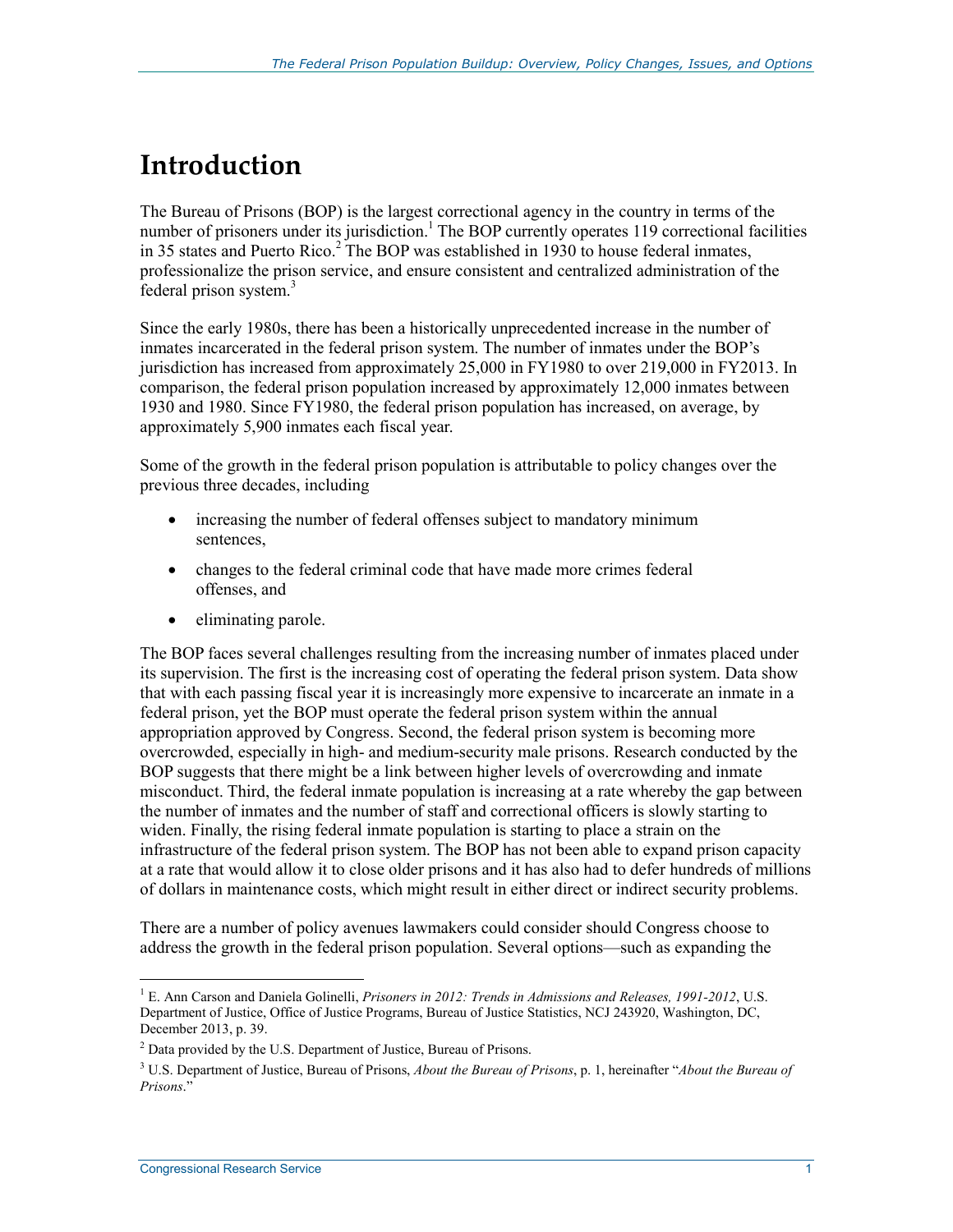# Introduction

The Bureau of Prisons (BOP) is the largest correctional agency in the country in terms of the number of prisoners under its jurisdiction.[1] The BOP currently operates 119 correctional facilities in 35 states and Puerto Rico.[2] The BOP was established in 1930 to house federal inmates, professionalize the prison service, and ensure consistent and centralized administration of the federal prison system.[3]

Since the early 1980s, there has been a historically unprecedented increase in the number of inmates incarcerated in the federal prison system. The number of inmates under the BOP's jurisdiction has increased from approximately 25,000 in FY1980 to over 219,000 in FY2013. In comparison, the federal prison population increased by approximately 12,000 inmates between 1930 and 1980. Since FY1980, the federal prison population has increased, on average, by approximately 5,900 inmates each fiscal year.

Some of the growth in the federal prison population is attributable to policy changes over the previous three decades, including

- increasing the number of federal offenses subject to mandatory minimum sentences,
- changes to the federal criminal code that have made more crimes federal offenses, and
- eliminating parole.

The BOP faces several challenges resulting from the increasing number of inmates placed under its supervision. The first is the increasing cost of operating the federal prison system. Data show that with each passing fiscal year it is increasingly more expensive to incarcerate an inmate in a federal prison, yet the BOP must operate the federal prison system within the annual appropriation approved by Congress. Second, the federal prison system is becoming more overcrowded, especially in high- and medium-security male prisons. Research conducted by the BOP suggests that there might be a link between higher levels of overcrowding and inmate misconduct. Third, the federal inmate population is increasing at a rate whereby the gap between the number of inmates and the number of staff and correctional officers is slowly starting to widen. Finally, the rising federal inmate population is starting to place a strain on the infrastructure of the federal prison system. The BOP has not been able to expand prison capacity at a rate that would allow it to close older prisons and it has also had to defer hundreds of millions of dollars in maintenance costs, which might result in either direct or indirect security problems.

There are a number of policy avenues lawmakers could consider should Congress choose to address the growth in the federal prison population. Several options—such as expanding the

---

[1] E. Ann Carson and Daniela Golinelli, *Prisoners in 2012: Trends in Admissions and Releases, 1991-2012*, U.S. Department of Justice, Office of Justice Programs, Bureau of Justice Statistics, NCJ 243920, Washington, DC, December 2013, p. 39.

[2] Data provided by the U.S. Department of Justice, Bureau of Prisons.

[3] U.S. Department of Justice, Bureau of Prisons, *About the Bureau of Prisons*, p. 1, hereinafter "*About the Bureau of Prisons*."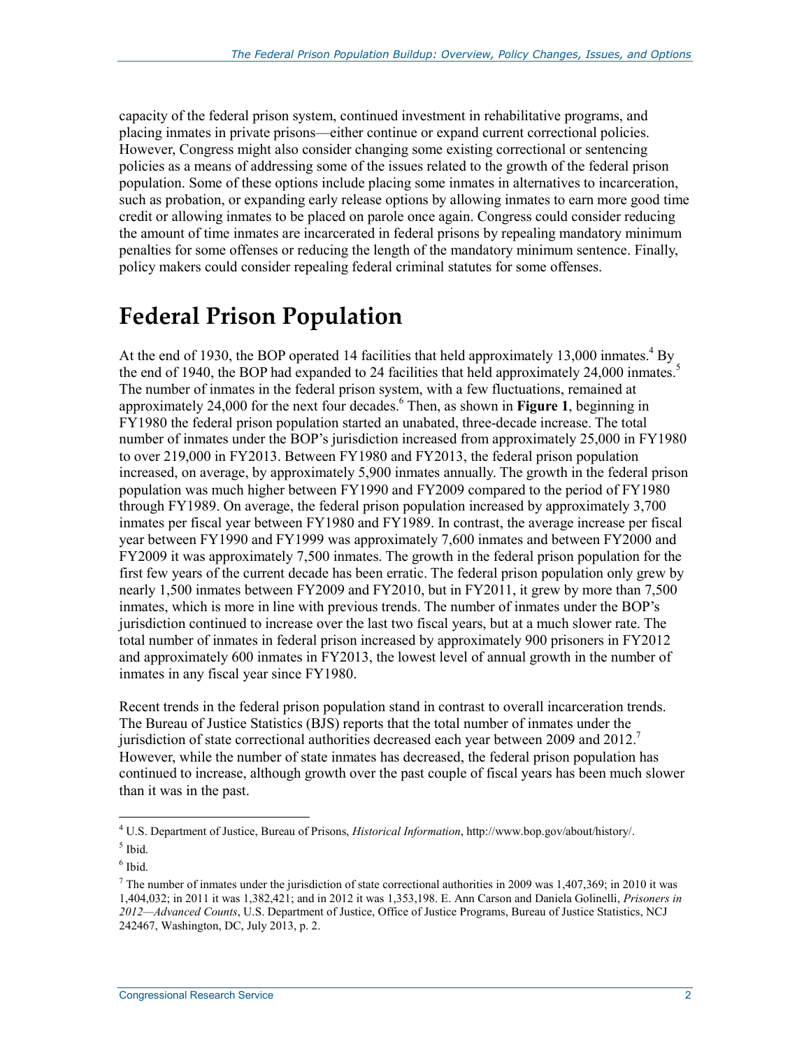capacity of the federal prison system, continued investment in rehabilitative programs, and placing inmates in private prisons—either continue or expand current correctional policies. However, Congress might also consider changing some existing correctional or sentencing policies as a means of addressing some of the issues related to the growth of the federal prison population. Some of these options include placing some inmates in alternatives to incarceration, such as probation, or expanding early release options by allowing inmates to earn more good time credit or allowing inmates to be placed on parole once again. Congress could consider reducing the amount of time inmates are incarcerated in federal prisons by repealing mandatory minimum penalties for some offenses or reducing the length of the mandatory minimum sentence. Finally, policy makers could consider repealing federal criminal statutes for some offenses.

# Federal Prison Population

At the end of 1930, the BOP operated 14 facilities that held approximately 13,000 inmates.[4] By the end of 1940, the BOP had expanded to 24 facilities that held approximately 24,000 inmates.[5] The number of inmates in the federal prison system, with a few fluctuations, remained at approximately 24,000 for the next four decades.[6] Then, as shown in **Figure 1**, beginning in FY1980 the federal prison population started an unabated, three-decade increase. The total number of inmates under the BOP's jurisdiction increased from approximately 25,000 in FY1980 to over 219,000 in FY2013. Between FY1980 and FY2013, the federal prison population increased, on average, by approximately 5,900 inmates annually. The growth in the federal prison population was much higher between FY1990 and FY2009 compared to the period of FY1980 through FY1989. On average, the federal prison population increased by approximately 3,700 inmates per fiscal year between FY1980 and FY1989. In contrast, the average increase per fiscal year between FY1990 and FY1999 was approximately 7,600 inmates and between FY2000 and FY2009 it was approximately 7,500 inmates. The growth in the federal prison population for the first few years of the current decade has been erratic. The federal prison population only grew by nearly 1,500 inmates between FY2009 and FY2010, but in FY2011, it grew by more than 7,500 inmates, which is more in line with previous trends. The number of inmates under the BOP's jurisdiction continued to increase over the last two fiscal years, but at a much slower rate. The total number of inmates in federal prison increased by approximately 900 prisoners in FY2012 and approximately 600 inmates in FY2013, the lowest level of annual growth in the number of inmates in any fiscal year since FY1980.

Recent trends in the federal prison population stand in contrast to overall incarceration trends. The Bureau of Justice Statistics (BJS) reports that the total number of inmates under the jurisdiction of state correctional authorities decreased each year between 2009 and 2012.[7] However, while the number of state inmates has decreased, the federal prison population has continued to increase, although growth over the past couple of fiscal years has been much slower than it was in the past.

---

[4] U.S. Department of Justice, Bureau of Prisons, *Historical Information*, http://www.bop.gov/about/history/.

[5] Ibid.

[6] Ibid.

[7] The number of inmates under the jurisdiction of state correctional authorities in 2009 was 1,407,369; in 2010 it was 1,404,032; in 2011 it was 1,382,421; and in 2012 it was 1,353,198. E. Ann Carson and Daniela Golinelli, *Prisoners in 2012—Advanced Counts*, U.S. Department of Justice, Office of Justice Programs, Bureau of Justice Statistics, NCJ 242467, Washington, DC, July 2013, p. 2.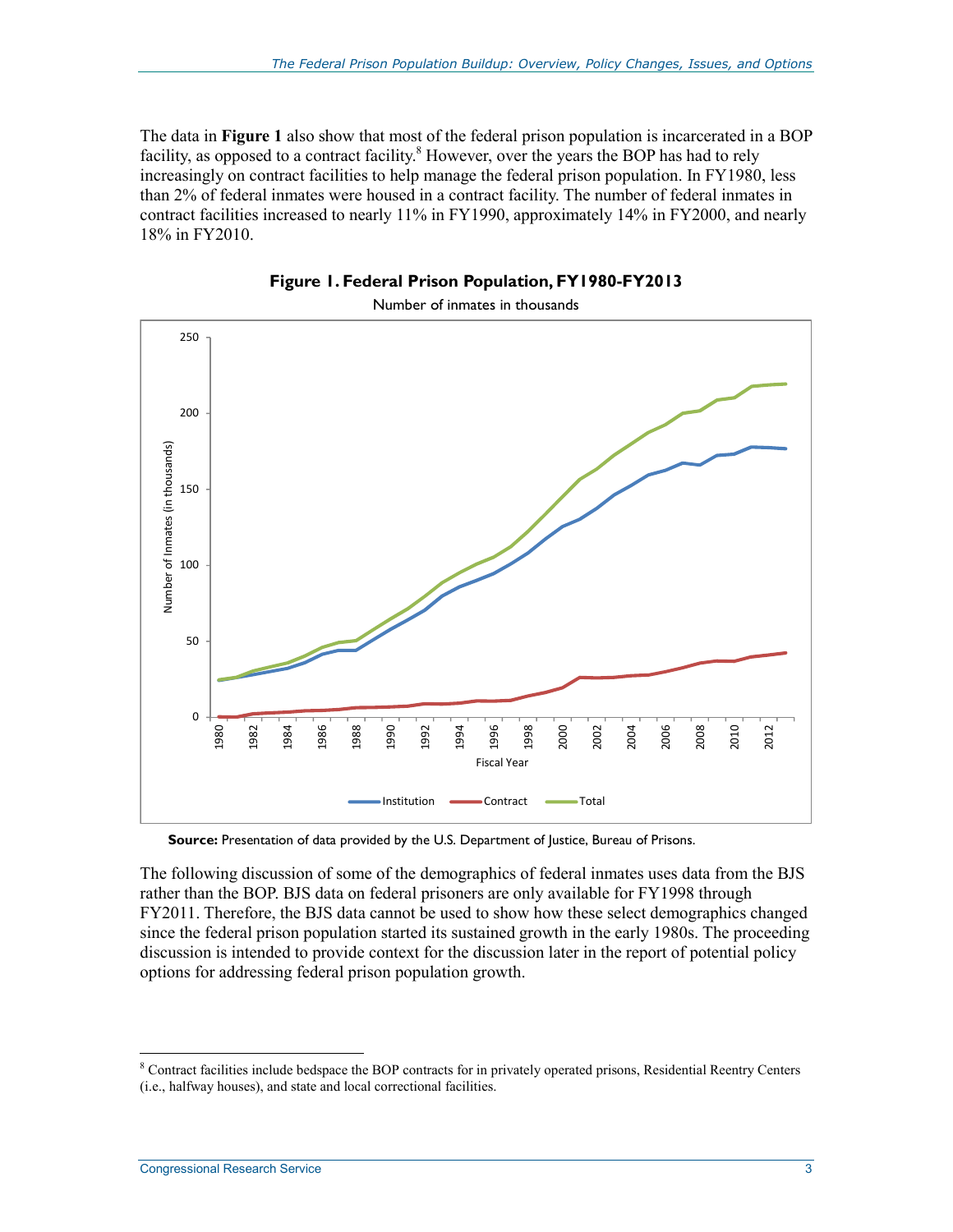The data in **Figure 1** also show that most of the federal prison population is incarcerated in a BOP facility, as opposed to a contract facility.[8] However, over the years the BOP has had to rely increasingly on contract facilities to help manage the federal prison population. In FY1980, less than 2% of federal inmates were housed in a contract facility. The number of federal inmates in contract facilities increased to nearly 11% in FY1990, approximately 14% in FY2000, and nearly 18% in FY2010.

**Figure 1. Federal Prison Population, FY1980-FY2013**

Number of inmates in thousands

**Source:** Presentation of data provided by the U.S. Department of Justice, Bureau of Prisons.

The following discussion of some of the demographics of federal inmates uses data from the BJS rather than the BOP. BJS data on federal prisoners are only available for FY1998 through FY2011. Therefore, the BJS data cannot be used to show how these select demographics changed since the federal prison population started its sustained growth in the early 1980s. The proceeding discussion is intended to provide context for the discussion later in the report of potential policy options for addressing federal prison population growth.

---

[8] Contract facilities include bedspace the BOP contracts for in privately operated prisons, Residential Reentry Centers (i.e., halfway houses), and state and local correctional facilities.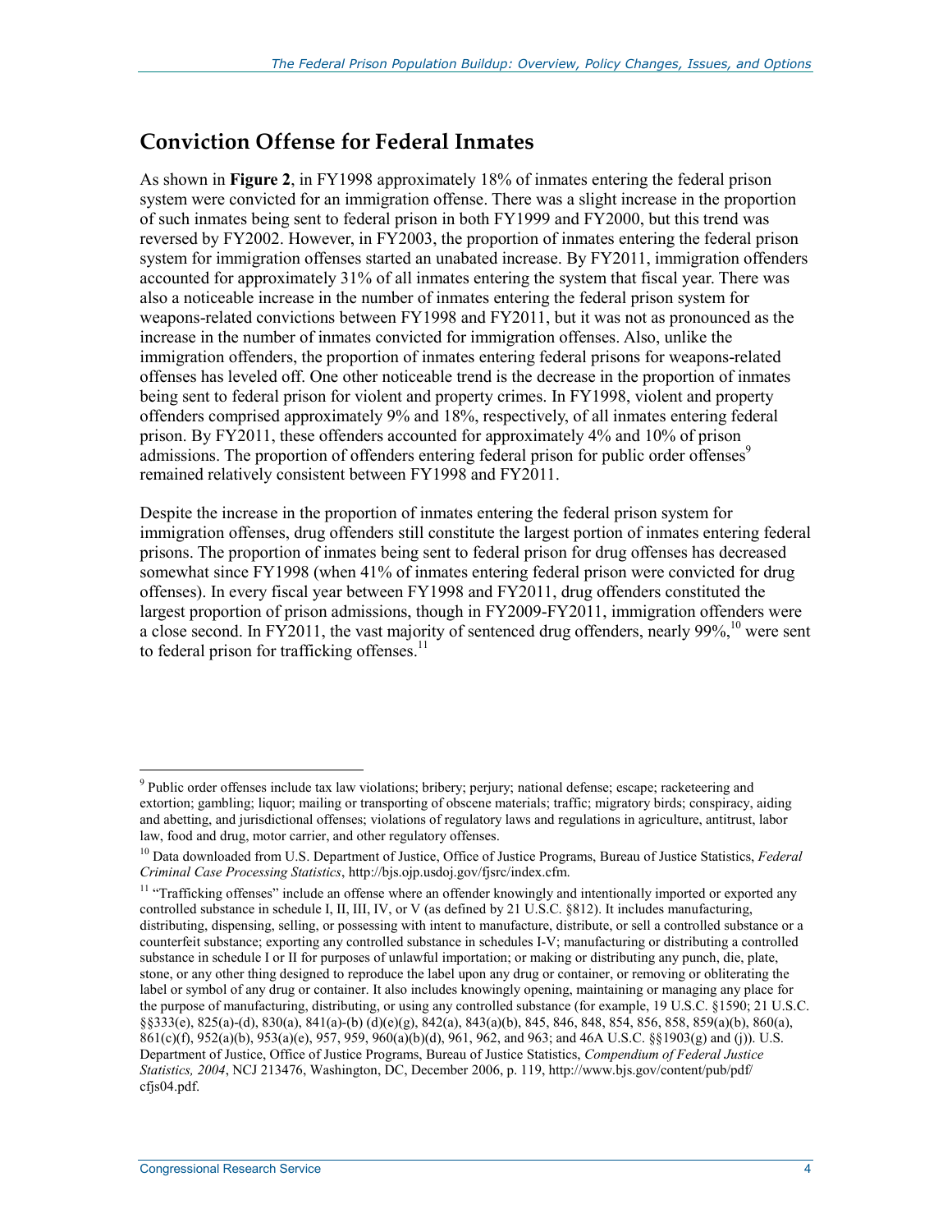## Conviction Offense for Federal Inmates

As shown in **Figure 2**, in FY1998 approximately 18% of inmates entering the federal prison system were convicted for an immigration offense. There was a slight increase in the proportion of such inmates being sent to federal prison in both FY1999 and FY2000, but this trend was reversed by FY2002. However, in FY2003, the proportion of inmates entering the federal prison system for immigration offenses started an unabated increase. By FY2011, immigration offenders accounted for approximately 31% of all inmates entering the system that fiscal year. There was also a noticeable increase in the number of inmates entering the federal prison system for weapons-related convictions between FY1998 and FY2011, but it was not as pronounced as the increase in the number of inmates convicted for immigration offenses. Also, unlike the immigration offenders, the proportion of inmates entering federal prisons for weapons-related offenses has leveled off. One other noticeable trend is the decrease in the proportion of inmates being sent to federal prison for violent and property crimes. In FY1998, violent and property offenders comprised approximately 9% and 18%, respectively, of all inmates entering federal prison. By FY2011, these offenders accounted for approximately 4% and 10% of prison admissions. The proportion of offenders entering federal prison for public order offenses[9] remained relatively consistent between FY1998 and FY2011.

Despite the increase in the proportion of inmates entering the federal prison system for immigration offenses, drug offenders still constitute the largest portion of inmates entering federal prisons. The proportion of inmates being sent to federal prison for drug offenses has decreased somewhat since FY1998 (when 41% of inmates entering federal prison were convicted for drug offenses). In every fiscal year between FY1998 and FY2011, drug offenders constituted the largest proportion of prison admissions, though in FY2009-FY2011, immigration offenders were a close second. In FY2011, the vast majority of sentenced drug offenders, nearly 99%,[10] were sent to federal prison for trafficking offenses.[11]

---

[9] Public order offenses include tax law violations; bribery; perjury; national defense; escape; racketeering and extortion; gambling; liquor; mailing or transporting of obscene materials; traffic; migratory birds; conspiracy, aiding and abetting, and jurisdictional offenses; violations of regulatory laws and regulations in agriculture, antitrust, labor law, food and drug, motor carrier, and other regulatory offenses.

[10] Data downloaded from U.S. Department of Justice, Office of Justice Programs, Bureau of Justice Statistics, *Federal Criminal Case Processing Statistics*, http://bjs.ojp.usdoj.gov/fjsrc/index.cfm.

[11] "Trafficking offenses" include an offense where an offender knowingly and intentionally imported or exported any controlled substance in schedule I, II, III, IV, or V (as defined by 21 U.S.C. §812). It includes manufacturing, distributing, dispensing, selling, or possessing with intent to manufacture, distribute, or sell a controlled substance or a counterfeit substance; exporting any controlled substance in schedules I-V; manufacturing or distributing a controlled substance in schedule I or II for purposes of unlawful importation; or making or distributing any punch, die, plate, stone, or any other thing designed to reproduce the label upon any drug or container, or removing or obliterating the label or symbol of any drug or container. It also includes knowingly opening, maintaining or managing any place for the purpose of manufacturing, distributing, or using any controlled substance (for example, 19 U.S.C. §1590; 21 U.S.C. §§333(e), 825(a)-(d), 830(a), 841(a)-(b) (d)(e)(g), 842(a), 843(a)(b), 845, 846, 848, 854, 856, 858, 859(a)(b), 860(a), 861(c)(f), 952(a)(b), 953(a)(e), 957, 959, 960(a)(b)(d), 961, 962, and 963; and 46A U.S.C. §§1903(g) and (j)). U.S. Department of Justice, Office of Justice Programs, Bureau of Justice Statistics, *Compendium of Federal Justice Statistics, 2004*, NCJ 213476, Washington, DC, December 2006, p. 119, http://www.bjs.gov/content/pub/pdf/cfjs04.pdf.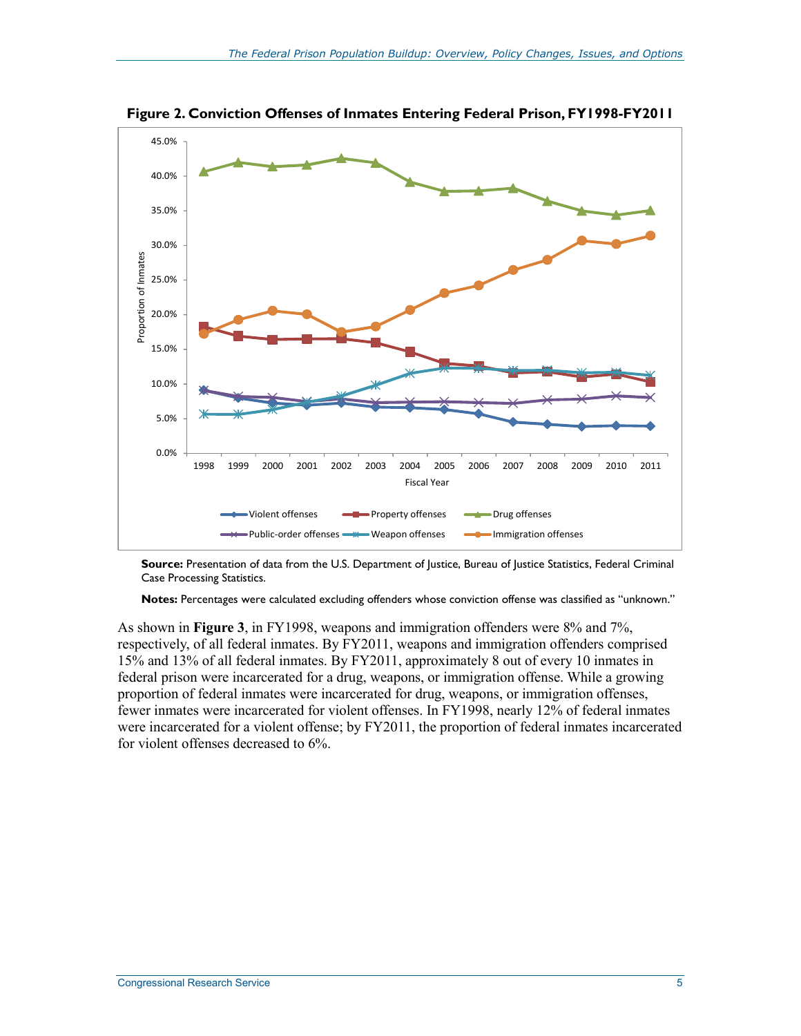**Figure 2. Conviction Offenses of Inmates Entering Federal Prison, FY1998-FY2011**

**Source:** Presentation of data from the U.S. Department of Justice, Bureau of Justice Statistics, Federal Criminal Case Processing Statistics.

**Notes:** Percentages were calculated excluding offenders whose conviction offense was classified as "unknown."

As shown in **Figure 3**, in FY1998, weapons and immigration offenders were 8% and 7%, respectively, of all federal inmates. By FY2011, weapons and immigration offenders comprised 15% and 13% of all federal inmates. By FY2011, approximately 8 out of every 10 inmates in federal prison were incarcerated for a drug, weapons, or immigration offense. While a growing proportion of federal inmates were incarcerated for drug, weapons, or immigration offenses, fewer inmates were incarcerated for violent offenses. In FY1998, nearly 12% of federal inmates were incarcerated for a violent offense; by FY2011, the proportion of federal inmates incarcerated for violent offenses decreased to 6%.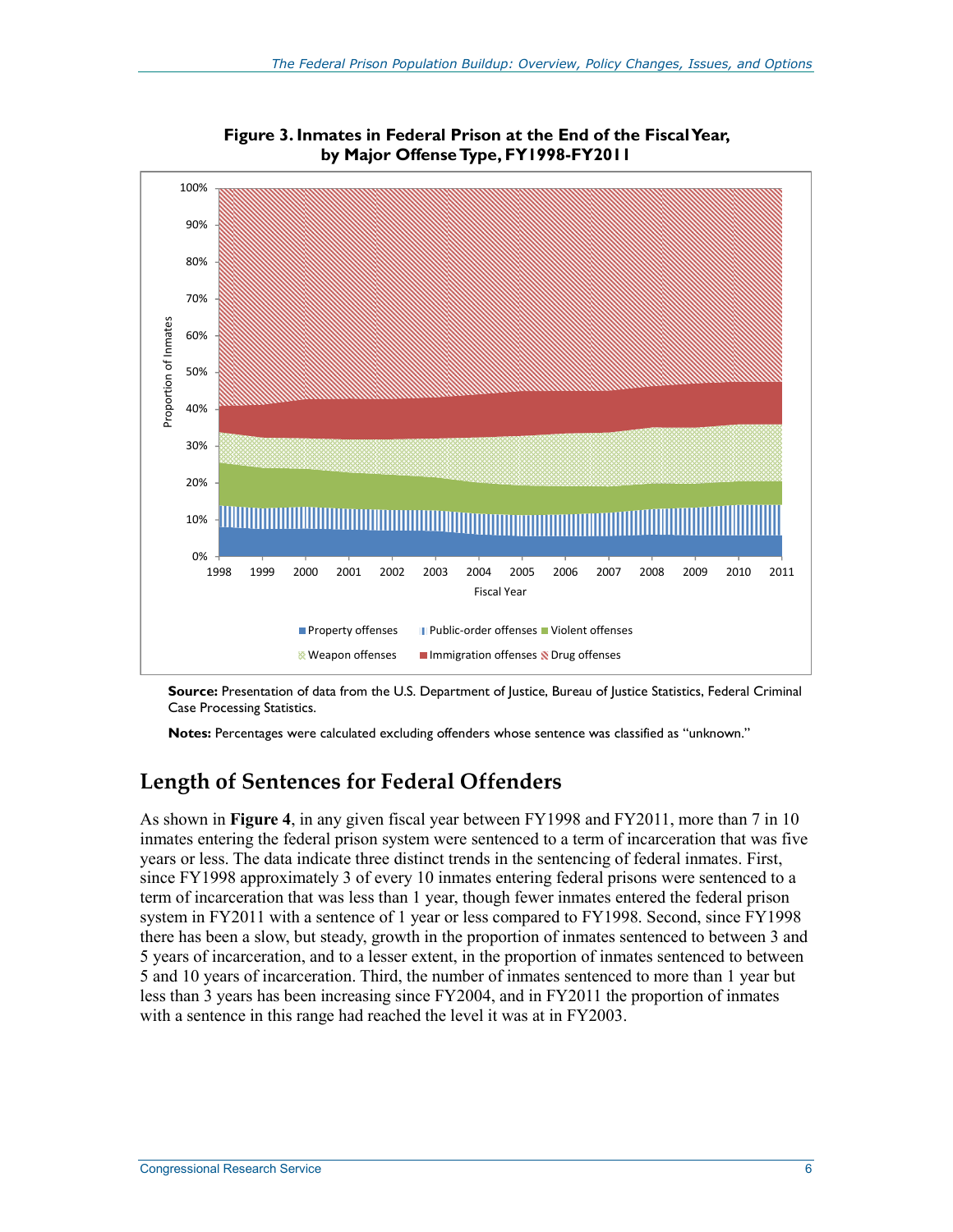**Figure 3. Inmates in Federal Prison at the End of the Fiscal Year, by Major Offense Type, FY1998-FY2011**

**Source:** Presentation of data from the U.S. Department of Justice, Bureau of Justice Statistics, Federal Criminal Case Processing Statistics.

**Notes:** Percentages were calculated excluding offenders whose sentence was classified as "unknown."

## Length of Sentences for Federal Offenders

As shown in **Figure 4**, in any given fiscal year between FY1998 and FY2011, more than 7 in 10 inmates entering the federal prison system were sentenced to a term of incarceration that was five years or less. The data indicate three distinct trends in the sentencing of federal inmates. First, since FY1998 approximately 3 of every 10 inmates entering federal prisons were sentenced to a term of incarceration that was less than 1 year, though fewer inmates entered the federal prison system in FY2011 with a sentence of 1 year or less compared to FY1998. Second, since FY1998 there has been a slow, but steady, growth in the proportion of inmates sentenced to between 3 and 5 years of incarceration, and to a lesser extent, in the proportion of inmates sentenced to between 5 and 10 years of incarceration. Third, the number of inmates sentenced to more than 1 year but less than 3 years has been increasing since FY2004, and in FY2011 the proportion of inmates with a sentence in this range had reached the level it was at in FY2003.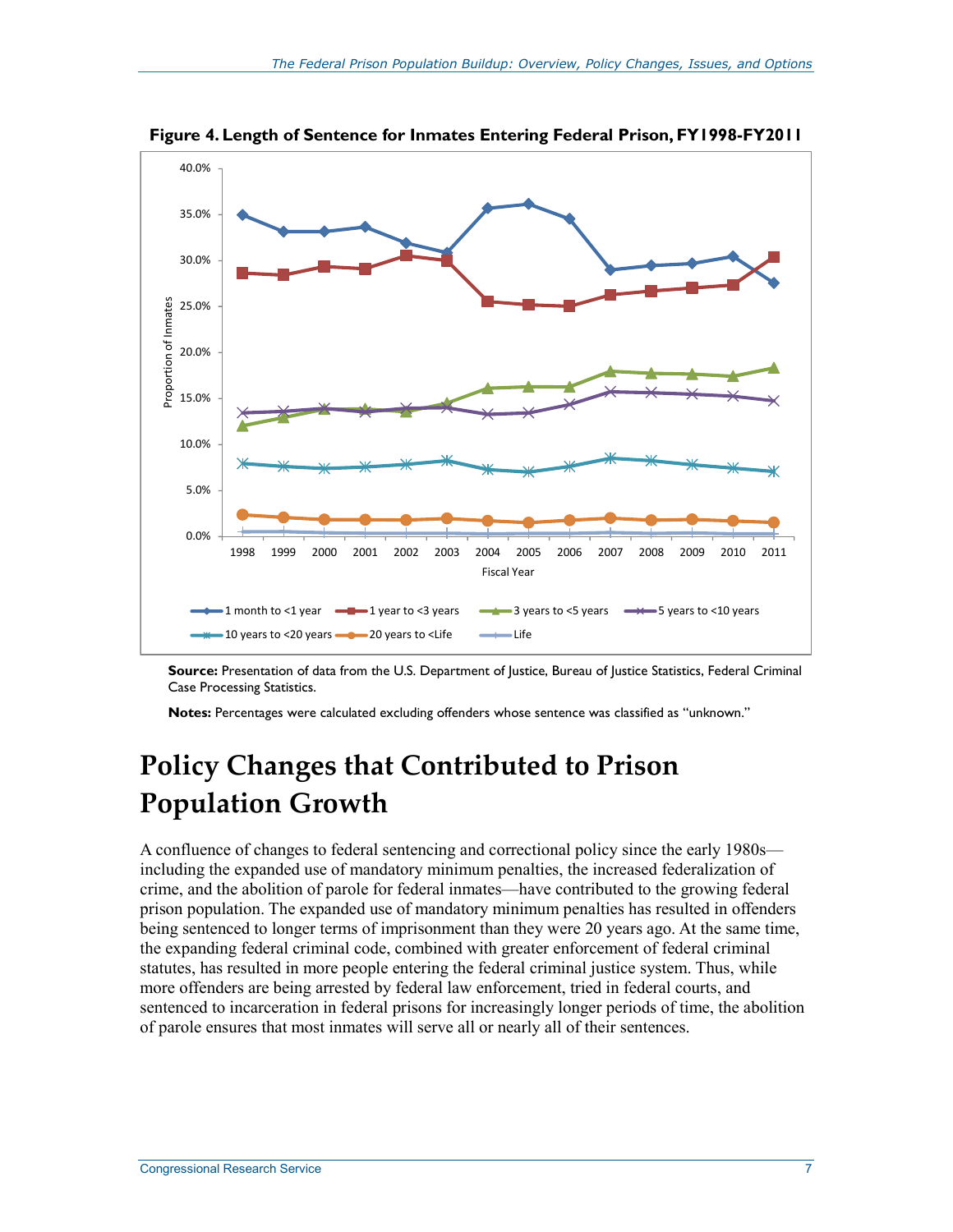**Figure 4. Length of Sentence for Inmates Entering Federal Prison, FY1998-FY2011**

**Source:** Presentation of data from the U.S. Department of Justice, Bureau of Justice Statistics, Federal Criminal Case Processing Statistics.

**Notes:** Percentages were calculated excluding offenders whose sentence was classified as "unknown."

# Policy Changes that Contributed to Prison Population Growth

A confluence of changes to federal sentencing and correctional policy since the early 1980s—including the expanded use of mandatory minimum penalties, the increased federalization of crime, and the abolition of parole for federal inmates—have contributed to the growing federal prison population. The expanded use of mandatory minimum penalties has resulted in offenders being sentenced to longer terms of imprisonment than they were 20 years ago. At the same time, the expanding federal criminal code, combined with greater enforcement of federal criminal statutes, has resulted in more people entering the federal criminal justice system. Thus, while more offenders are being arrested by federal law enforcement, tried in federal courts, and sentenced to incarceration in federal prisons for increasingly longer periods of time, the abolition of parole ensures that most inmates will serve all or nearly all of their sentences.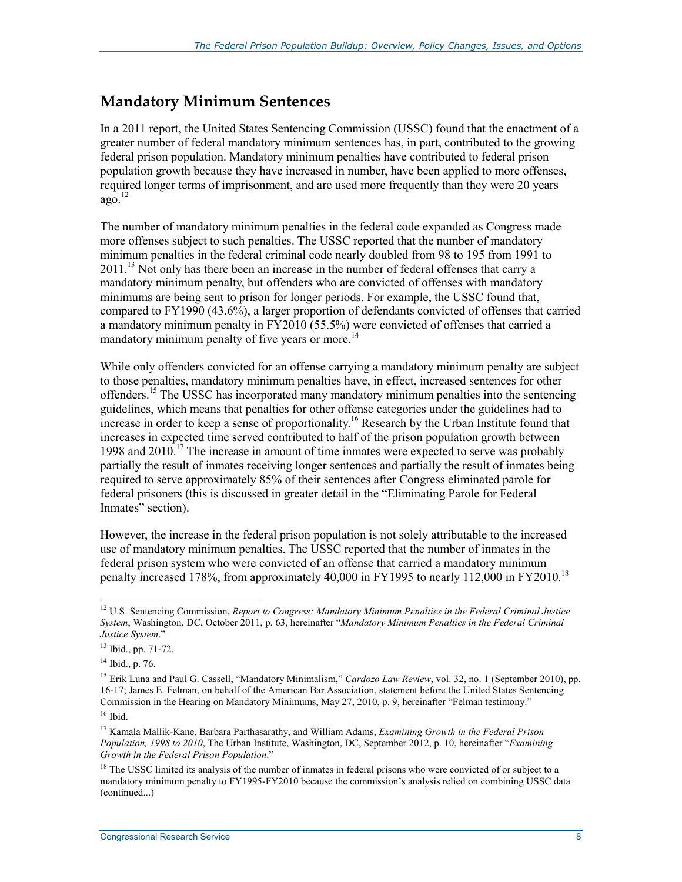## Mandatory Minimum Sentences

In a 2011 report, the United States Sentencing Commission (USSC) found that the enactment of a greater number of federal mandatory minimum sentences has, in part, contributed to the growing federal prison population. Mandatory minimum penalties have contributed to federal prison population growth because they have increased in number, have been applied to more offenses, required longer terms of imprisonment, and are used more frequently than they were 20 years ago.[12]

The number of mandatory minimum penalties in the federal code expanded as Congress made more offenses subject to such penalties. The USSC reported that the number of mandatory minimum penalties in the federal criminal code nearly doubled from 98 to 195 from 1991 to 2011.[13] Not only has there been an increase in the number of federal offenses that carry a mandatory minimum penalty, but offenders who are convicted of offenses with mandatory minimums are being sent to prison for longer periods. For example, the USSC found that, compared to FY1990 (43.6%), a larger proportion of defendants convicted of offenses that carried a mandatory minimum penalty in FY2010 (55.5%) were convicted of offenses that carried a mandatory minimum penalty of five years or more.[14]

While only offenders convicted for an offense carrying a mandatory minimum penalty are subject to those penalties, mandatory minimum penalties have, in effect, increased sentences for other offenders.[15] The USSC has incorporated many mandatory minimum penalties into the sentencing guidelines, which means that penalties for other offense categories under the guidelines had to increase in order to keep a sense of proportionality.[16] Research by the Urban Institute found that increases in expected time served contributed to half of the prison population growth between 1998 and 2010.[17] The increase in amount of time inmates were expected to serve was probably partially the result of inmates receiving longer sentences and partially the result of inmates being required to serve approximately 85% of their sentences after Congress eliminated parole for federal prisoners (this is discussed in greater detail in the "Eliminating Parole for Federal Inmates" section).

However, the increase in the federal prison population is not solely attributable to the increased use of mandatory minimum penalties. The USSC reported that the number of inmates in the federal prison system who were convicted of an offense that carried a mandatory minimum penalty increased 178%, from approximately 40,000 in FY1995 to nearly 112,000 in FY2010.[18]

---

[12] U.S. Sentencing Commission, *Report to Congress: Mandatory Minimum Penalties in the Federal Criminal Justice System*, Washington, DC, October 2011, p. 63, hereinafter "*Mandatory Minimum Penalties in the Federal Criminal Justice System*."

[13] Ibid., pp. 71-72.

[14] Ibid., p. 76.

[15] Erik Luna and Paul G. Cassell, "Mandatory Minimalism," *Cardozo Law Review*, vol. 32, no. 1 (September 2010), pp. 16-17; James E. Felman, on behalf of the American Bar Association, statement before the United States Sentencing Commission in the Hearing on Mandatory Minimums, May 27, 2010, p. 9, hereinafter "Felman testimony."

[16] Ibid.

[17] Kamala Mallik-Kane, Barbara Parthasarathy, and William Adams, *Examining Growth in the Federal Prison Population, 1998 to 2010*, The Urban Institute, Washington, DC, September 2012, p. 10, hereinafter "*Examining Growth in the Federal Prison Population*."

[18] The USSC limited its analysis of the number of inmates in federal prisons who were convicted of or subject to a mandatory minimum penalty to FY1995-FY2010 because the commission's analysis relied on combining USSC data (continued...)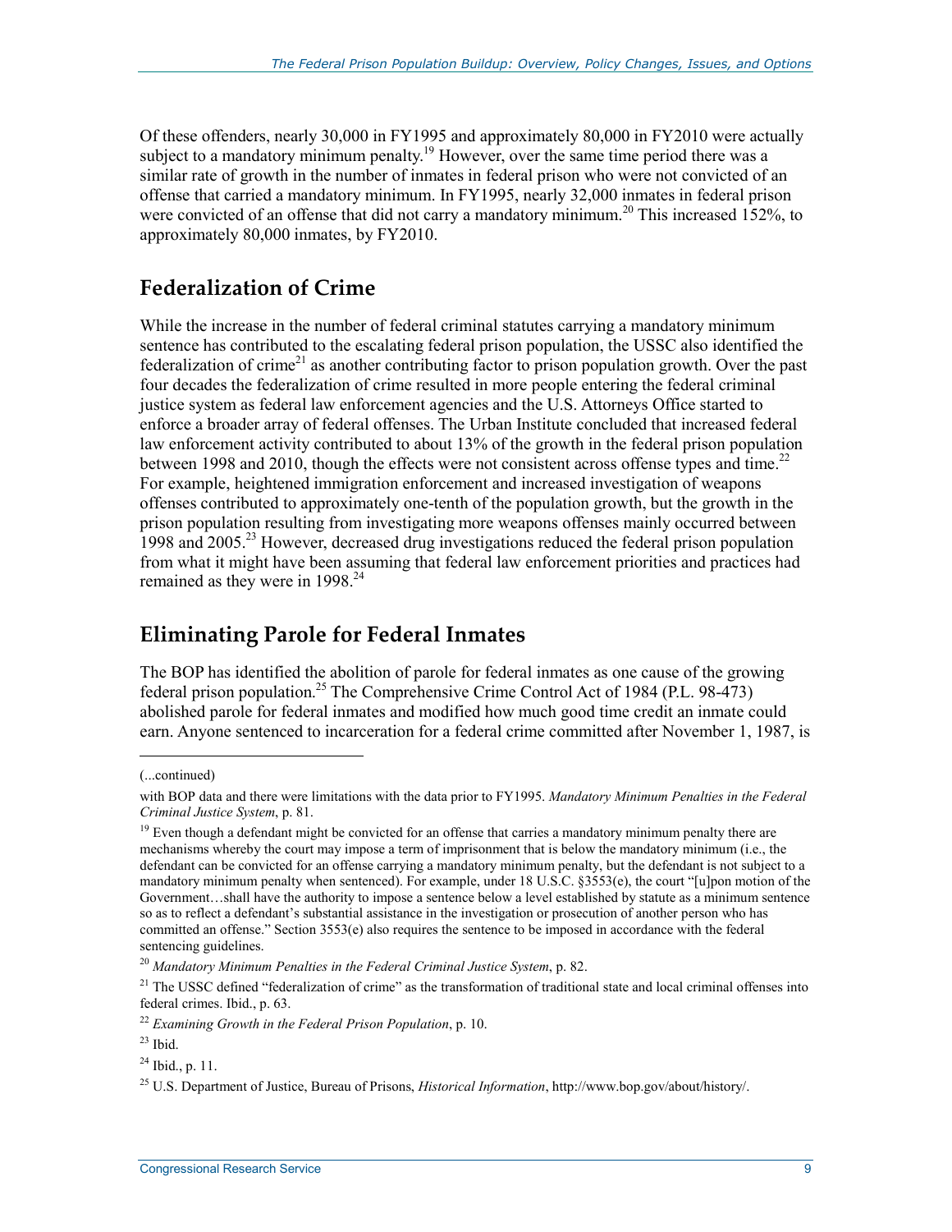Of these offenders, nearly 30,000 in FY1995 and approximately 80,000 in FY2010 were actually subject to a mandatory minimum penalty.[19] However, over the same time period there was a similar rate of growth in the number of inmates in federal prison who were not convicted of an offense that carried a mandatory minimum. In FY1995, nearly 32,000 inmates in federal prison were convicted of an offense that did not carry a mandatory minimum.[20] This increased 152%, to approximately 80,000 inmates, by FY2010.

## Federalization of Crime

While the increase in the number of federal criminal statutes carrying a mandatory minimum sentence has contributed to the escalating federal prison population, the USSC also identified the federalization of crime[21] as another contributing factor to prison population growth. Over the past four decades the federalization of crime resulted in more people entering the federal criminal justice system as federal law enforcement agencies and the U.S. Attorneys Office started to enforce a broader array of federal offenses. The Urban Institute concluded that increased federal law enforcement activity contributed to about 13% of the growth in the federal prison population between 1998 and 2010, though the effects were not consistent across offense types and time.[22] For example, heightened immigration enforcement and increased investigation of weapons offenses contributed to approximately one-tenth of the population growth, but the growth in the prison population resulting from investigating more weapons offenses mainly occurred between 1998 and 2005.[23] However, decreased drug investigations reduced the federal prison population from what it might have been assuming that federal law enforcement priorities and practices had remained as they were in 1998.[24]

## Eliminating Parole for Federal Inmates

The BOP has identified the abolition of parole for federal inmates as one cause of the growing federal prison population.[25] The Comprehensive Crime Control Act of 1984 (P.L. 98-473) abolished parole for federal inmates and modified how much good time credit an inmate could earn. Anyone sentenced to incarceration for a federal crime committed after November 1, 1987, is

---

(...continued)

with BOP data and there were limitations with the data prior to FY1995. *Mandatory Minimum Penalties in the Federal Criminal Justice System*, p. 81.

[19] Even though a defendant might be convicted for an offense that carries a mandatory minimum penalty there are mechanisms whereby the court may impose a term of imprisonment that is below the mandatory minimum (i.e., the defendant can be convicted for an offense carrying a mandatory minimum penalty, but the defendant is not subject to a mandatory minimum penalty when sentenced). For example, under 18 U.S.C. §3553(e), the court "[u]pon motion of the Government…shall have the authority to impose a sentence below a level established by statute as a minimum sentence so as to reflect a defendant's substantial assistance in the investigation or prosecution of another person who has committed an offense." Section 3553(e) also requires the sentence to be imposed in accordance with the federal sentencing guidelines.

[20] *Mandatory Minimum Penalties in the Federal Criminal Justice System*, p. 82.

[21] The USSC defined "federalization of crime" as the transformation of traditional state and local criminal offenses into federal crimes. Ibid., p. 63.

[22] *Examining Growth in the Federal Prison Population*, p. 10.

[23] Ibid.

[24] Ibid., p. 11.

[25] U.S. Department of Justice, Bureau of Prisons, *Historical Information*, http://www.bop.gov/about/history/.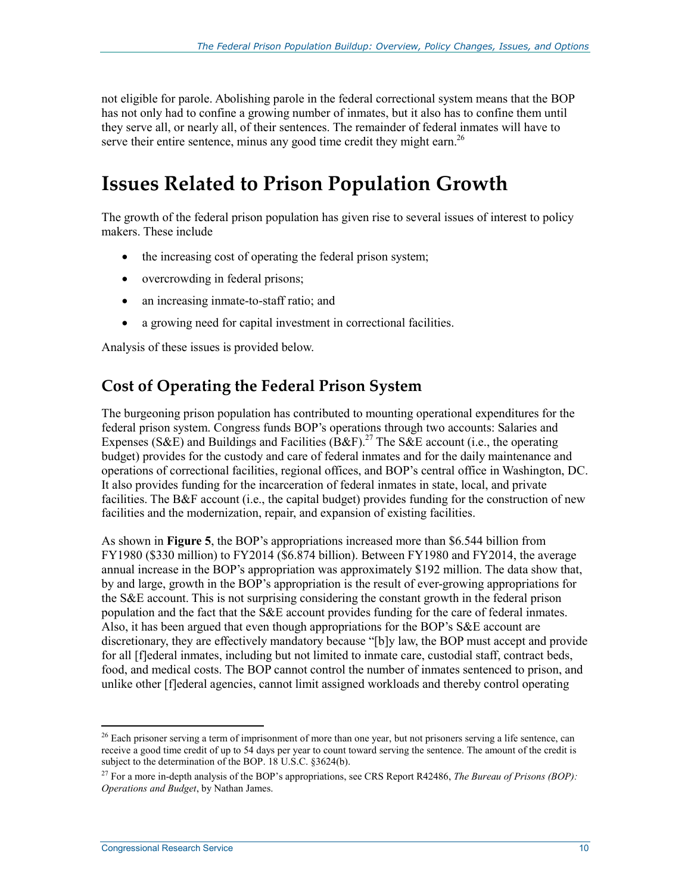not eligible for parole. Abolishing parole in the federal correctional system means that the BOP has not only had to confine a growing number of inmates, but it also has to confine them until they serve all, or nearly all, of their sentences. The remainder of federal inmates will have to serve their entire sentence, minus any good time credit they might earn.[26]

# Issues Related to Prison Population Growth

The growth of the federal prison population has given rise to several issues of interest to policy makers. These include

- the increasing cost of operating the federal prison system;
- overcrowding in federal prisons;
- an increasing inmate-to-staff ratio; and
- a growing need for capital investment in correctional facilities.

Analysis of these issues is provided below.

## Cost of Operating the Federal Prison System

The burgeoning prison population has contributed to mounting operational expenditures for the federal prison system. Congress funds BOP's operations through two accounts: Salaries and Expenses (S&E) and Buildings and Facilities (B&F).[27] The S&E account (i.e., the operating budget) provides for the custody and care of federal inmates and for the daily maintenance and operations of correctional facilities, regional offices, and BOP's central office in Washington, DC. It also provides funding for the incarceration of federal inmates in state, local, and private facilities. The B&F account (i.e., the capital budget) provides funding for the construction of new facilities and the modernization, repair, and expansion of existing facilities.

As shown in **Figure 5**, the BOP's appropriations increased more than $6.544 billion from FY1980 ($330 million) to FY2014 ($6.874 billion). Between FY1980 and FY2014, the average annual increase in the BOP's appropriation was approximately $192 million. The data show that, by and large, growth in the BOP's appropriation is the result of ever-growing appropriations for the S&E account. This is not surprising considering the constant growth in the federal prison population and the fact that the S&E account provides funding for the care of federal inmates. Also, it has been argued that even though appropriations for the BOP's S&E account are discretionary, they are effectively mandatory because "[b]y law, the BOP must accept and provide for all [f]ederal inmates, including but not limited to inmate care, custodial staff, contract beds, food, and medical costs. The BOP cannot control the number of inmates sentenced to prison, and unlike other [f]ederal agencies, cannot limit assigned workloads and thereby control operating

---

[26] Each prisoner serving a term of imprisonment of more than one year, but not prisoners serving a life sentence, can receive a good time credit of up to 54 days per year to count toward serving the sentence. The amount of the credit is subject to the determination of the BOP. 18 U.S.C. §3624(b).

[27] For a more in-depth analysis of the BOP's appropriations, see CRS Report R42486, *The Bureau of Prisons (BOP): Operations and Budget*, by Nathan James.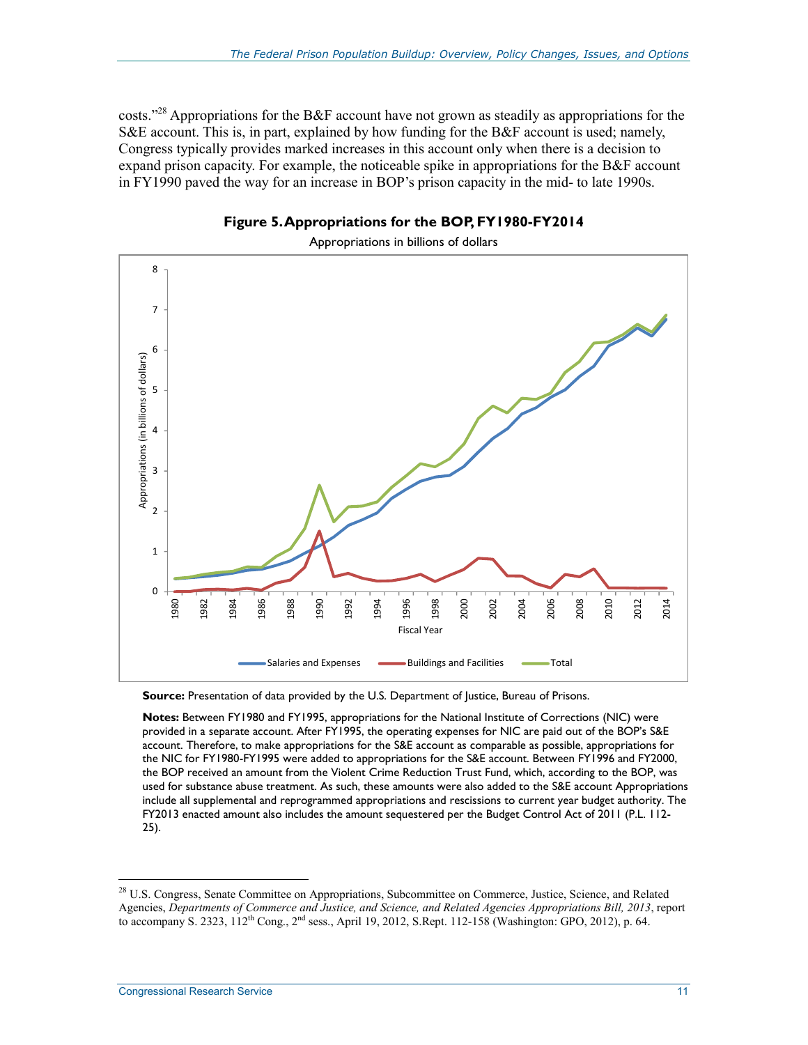costs."[28] Appropriations for the B&F account have not grown as steadily as appropriations for the S&E account. This is, in part, explained by how funding for the B&F account is used; namely, Congress typically provides marked increases in this account only when there is a decision to expand prison capacity. For example, the noticeable spike in appropriations for the B&F account in FY1990 paved the way for an increase in BOP's prison capacity in the mid- to late 1990s.

**Figure 5. Appropriations for the BOP, FY1980-FY2014**

Appropriations in billions of dollars

**Source:** Presentation of data provided by the U.S. Department of Justice, Bureau of Prisons.

**Notes:** Between FY1980 and FY1995, appropriations for the National Institute of Corrections (NIC) were provided in a separate account. After FY1995, the operating expenses for NIC are paid out of the BOP's S&E account. Therefore, to make appropriations for the S&E account as comparable as possible, appropriations for the NIC for FY1980-FY1995 were added to appropriations for the S&E account. Between FY1996 and FY2000, the BOP received an amount from the Violent Crime Reduction Trust Fund, which, according to the BOP, was used for substance abuse treatment. As such, these amounts were also added to the S&E account Appropriations include all supplemental and reprogrammed appropriations and rescissions to current year budget authority. The FY2013 enacted amount also includes the amount sequestered per the Budget Control Act of 2011 (P.L. 112-25).

---

[28] U.S. Congress, Senate Committee on Appropriations, Subcommittee on Commerce, Justice, Science, and Related Agencies, *Departments of Commerce and Justice, and Science, and Related Agencies Appropriations Bill, 2013*, report to accompany S. 2323, 112th Cong., 2nd sess., April 19, 2012, S.Rept. 112-158 (Washington: GPO, 2012), p. 64.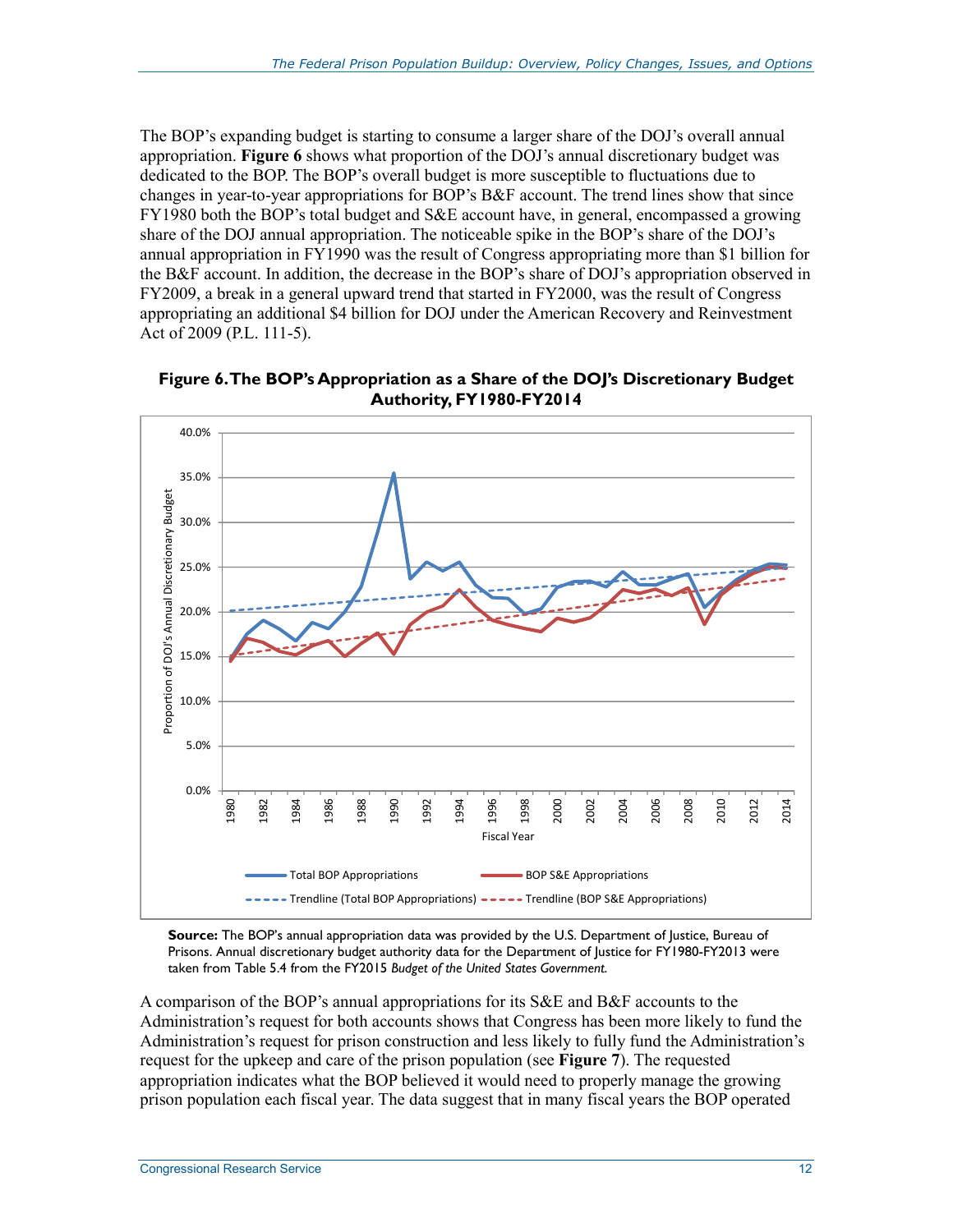The BOP's expanding budget is starting to consume a larger share of the DOJ's overall annual appropriation. **Figure 6** shows what proportion of the DOJ's annual discretionary budget was dedicated to the BOP. The BOP's overall budget is more susceptible to fluctuations due to changes in year-to-year appropriations for BOP's B&F account. The trend lines show that since FY1980 both the BOP's total budget and S&E account have, in general, encompassed a growing share of the DOJ annual appropriation. The noticeable spike in the BOP's share of the DOJ's annual appropriation in FY1990 was the result of Congress appropriating more than $1 billion for the B&F account. In addition, the decrease in the BOP's share of DOJ's appropriation observed in FY2009, a break in a general upward trend that started in FY2000, was the result of Congress appropriating an additional $4 billion for DOJ under the American Recovery and Reinvestment Act of 2009 (P.L. 111-5).

**Figure 6. The BOP's Appropriation as a Share of the DOJ's Discretionary Budget Authority, FY1980-FY2014**

**Source:** The BOP's annual appropriation data was provided by the U.S. Department of Justice, Bureau of Prisons. Annual discretionary budget authority data for the Department of Justice for FY1980-FY2013 were taken from Table 5.4 from the FY2015 *Budget of the United States Government.*

A comparison of the BOP's annual appropriations for its S&E and B&F accounts to the Administration's request for both accounts shows that Congress has been more likely to fund the Administration's request for prison construction and less likely to fully fund the Administration's request for the upkeep and care of the prison population (see **Figure 7**). The requested appropriation indicates what the BOP believed it would need to properly manage the growing prison population each fiscal year. The data suggest that in many fiscal years the BOP operated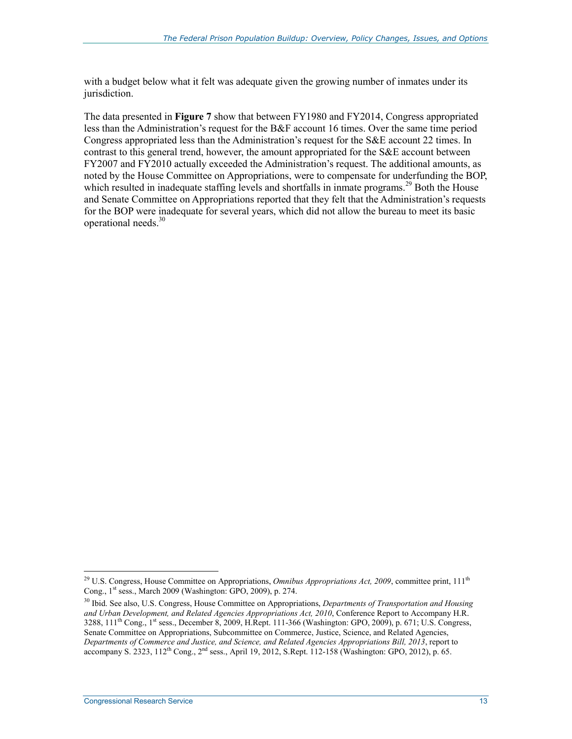with a budget below what it felt was adequate given the growing number of inmates under its jurisdiction.

The data presented in **Figure 7** show that between FY1980 and FY2014, Congress appropriated less than the Administration's request for the B&F account 16 times. Over the same time period Congress appropriated less than the Administration's request for the S&E account 22 times. In contrast to this general trend, however, the amount appropriated for the S&E account between FY2007 and FY2010 actually exceeded the Administration's request. The additional amounts, as noted by the House Committee on Appropriations, were to compensate for underfunding the BOP, which resulted in inadequate staffing levels and shortfalls in inmate programs.[29] Both the House and Senate Committee on Appropriations reported that they felt that the Administration's requests for the BOP were inadequate for several years, which did not allow the bureau to meet its basic operational needs.[30]

---

[29] U.S. Congress, House Committee on Appropriations, *Omnibus Appropriations Act, 2009*, committee print, 111th Cong., 1st sess., March 2009 (Washington: GPO, 2009), p. 274.

[30] Ibid. See also, U.S. Congress, House Committee on Appropriations, *Departments of Transportation and Housing and Urban Development, and Related Agencies Appropriations Act, 2010*, Conference Report to Accompany H.R. 3288, 111th Cong., 1st sess., December 8, 2009, H.Rept. 111-366 (Washington: GPO, 2009), p. 671; U.S. Congress, Senate Committee on Appropriations, Subcommittee on Commerce, Justice, Science, and Related Agencies, *Departments of Commerce and Justice, and Science, and Related Agencies Appropriations Bill, 2013*, report to accompany S. 2323, 112th Cong., 2nd sess., April 19, 2012, S.Rept. 112-158 (Washington: GPO, 2012), p. 65.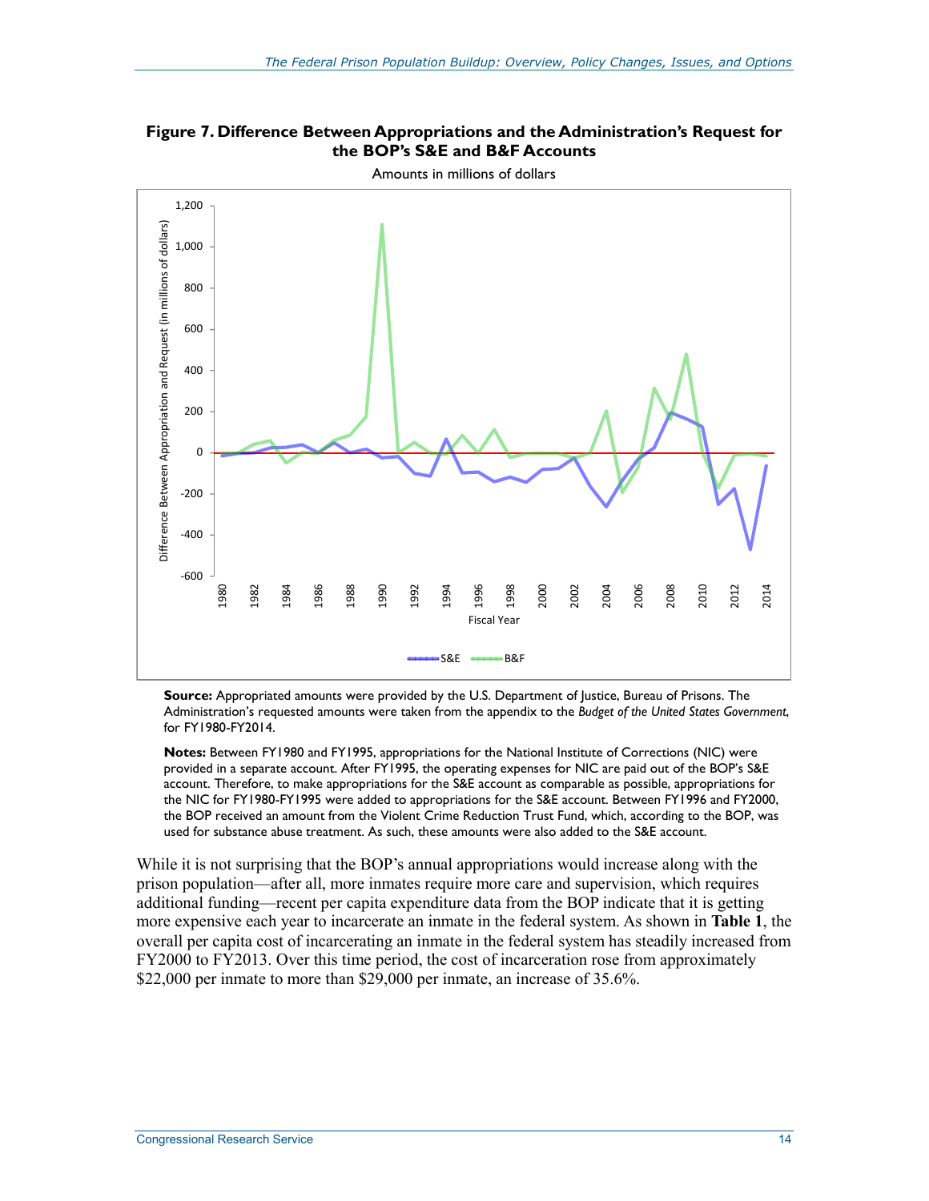**Figure 7. Difference Between Appropriations and the Administration's Request for the BOP's S&E and B&F Accounts**

Amounts in millions of dollars

**Source:** Appropriated amounts were provided by the U.S. Department of Justice, Bureau of Prisons. The Administration's requested amounts were taken from the appendix to the *Budget of the United States Government*, for FY1980-FY2014.

**Notes:** Between FY1980 and FY1995, appropriations for the National Institute of Corrections (NIC) were provided in a separate account. After FY1995, the operating expenses for NIC are paid out of the BOP's S&E account. Therefore, to make appropriations for the S&E account as comparable as possible, appropriations for the NIC for FY1980-FY1995 were added to appropriations for the S&E account. Between FY1996 and FY2000, the BOP received an amount from the Violent Crime Reduction Trust Fund, which, according to the BOP, was used for substance abuse treatment. As such, these amounts were also added to the S&E account.

While it is not surprising that the BOP's annual appropriations would increase along with the prison population—after all, more inmates require more care and supervision, which requires additional funding—recent per capita expenditure data from the BOP indicate that it is getting more expensive each year to incarcerate an inmate in the federal system. As shown in **Table 1**, the overall per capita cost of incarcerating an inmate in the federal system has steadily increased from FY2000 to FY2013. Over this time period, the cost of incarceration rose from approximately $22,000 per inmate to more than $29,000 per inmate, an increase of 35.6%.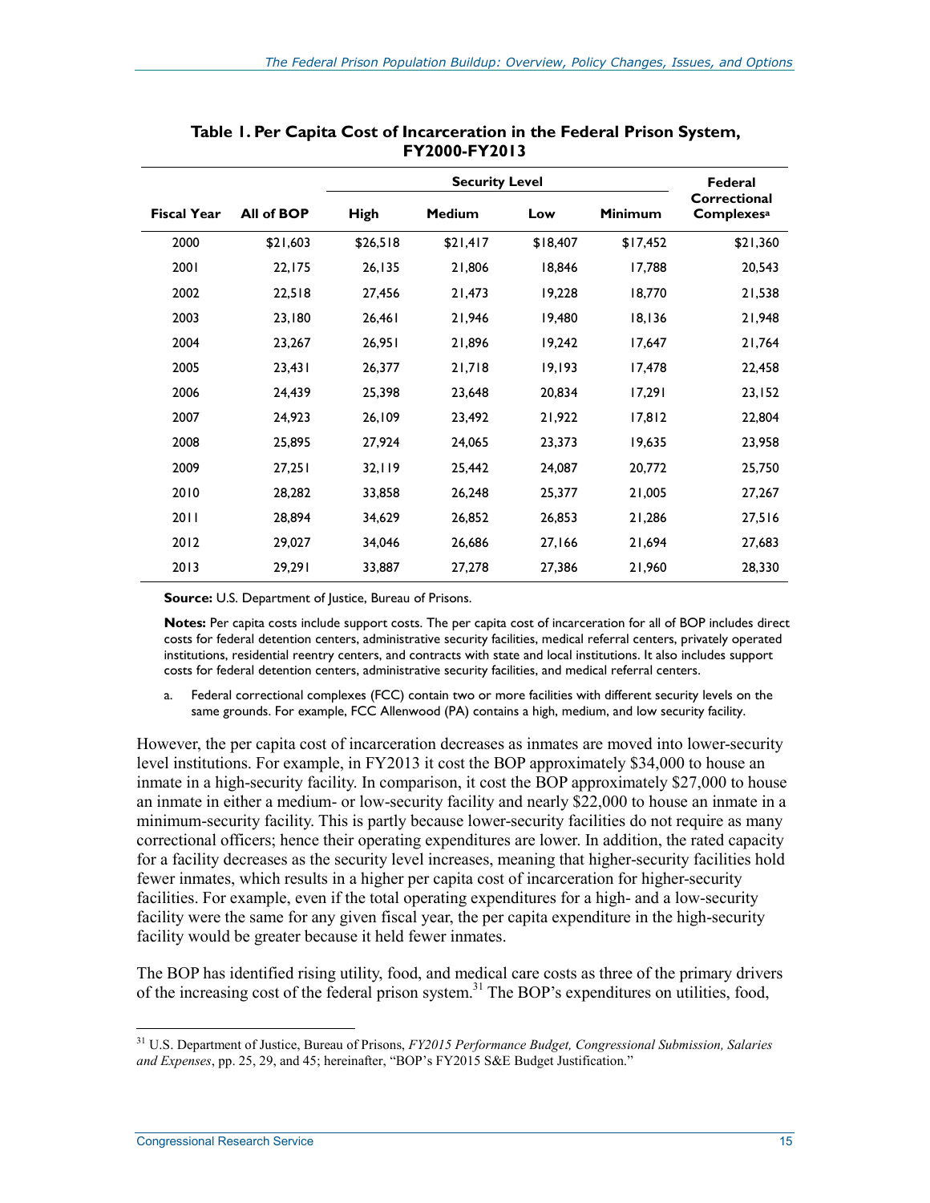**Table 1. Per Capita Cost of Incarceration in the Federal Prison System, FY2000-FY2013**

| Fiscal Year | All of BOP | Security Level | | | | Federal Correctional Complexes[a] |
|---|---|---|---|---|---|---|
| | | High | Medium | Low | Minimum | |
| 2000 | $21,603 | $26,518 | $21,417 | $18,407 | $17,452 | $21,360 |
| 2001 | 22,175 | 26,135 | 21,806 | 18,846 | 17,788 | 20,543 |
| 2002 | 22,518 | 27,456 | 21,473 | 19,228 | 18,770 | 21,538 |
| 2003 | 23,180 | 26,461 | 21,946 | 19,480 | 18,136 | 21,948 |
| 2004 | 23,267 | 26,951 | 21,896 | 19,242 | 17,647 | 21,764 |
| 2005 | 23,431 | 26,377 | 21,718 | 19,193 | 17,478 | 22,458 |
| 2006 | 24,439 | 25,398 | 23,648 | 20,834 | 17,291 | 23,152 |
| 2007 | 24,923 | 26,109 | 23,492 | 21,922 | 17,812 | 22,804 |
| 2008 | 25,895 | 27,924 | 24,065 | 23,373 | 19,635 | 23,958 |
| 2009 | 27,251 | 32,119 | 25,442 | 24,087 | 20,772 | 25,750 |
| 2010 | 28,282 | 33,858 | 26,248 | 25,377 | 21,005 | 27,267 |
| 2011 | 28,894 | 34,629 | 26,852 | 26,853 | 21,286 | 27,516 |
| 2012 | 29,027 | 34,046 | 26,686 | 27,166 | 21,694 | 27,683 |
| 2013 | 29,291 | 33,887 | 27,278 | 27,386 | 21,960 | 28,330 |

**Source:** U.S. Department of Justice, Bureau of Prisons.

**Notes:** Per capita costs include support costs. The per capita cost of incarceration for all of BOP includes direct costs for federal detention centers, administrative security facilities, medical referral centers, privately operated institutions, residential reentry centers, and contracts with state and local institutions. It also includes support costs for federal detention centers, administrative security facilities, and medical referral centers.

a. Federal correctional complexes (FCC) contain two or more facilities with different security levels on the same grounds. For example, FCC Allenwood (PA) contains a high, medium, and low security facility.

However, the per capita cost of incarceration decreases as inmates are moved into lower-security level institutions. For example, in FY2013 it cost the BOP approximately $34,000 to house an inmate in a high-security facility. In comparison, it cost the BOP approximately $27,000 to house an inmate in either a medium- or low-security facility and nearly $22,000 to house an inmate in a minimum-security facility. This is partly because lower-security facilities do not require as many correctional officers; hence their operating expenditures are lower. In addition, the rated capacity for a facility decreases as the security level increases, meaning that higher-security facilities hold fewer inmates, which results in a higher per capita cost of incarceration for higher-security facilities. For example, even if the total operating expenditures for a high- and a low-security facility were the same for any given fiscal year, the per capita expenditure in the high-security facility would be greater because it held fewer inmates.

The BOP has identified rising utility, food, and medical care costs as three of the primary drivers of the increasing cost of the federal prison system.[31] The BOP's expenditures on utilities, food,

[31] U.S. Department of Justice, Bureau of Prisons, *FY2015 Performance Budget, Congressional Submission, Salaries and Expenses*, pp. 25, 29, and 45; hereinafter, "BOP's FY2015 S&E Budget Justification."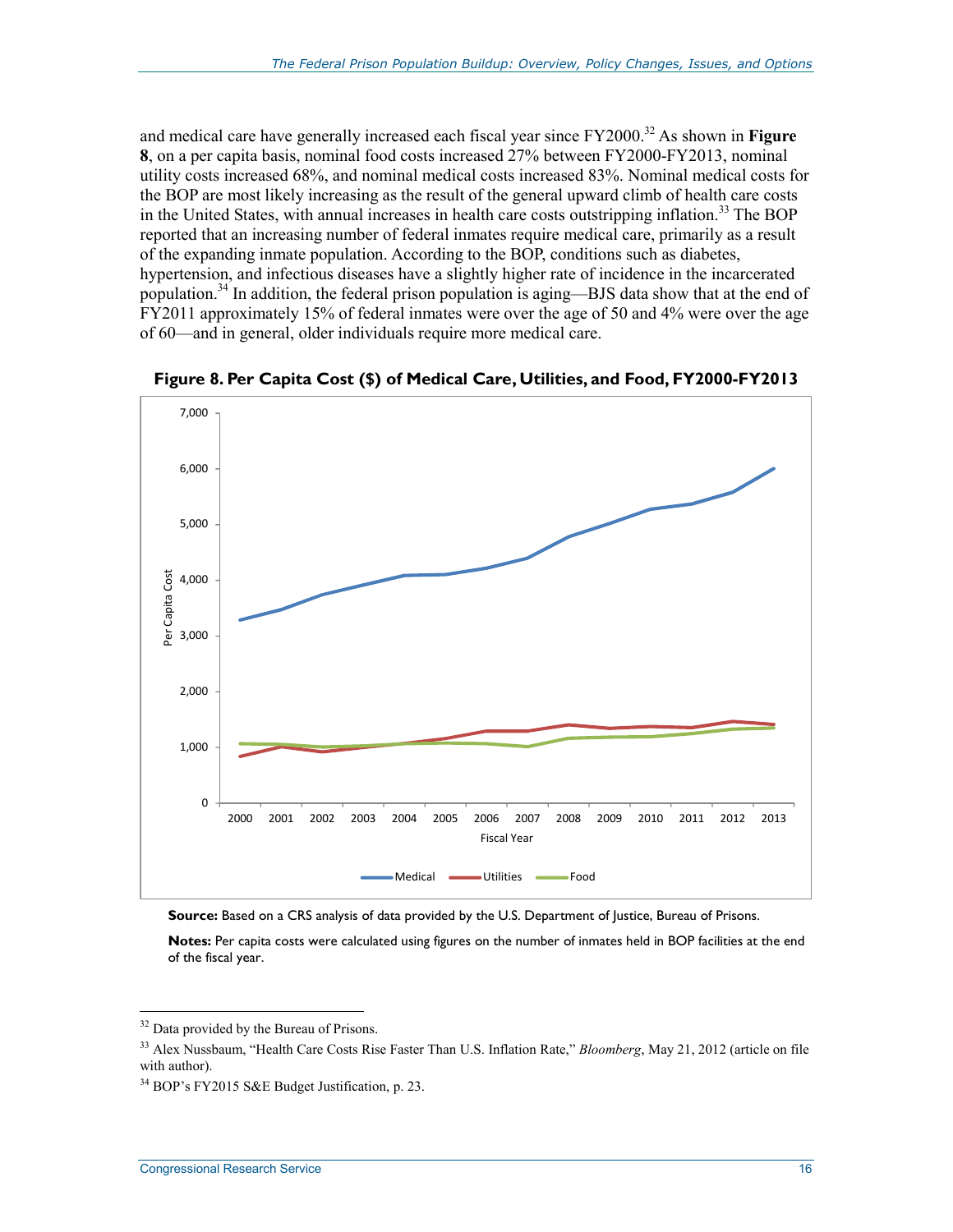and medical care have generally increased each fiscal year since FY2000.[32] As shown in **Figure 8**, on a per capita basis, nominal food costs increased 27% between FY2000-FY2013, nominal utility costs increased 68%, and nominal medical costs increased 83%. Nominal medical costs for the BOP are most likely increasing as the result of the general upward climb of health care costs in the United States, with annual increases in health care costs outstripping inflation.[33] The BOP reported that an increasing number of federal inmates require medical care, primarily as a result of the expanding inmate population. According to the BOP, conditions such as diabetes, hypertension, and infectious diseases have a slightly higher rate of incidence in the incarcerated population.[34] In addition, the federal prison population is aging—BJS data show that at the end of FY2011 approximately 15% of federal inmates were over the age of 50 and 4% were over the age of 60—and in general, older individuals require more medical care.

**Figure 8. Per Capita Cost ($) of Medical Care, Utilities, and Food, FY2000-FY2013**

**Source:** Based on a CRS analysis of data provided by the U.S. Department of Justice, Bureau of Prisons.

**Notes:** Per capita costs were calculated using figures on the number of inmates held in BOP facilities at the end of the fiscal year.

---

[32] Data provided by the Bureau of Prisons.

[33] Alex Nussbaum, "Health Care Costs Rise Faster Than U.S. Inflation Rate," *Bloomberg*, May 21, 2012 (article on file with author).

[34] BOP's FY2015 S&E Budget Justification, p. 23.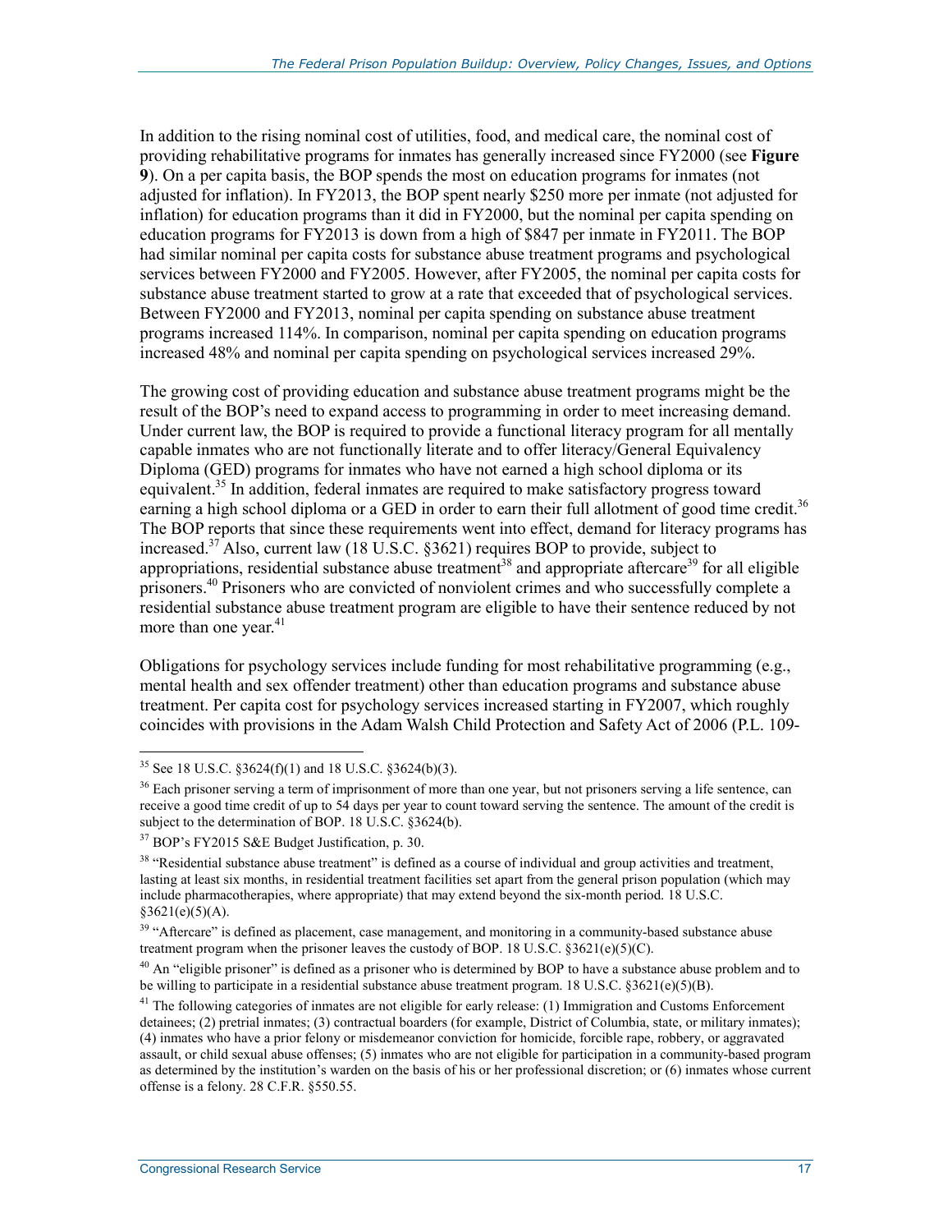In addition to the rising nominal cost of utilities, food, and medical care, the nominal cost of providing rehabilitative programs for inmates has generally increased since FY2000 (see **Figure 9**). On a per capita basis, the BOP spends the most on education programs for inmates (not adjusted for inflation). In FY2013, the BOP spent nearly $250 more per inmate (not adjusted for inflation) for education programs than it did in FY2000, but the nominal per capita spending on education programs for FY2013 is down from a high of $847 per inmate in FY2011. The BOP had similar nominal per capita costs for substance abuse treatment programs and psychological services between FY2000 and FY2005. However, after FY2005, the nominal per capita costs for substance abuse treatment started to grow at a rate that exceeded that of psychological services. Between FY2000 and FY2013, nominal per capita spending on substance abuse treatment programs increased 114%. In comparison, nominal per capita spending on education programs increased 48% and nominal per capita spending on psychological services increased 29%.

The growing cost of providing education and substance abuse treatment programs might be the result of the BOP's need to expand access to programming in order to meet increasing demand. Under current law, the BOP is required to provide a functional literacy program for all mentally capable inmates who are not functionally literate and to offer literacy/General Equivalency Diploma (GED) programs for inmates who have not earned a high school diploma or its equivalent.[35] In addition, federal inmates are required to make satisfactory progress toward earning a high school diploma or a GED in order to earn their full allotment of good time credit.[36] The BOP reports that since these requirements went into effect, demand for literacy programs has increased.[37] Also, current law (18 U.S.C. §3621) requires BOP to provide, subject to appropriations, residential substance abuse treatment[38] and appropriate aftercare[39] for all eligible prisoners.[40] Prisoners who are convicted of nonviolent crimes and who successfully complete a residential substance abuse treatment program are eligible to have their sentence reduced by not more than one year.[41]

Obligations for psychology services include funding for most rehabilitative programming (e.g., mental health and sex offender treatment) other than education programs and substance abuse treatment. Per capita cost for psychology services increased starting in FY2007, which roughly coincides with provisions in the Adam Walsh Child Protection and Safety Act of 2006 (P.L. 109-

---

[35] See 18 U.S.C. §3624(f)(1) and 18 U.S.C. §3624(b)(3).

[36] Each prisoner serving a term of imprisonment of more than one year, but not prisoners serving a life sentence, can receive a good time credit of up to 54 days per year to count toward serving the sentence. The amount of the credit is subject to the determination of BOP. 18 U.S.C. §3624(b).

[37] BOP's FY2015 S&E Budget Justification, p. 30.

[38] "Residential substance abuse treatment" is defined as a course of individual and group activities and treatment, lasting at least six months, in residential treatment facilities set apart from the general prison population (which may include pharmacotherapies, where appropriate) that may extend beyond the six-month period. 18 U.S.C. §3621(e)(5)(A).

[39] "Aftercare" is defined as placement, case management, and monitoring in a community-based substance abuse treatment program when the prisoner leaves the custody of BOP. 18 U.S.C. §3621(e)(5)(C).

[40] An "eligible prisoner" is defined as a prisoner who is determined by BOP to have a substance abuse problem and to be willing to participate in a residential substance abuse treatment program. 18 U.S.C. §3621(e)(5)(B).

[41] The following categories of inmates are not eligible for early release: (1) Immigration and Customs Enforcement detainees; (2) pretrial inmates; (3) contractual boarders (for example, District of Columbia, state, or military inmates); (4) inmates who have a prior felony or misdemeanor conviction for homicide, forcible rape, robbery, or aggravated assault, or child sexual abuse offenses; (5) inmates who are not eligible for participation in a community-based program as determined by the institution's warden on the basis of his or her professional discretion; or (6) inmates whose current offense is a felony. 28 C.F.R. §550.55.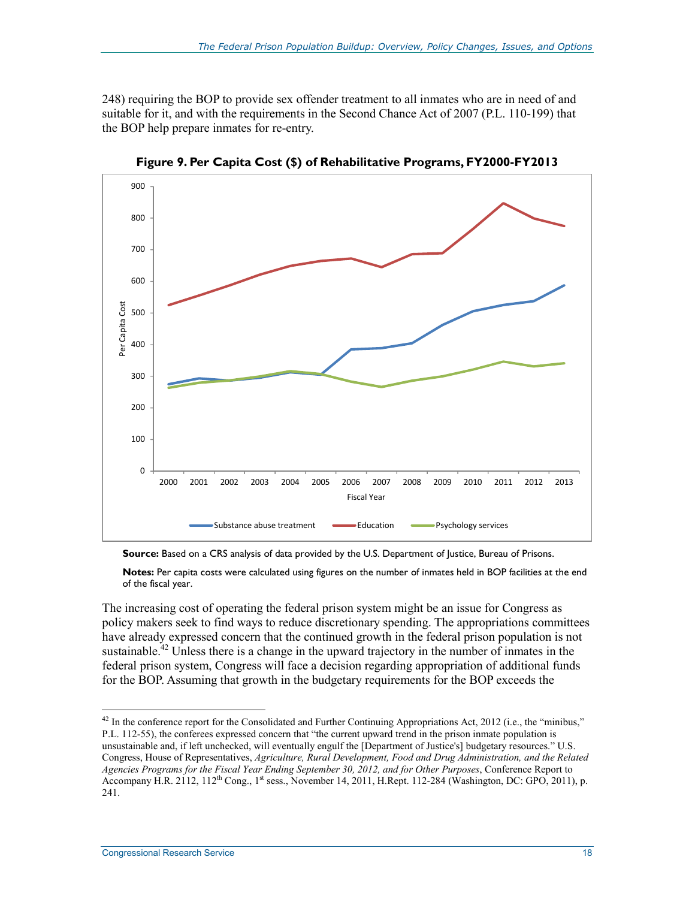248) requiring the BOP to provide sex offender treatment to all inmates who are in need of and suitable for it, and with the requirements in the Second Chance Act of 2007 (P.L. 110-199) that the BOP help prepare inmates for re-entry.

**Figure 9. Per Capita Cost ($) of Rehabilitative Programs, FY2000-FY2013**

**Source:** Based on a CRS analysis of data provided by the U.S. Department of Justice, Bureau of Prisons.

**Notes:** Per capita costs were calculated using figures on the number of inmates held in BOP facilities at the end of the fiscal year.

The increasing cost of operating the federal prison system might be an issue for Congress as policy makers seek to find ways to reduce discretionary spending. The appropriations committees have already expressed concern that the continued growth in the federal prison population is not sustainable.[42] Unless there is a change in the upward trajectory in the number of inmates in the federal prison system, Congress will face a decision regarding appropriation of additional funds for the BOP. Assuming that growth in the budgetary requirements for the BOP exceeds the

---

[42] In the conference report for the Consolidated and Further Continuing Appropriations Act, 2012 (i.e., the "minibus," P.L. 112-55), the conferees expressed concern that "the current upward trend in the prison inmate population is unsustainable and, if left unchecked, will eventually engulf the [Department of Justice's] budgetary resources." U.S. Congress, House of Representatives, *Agriculture, Rural Development, Food and Drug Administration, and the Related Agencies Programs for the Fiscal Year Ending September 30, 2012, and for Other Purposes*, Conference Report to Accompany H.R. 2112, 112th Cong., 1st sess., November 14, 2011, H.Rept. 112-284 (Washington, DC: GPO, 2011), p. 241.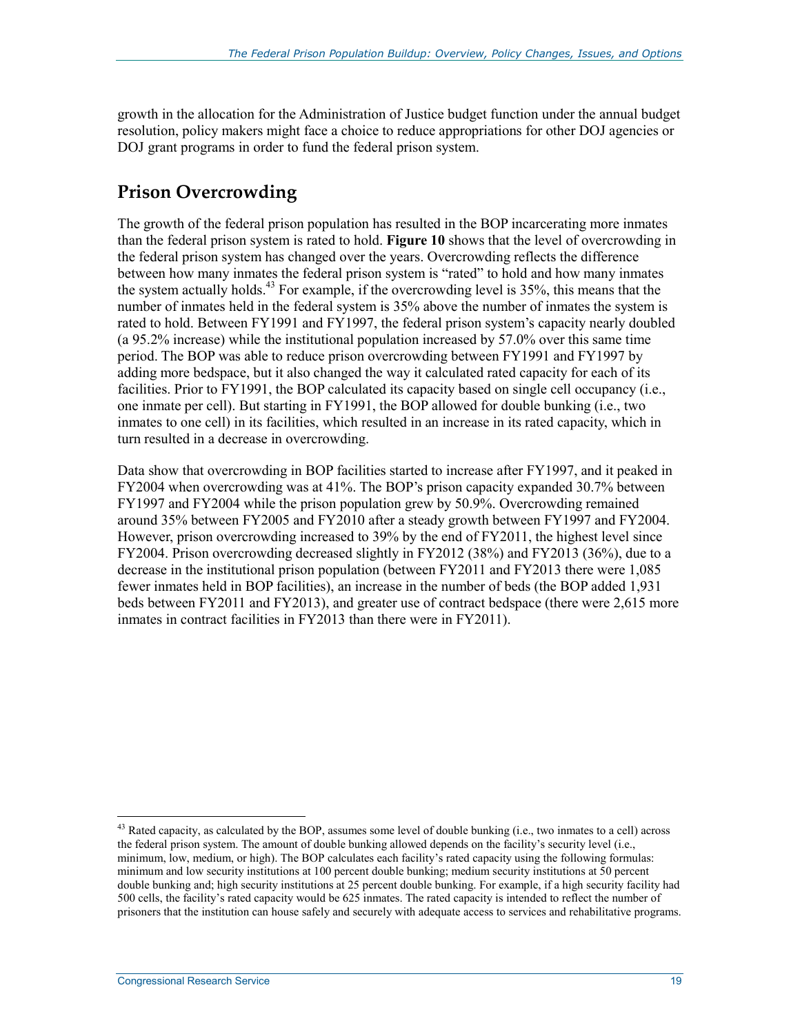growth in the allocation for the Administration of Justice budget function under the annual budget resolution, policy makers might face a choice to reduce appropriations for other DOJ agencies or DOJ grant programs in order to fund the federal prison system.

## Prison Overcrowding

The growth of the federal prison population has resulted in the BOP incarcerating more inmates than the federal prison system is rated to hold. **Figure 10** shows that the level of overcrowding in the federal prison system has changed over the years. Overcrowding reflects the difference between how many inmates the federal prison system is "rated" to hold and how many inmates the system actually holds.[43] For example, if the overcrowding level is 35%, this means that the number of inmates held in the federal system is 35% above the number of inmates the system is rated to hold. Between FY1991 and FY1997, the federal prison system's capacity nearly doubled (a 95.2% increase) while the institutional population increased by 57.0% over this same time period. The BOP was able to reduce prison overcrowding between FY1991 and FY1997 by adding more bedspace, but it also changed the way it calculated rated capacity for each of its facilities. Prior to FY1991, the BOP calculated its capacity based on single cell occupancy (i.e., one inmate per cell). But starting in FY1991, the BOP allowed for double bunking (i.e., two inmates to one cell) in its facilities, which resulted in an increase in its rated capacity, which in turn resulted in a decrease in overcrowding.

Data show that overcrowding in BOP facilities started to increase after FY1997, and it peaked in FY2004 when overcrowding was at 41%. The BOP's prison capacity expanded 30.7% between FY1997 and FY2004 while the prison population grew by 50.9%. Overcrowding remained around 35% between FY2005 and FY2010 after a steady growth between FY1997 and FY2004. However, prison overcrowding increased to 39% by the end of FY2011, the highest level since FY2004. Prison overcrowding decreased slightly in FY2012 (38%) and FY2013 (36%), due to a decrease in the institutional prison population (between FY2011 and FY2013 there were 1,085 fewer inmates held in BOP facilities), an increase in the number of beds (the BOP added 1,931 beds between FY2011 and FY2013), and greater use of contract bedspace (there were 2,615 more inmates in contract facilities in FY2013 than there were in FY2011).

---

[43] Rated capacity, as calculated by the BOP, assumes some level of double bunking (i.e., two inmates to a cell) across the federal prison system. The amount of double bunking allowed depends on the facility's security level (i.e., minimum, low, medium, or high). The BOP calculates each facility's rated capacity using the following formulas: minimum and low security institutions at 100 percent double bunking; medium security institutions at 50 percent double bunking and; high security institutions at 25 percent double bunking. For example, if a high security facility had 500 cells, the facility's rated capacity would be 625 inmates. The rated capacity is intended to reflect the number of prisoners that the institution can house safely and securely with adequate access to services and rehabilitative programs.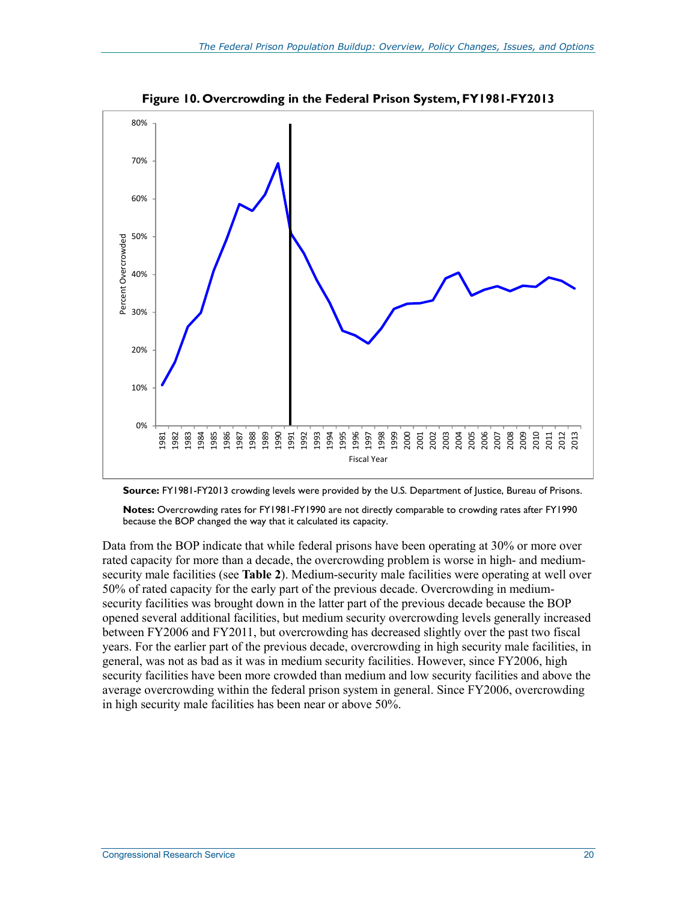**Figure 10. Overcrowding in the Federal Prison System, FY1981-FY2013**

**Source:** FY1981-FY2013 crowding levels were provided by the U.S. Department of Justice, Bureau of Prisons.

**Notes:** Overcrowding rates for FY1981-FY1990 are not directly comparable to crowding rates after FY1990 because the BOP changed the way that it calculated its capacity.

Data from the BOP indicate that while federal prisons have been operating at 30% or more over rated capacity for more than a decade, the overcrowding problem is worse in high- and medium-security male facilities (see **Table 2**). Medium-security male facilities were operating at well over 50% of rated capacity for the early part of the previous decade. Overcrowding in medium-security facilities was brought down in the latter part of the previous decade because the BOP opened several additional facilities, but medium security overcrowding levels generally increased between FY2006 and FY2011, but overcrowding has decreased slightly over the past two fiscal years. For the earlier part of the previous decade, overcrowding in high security male facilities, in general, was not as bad as it was in medium security facilities. However, since FY2006, high security facilities have been more crowded than medium and low security facilities and above the average overcrowding within the federal prison system in general. Since FY2006, overcrowding in high security male facilities has been near or above 50%.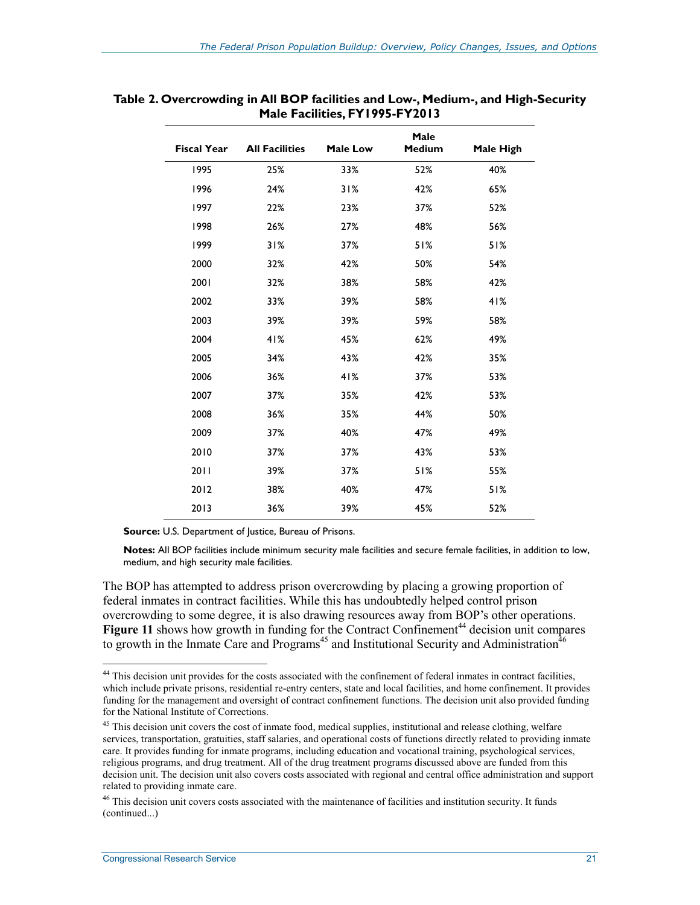**Table 2. Overcrowding in All BOP facilities and Low-, Medium-, and High-Security Male Facilities, FY1995-FY2013**

| Fiscal Year | All Facilities | Male Low | Male Medium | Male High |
|---|---|---|---|---|
| 1995 | 25% | 33% | 52% | 40% |
| 1996 | 24% | 31% | 42% | 65% |
| 1997 | 22% | 23% | 37% | 52% |
| 1998 | 26% | 27% | 48% | 56% |
| 1999 | 31% | 37% | 51% | 51% |
| 2000 | 32% | 42% | 50% | 54% |
| 2001 | 32% | 38% | 58% | 42% |
| 2002 | 33% | 39% | 58% | 41% |
| 2003 | 39% | 39% | 59% | 58% |
| 2004 | 41% | 45% | 62% | 49% |
| 2005 | 34% | 43% | 42% | 35% |
| 2006 | 36% | 41% | 37% | 53% |
| 2007 | 37% | 35% | 42% | 53% |
| 2008 | 36% | 35% | 44% | 50% |
| 2009 | 37% | 40% | 47% | 49% |
| 2010 | 37% | 37% | 43% | 53% |
| 2011 | 39% | 37% | 51% | 55% |
| 2012 | 38% | 40% | 47% | 51% |
| 2013 | 36% | 39% | 45% | 52% |

**Source:** U.S. Department of Justice, Bureau of Prisons.

**Notes:** All BOP facilities include minimum security male facilities and secure female facilities, in addition to low, medium, and high security male facilities.

The BOP has attempted to address prison overcrowding by placing a growing proportion of federal inmates in contract facilities. While this has undoubtedly helped control prison overcrowding to some degree, it is also drawing resources away from BOP's other operations. **Figure 11** shows how growth in funding for the Contract Confinement[44] decision unit compares to growth in the Inmate Care and Programs[45] and Institutional Security and Administration[46]

---

[44] This decision unit provides for the costs associated with the confinement of federal inmates in contract facilities, which include private prisons, residential re-entry centers, state and local facilities, and home confinement. It provides funding for the management and oversight of contract confinement functions. The decision unit also provided funding for the National Institute of Corrections.

[45] This decision unit covers the cost of inmate food, medical supplies, institutional and release clothing, welfare services, transportation, gratuities, staff salaries, and operational costs of functions directly related to providing inmate care. It provides funding for inmate programs, including education and vocational training, psychological services, religious programs, and drug treatment. All of the drug treatment programs discussed above are funded from this decision unit. The decision unit also covers costs associated with regional and central office administration and support related to providing inmate care.

[46] This decision unit covers costs associated with the maintenance of facilities and institution security. It funds (continued...)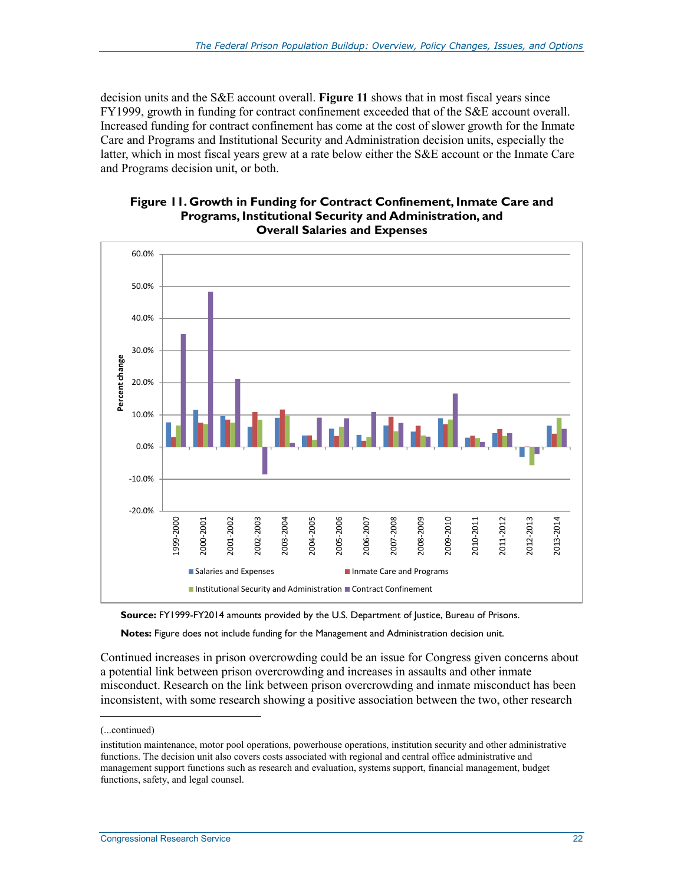decision units and the S&E account overall. **Figure 11** shows that in most fiscal years since FY1999, growth in funding for contract confinement exceeded that of the S&E account overall. Increased funding for contract confinement has come at the cost of slower growth for the Inmate Care and Programs and Institutional Security and Administration decision units, especially the latter, which in most fiscal years grew at a rate below either the S&E account or the Inmate Care and Programs decision unit, or both.

**Figure 11. Growth in Funding for Contract Confinement, Inmate Care and Programs, Institutional Security and Administration, and Overall Salaries and Expenses**

**Source:** FY1999-FY2014 amounts provided by the U.S. Department of Justice, Bureau of Prisons.

**Notes:** Figure does not include funding for the Management and Administration decision unit.

Continued increases in prison overcrowding could be an issue for Congress given concerns about a potential link between prison overcrowding and increases in assaults and other inmate misconduct. Research on the link between prison overcrowding and inmate misconduct has been inconsistent, with some research showing a positive association between the two, other research

(...continued)

institution maintenance, motor pool operations, powerhouse operations, institution security and other administrative functions. The decision unit also covers costs associated with regional and central office administrative and management support functions such as research and evaluation, systems support, financial management, budget functions, safety, and legal counsel.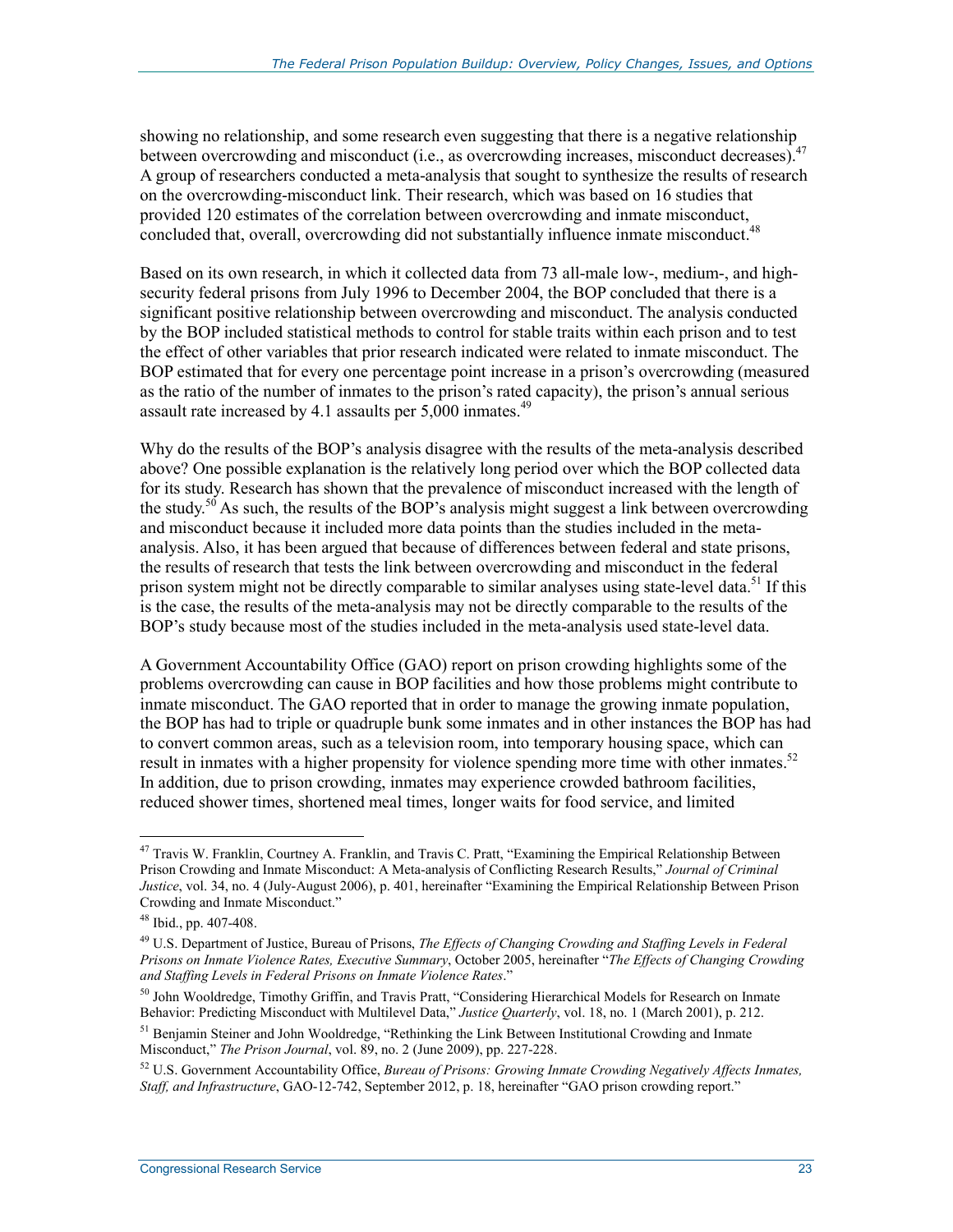showing no relationship, and some research even suggesting that there is a negative relationship between overcrowding and misconduct (i.e., as overcrowding increases, misconduct decreases).[47] A group of researchers conducted a meta-analysis that sought to synthesize the results of research on the overcrowding-misconduct link. Their research, which was based on 16 studies that provided 120 estimates of the correlation between overcrowding and inmate misconduct, concluded that, overall, overcrowding did not substantially influence inmate misconduct.[48]

Based on its own research, in which it collected data from 73 all-male low-, medium-, and high-security federal prisons from July 1996 to December 2004, the BOP concluded that there is a significant positive relationship between overcrowding and misconduct. The analysis conducted by the BOP included statistical methods to control for stable traits within each prison and to test the effect of other variables that prior research indicated were related to inmate misconduct. The BOP estimated that for every one percentage point increase in a prison's overcrowding (measured as the ratio of the number of inmates to the prison's rated capacity), the prison's annual serious assault rate increased by 4.1 assaults per 5,000 inmates.[49]

Why do the results of the BOP's analysis disagree with the results of the meta-analysis described above? One possible explanation is the relatively long period over which the BOP collected data for its study. Research has shown that the prevalence of misconduct increased with the length of the study.[50] As such, the results of the BOP's analysis might suggest a link between overcrowding and misconduct because it included more data points than the studies included in the meta-analysis. Also, it has been argued that because of differences between federal and state prisons, the results of research that tests the link between overcrowding and misconduct in the federal prison system might not be directly comparable to similar analyses using state-level data.[51] If this is the case, the results of the meta-analysis may not be directly comparable to the results of the BOP's study because most of the studies included in the meta-analysis used state-level data.

A Government Accountability Office (GAO) report on prison crowding highlights some of the problems overcrowding can cause in BOP facilities and how those problems might contribute to inmate misconduct. The GAO reported that in order to manage the growing inmate population, the BOP has had to triple or quadruple bunk some inmates and in other instances the BOP has had to convert common areas, such as a television room, into temporary housing space, which can result in inmates with a higher propensity for violence spending more time with other inmates.[52] In addition, due to prison crowding, inmates may experience crowded bathroom facilities, reduced shower times, shortened meal times, longer waits for food service, and limited

---

[47] Travis W. Franklin, Courtney A. Franklin, and Travis C. Pratt, "Examining the Empirical Relationship Between Prison Crowding and Inmate Misconduct: A Meta-analysis of Conflicting Research Results," *Journal of Criminal Justice*, vol. 34, no. 4 (July-August 2006), p. 401, hereinafter "Examining the Empirical Relationship Between Prison Crowding and Inmate Misconduct."

[48] Ibid., pp. 407-408.

[49] U.S. Department of Justice, Bureau of Prisons, *The Effects of Changing Crowding and Staffing Levels in Federal Prisons on Inmate Violence Rates, Executive Summary*, October 2005, hereinafter "*The Effects of Changing Crowding and Staffing Levels in Federal Prisons on Inmate Violence Rates*."

[50] John Wooldredge, Timothy Griffin, and Travis Pratt, "Considering Hierarchical Models for Research on Inmate Behavior: Predicting Misconduct with Multilevel Data," *Justice Quarterly*, vol. 18, no. 1 (March 2001), p. 212.

[51] Benjamin Steiner and John Wooldredge, "Rethinking the Link Between Institutional Crowding and Inmate Misconduct," *The Prison Journal*, vol. 89, no. 2 (June 2009), pp. 227-228.

[52] U.S. Government Accountability Office, *Bureau of Prisons: Growing Inmate Crowding Negatively Affects Inmates, Staff, and Infrastructure*, GAO-12-742, September 2012, p. 18, hereinafter "GAO prison crowding report."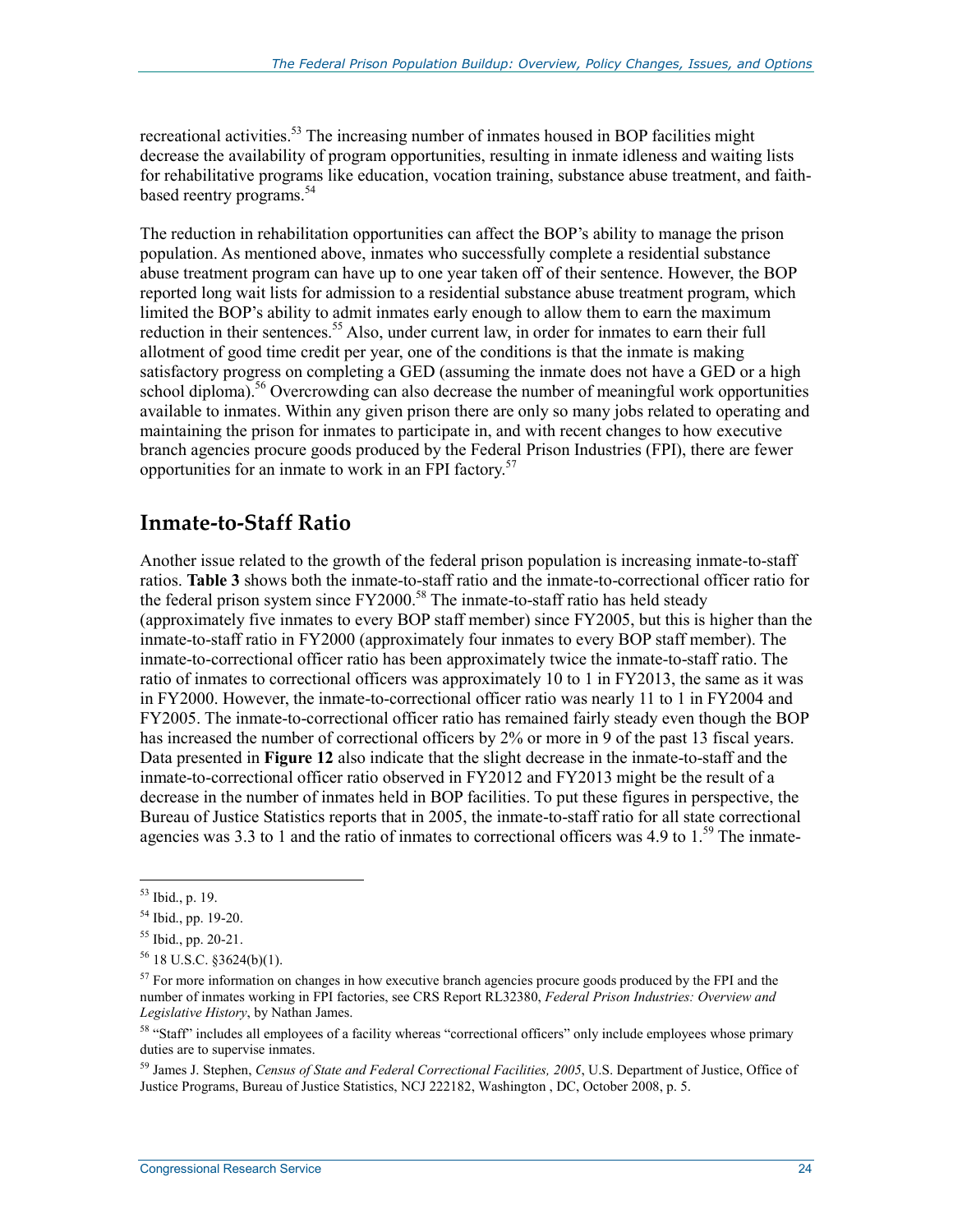recreational activities.[53] The increasing number of inmates housed in BOP facilities might decrease the availability of program opportunities, resulting in inmate idleness and waiting lists for rehabilitative programs like education, vocation training, substance abuse treatment, and faith-based reentry programs.[54]

The reduction in rehabilitation opportunities can affect the BOP's ability to manage the prison population. As mentioned above, inmates who successfully complete a residential substance abuse treatment program can have up to one year taken off of their sentence. However, the BOP reported long wait lists for admission to a residential substance abuse treatment program, which limited the BOP's ability to admit inmates early enough to allow them to earn the maximum reduction in their sentences.[55] Also, under current law, in order for inmates to earn their full allotment of good time credit per year, one of the conditions is that the inmate is making satisfactory progress on completing a GED (assuming the inmate does not have a GED or a high school diploma).[56] Overcrowding can also decrease the number of meaningful work opportunities available to inmates. Within any given prison there are only so many jobs related to operating and maintaining the prison for inmates to participate in, and with recent changes to how executive branch agencies procure goods produced by the Federal Prison Industries (FPI), there are fewer opportunities for an inmate to work in an FPI factory.[57]

## Inmate-to-Staff Ratio

Another issue related to the growth of the federal prison population is increasing inmate-to-staff ratios. **Table 3** shows both the inmate-to-staff ratio and the inmate-to-correctional officer ratio for the federal prison system since FY2000.[58] The inmate-to-staff ratio has held steady (approximately five inmates to every BOP staff member) since FY2005, but this is higher than the inmate-to-staff ratio in FY2000 (approximately four inmates to every BOP staff member). The inmate-to-correctional officer ratio has been approximately twice the inmate-to-staff ratio. The ratio of inmates to correctional officers was approximately 10 to 1 in FY2013, the same as it was in FY2000. However, the inmate-to-correctional officer ratio was nearly 11 to 1 in FY2004 and FY2005. The inmate-to-correctional officer ratio has remained fairly steady even though the BOP has increased the number of correctional officers by 2% or more in 9 of the past 13 fiscal years. Data presented in **Figure 12** also indicate that the slight decrease in the inmate-to-staff and the inmate-to-correctional officer ratio observed in FY2012 and FY2013 might be the result of a decrease in the number of inmates held in BOP facilities. To put these figures in perspective, the Bureau of Justice Statistics reports that in 2005, the inmate-to-staff ratio for all state correctional agencies was 3.3 to 1 and the ratio of inmates to correctional officers was 4.9 to 1.[59] The inmate-

[53] Ibid., p. 19.

[54] Ibid., pp. 19-20.

[55] Ibid., pp. 20-21.

[56] 18 U.S.C. §3624(b)(1).

[57] For more information on changes in how executive branch agencies procure goods produced by the FPI and the number of inmates working in FPI factories, see CRS Report RL32380, *Federal Prison Industries: Overview and Legislative History*, by Nathan James.

[58] "Staff" includes all employees of a facility whereas "correctional officers" only include employees whose primary duties are to supervise inmates.

[59] James J. Stephen, *Census of State and Federal Correctional Facilities, 2005*, U.S. Department of Justice, Office of Justice Programs, Bureau of Justice Statistics, NCJ 222182, Washington , DC, October 2008, p. 5.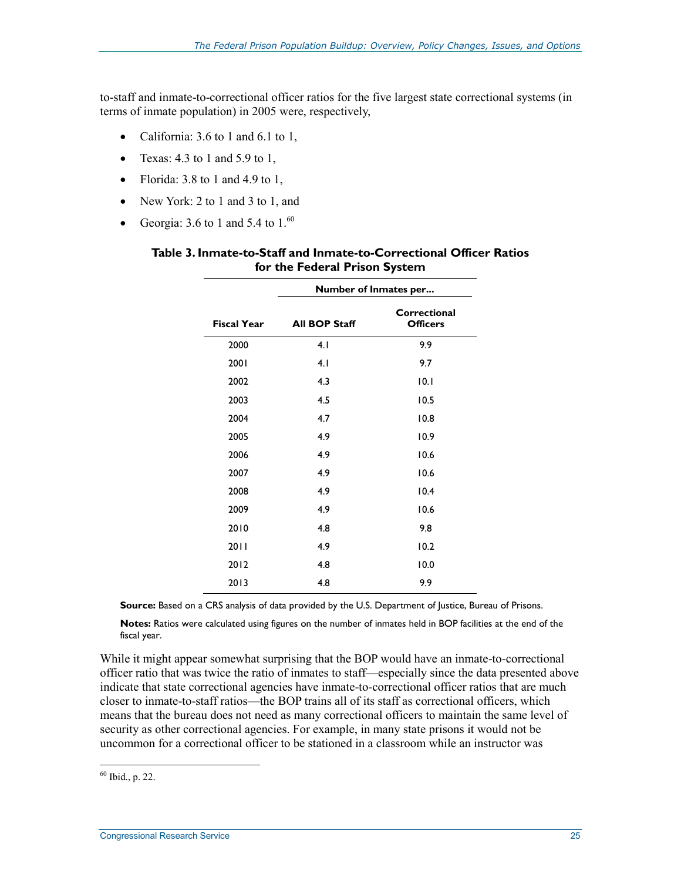to-staff and inmate-to-correctional officer ratios for the five largest state correctional systems (in terms of inmate population) in 2005 were, respectively,

- California: 3.6 to 1 and 6.1 to 1,
- Texas: 4.3 to 1 and 5.9 to 1,
- Florida: 3.8 to 1 and 4.9 to 1,
- New York: 2 to 1 and 3 to 1, and
- Georgia: 3.6 to 1 and 5.4 to 1.[60]

**Table 3. Inmate-to-Staff and Inmate-to-Correctional Officer Ratios for the Federal Prison System**

| | Number of Inmates per... | |
|---|---|---|
| **Fiscal Year** | **All BOP Staff** | **Correctional Officers** |
| 2000 | 4.1 | 9.9 |
| 2001 | 4.1 | 9.7 |
| 2002 | 4.3 | 10.1 |
| 2003 | 4.5 | 10.5 |
| 2004 | 4.7 | 10.8 |
| 2005 | 4.9 | 10.9 |
| 2006 | 4.9 | 10.6 |
| 2007 | 4.9 | 10.6 |
| 2008 | 4.9 | 10.4 |
| 2009 | 4.9 | 10.6 |
| 2010 | 4.8 | 9.8 |
| 2011 | 4.9 | 10.2 |
| 2012 | 4.8 | 10.0 |
| 2013 | 4.8 | 9.9 |

**Source:** Based on a CRS analysis of data provided by the U.S. Department of Justice, Bureau of Prisons.

**Notes:** Ratios were calculated using figures on the number of inmates held in BOP facilities at the end of the fiscal year.

While it might appear somewhat surprising that the BOP would have an inmate-to-correctional officer ratio that was twice the ratio of inmates to staff—especially since the data presented above indicate that state correctional agencies have inmate-to-correctional officer ratios that are much closer to inmate-to-staff ratios—the BOP trains all of its staff as correctional officers, which means that the bureau does not need as many correctional officers to maintain the same level of security as other correctional agencies. For example, in many state prisons it would not be uncommon for a correctional officer to be stationed in a classroom while an instructor was

[60] Ibid., p. 22.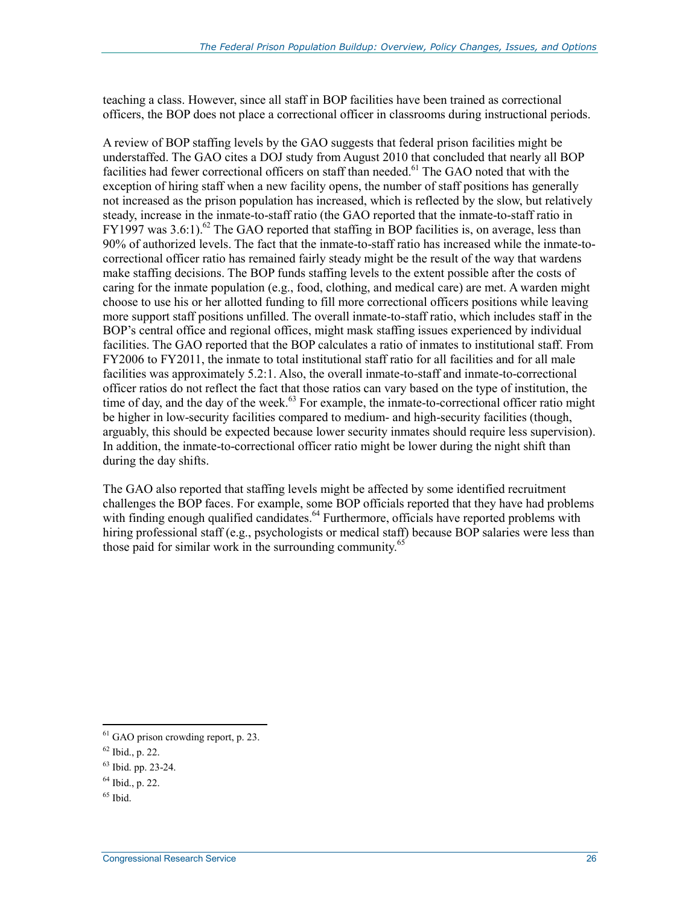teaching a class. However, since all staff in BOP facilities have been trained as correctional officers, the BOP does not place a correctional officer in classrooms during instructional periods.

A review of BOP staffing levels by the GAO suggests that federal prison facilities might be understaffed. The GAO cites a DOJ study from August 2010 that concluded that nearly all BOP facilities had fewer correctional officers on staff than needed.[61] The GAO noted that with the exception of hiring staff when a new facility opens, the number of staff positions has generally not increased as the prison population has increased, which is reflected by the slow, but relatively steady, increase in the inmate-to-staff ratio (the GAO reported that the inmate-to-staff ratio in FY1997 was 3.6:1).[62] The GAO reported that staffing in BOP facilities is, on average, less than 90% of authorized levels. The fact that the inmate-to-staff ratio has increased while the inmate-to-correctional officer ratio has remained fairly steady might be the result of the way that wardens make staffing decisions. The BOP funds staffing levels to the extent possible after the costs of caring for the inmate population (e.g., food, clothing, and medical care) are met. A warden might choose to use his or her allotted funding to fill more correctional officers positions while leaving more support staff positions unfilled. The overall inmate-to-staff ratio, which includes staff in the BOP's central office and regional offices, might mask staffing issues experienced by individual facilities. The GAO reported that the BOP calculates a ratio of inmates to institutional staff. From FY2006 to FY2011, the inmate to total institutional staff ratio for all facilities and for all male facilities was approximately 5.2:1. Also, the overall inmate-to-staff and inmate-to-correctional officer ratios do not reflect the fact that those ratios can vary based on the type of institution, the time of day, and the day of the week.[63] For example, the inmate-to-correctional officer ratio might be higher in low-security facilities compared to medium- and high-security facilities (though, arguably, this should be expected because lower security inmates should require less supervision). In addition, the inmate-to-correctional officer ratio might be lower during the night shift than during the day shifts.

The GAO also reported that staffing levels might be affected by some identified recruitment challenges the BOP faces. For example, some BOP officials reported that they have had problems with finding enough qualified candidates.[64] Furthermore, officials have reported problems with hiring professional staff (e.g., psychologists or medical staff) because BOP salaries were less than those paid for similar work in the surrounding community.[65]

[61] GAO prison crowding report, p. 23.

[62] Ibid., p. 22.

[63] Ibid. pp. 23-24.

[64] Ibid., p. 22.

[65] Ibid.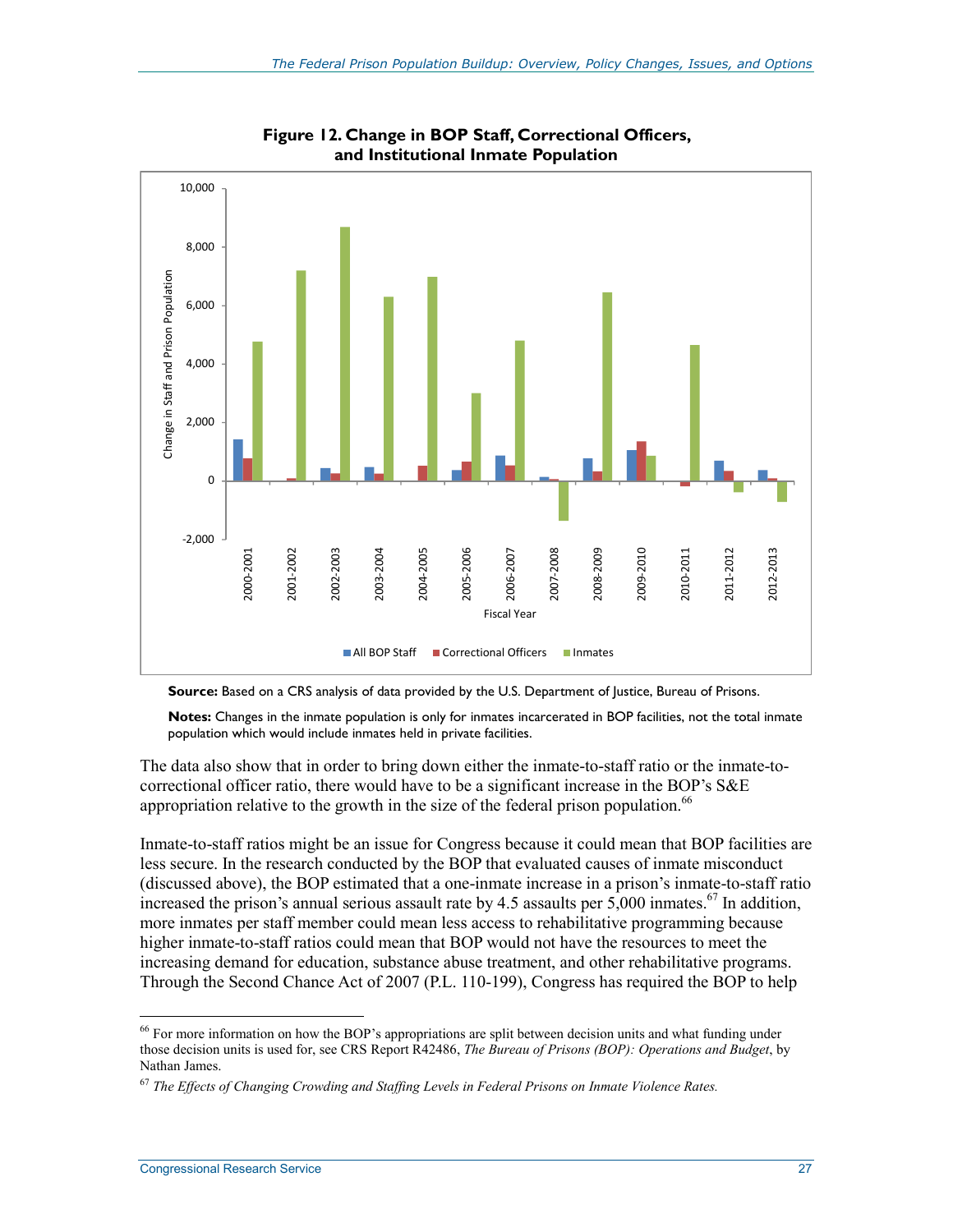**Figure 12. Change in BOP Staff, Correctional Officers, and Institutional Inmate Population**

**Source:** Based on a CRS analysis of data provided by the U.S. Department of Justice, Bureau of Prisons.

**Notes:** Changes in the inmate population is only for inmates incarcerated in BOP facilities, not the total inmate population which would include inmates held in private facilities.

The data also show that in order to bring down either the inmate-to-staff ratio or the inmate-to-correctional officer ratio, there would have to be a significant increase in the BOP's S&E appropriation relative to the growth in the size of the federal prison population.[66]

Inmate-to-staff ratios might be an issue for Congress because it could mean that BOP facilities are less secure. In the research conducted by the BOP that evaluated causes of inmate misconduct (discussed above), the BOP estimated that a one-inmate increase in a prison's inmate-to-staff ratio increased the prison's annual serious assault rate by 4.5 assaults per 5,000 inmates.[67] In addition, more inmates per staff member could mean less access to rehabilitative programming because higher inmate-to-staff ratios could mean that BOP would not have the resources to meet the increasing demand for education, substance abuse treatment, and other rehabilitative programs. Through the Second Chance Act of 2007 (P.L. 110-199), Congress has required the BOP to help

---

[66] For more information on how the BOP's appropriations are split between decision units and what funding under those decision units is used for, see CRS Report R42486, *The Bureau of Prisons (BOP): Operations and Budget*, by Nathan James.

[67] *The Effects of Changing Crowding and Staffing Levels in Federal Prisons on Inmate Violence Rates.*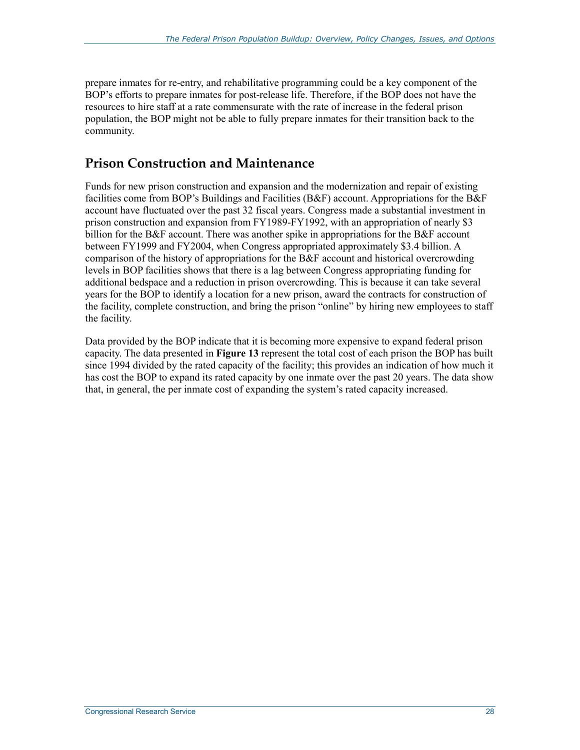prepare inmates for re-entry, and rehabilitative programming could be a key component of the BOP's efforts to prepare inmates for post-release life. Therefore, if the BOP does not have the resources to hire staff at a rate commensurate with the rate of increase in the federal prison population, the BOP might not be able to fully prepare inmates for their transition back to the community.

## Prison Construction and Maintenance

Funds for new prison construction and expansion and the modernization and repair of existing facilities come from BOP's Buildings and Facilities (B&F) account. Appropriations for the B&F account have fluctuated over the past 32 fiscal years. Congress made a substantial investment in prison construction and expansion from FY1989-FY1992, with an appropriation of nearly $3 billion for the B&F account. There was another spike in appropriations for the B&F account between FY1999 and FY2004, when Congress appropriated approximately $3.4 billion. A comparison of the history of appropriations for the B&F account and historical overcrowding levels in BOP facilities shows that there is a lag between Congress appropriating funding for additional bedspace and a reduction in prison overcrowding. This is because it can take several years for the BOP to identify a location for a new prison, award the contracts for construction of the facility, complete construction, and bring the prison "online" by hiring new employees to staff the facility.

Data provided by the BOP indicate that it is becoming more expensive to expand federal prison capacity. The data presented in **Figure 13** represent the total cost of each prison the BOP has built since 1994 divided by the rated capacity of the facility; this provides an indication of how much it has cost the BOP to expand its rated capacity by one inmate over the past 20 years. The data show that, in general, the per inmate cost of expanding the system's rated capacity increased.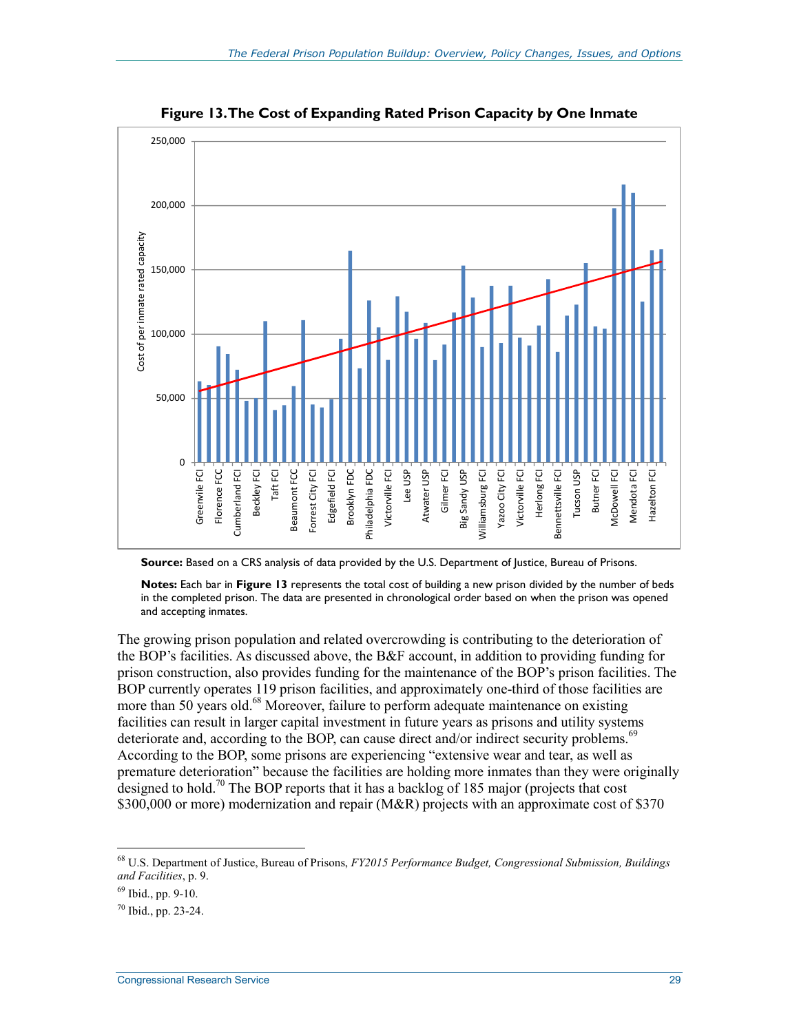**Figure 13. The Cost of Expanding Rated Prison Capacity by One Inmate**

**Source:** Based on a CRS analysis of data provided by the U.S. Department of Justice, Bureau of Prisons.

**Notes:** Each bar in **Figure 13** represents the total cost of building a new prison divided by the number of beds in the completed prison. The data are presented in chronological order based on when the prison was opened and accepting inmates.

The growing prison population and related overcrowding is contributing to the deterioration of the BOP's facilities. As discussed above, the B&F account, in addition to providing funding for prison construction, also provides funding for the maintenance of the BOP's prison facilities. The BOP currently operates 119 prison facilities, and approximately one-third of those facilities are more than 50 years old.[68] Moreover, failure to perform adequate maintenance on existing facilities can result in larger capital investment in future years as prisons and utility systems deteriorate and, according to the BOP, can cause direct and/or indirect security problems.[69] According to the BOP, some prisons are experiencing "extensive wear and tear, as well as premature deterioration" because the facilities are holding more inmates than they were originally designed to hold.[70] The BOP reports that it has a backlog of 185 major (projects that cost $300,000 or more) modernization and repair (M&R) projects with an approximate cost of $370

---

[68] U.S. Department of Justice, Bureau of Prisons, *FY2015 Performance Budget, Congressional Submission, Buildings and Facilities*, p. 9.

[69] Ibid., pp. 9-10.

[70] Ibid., pp. 23-24.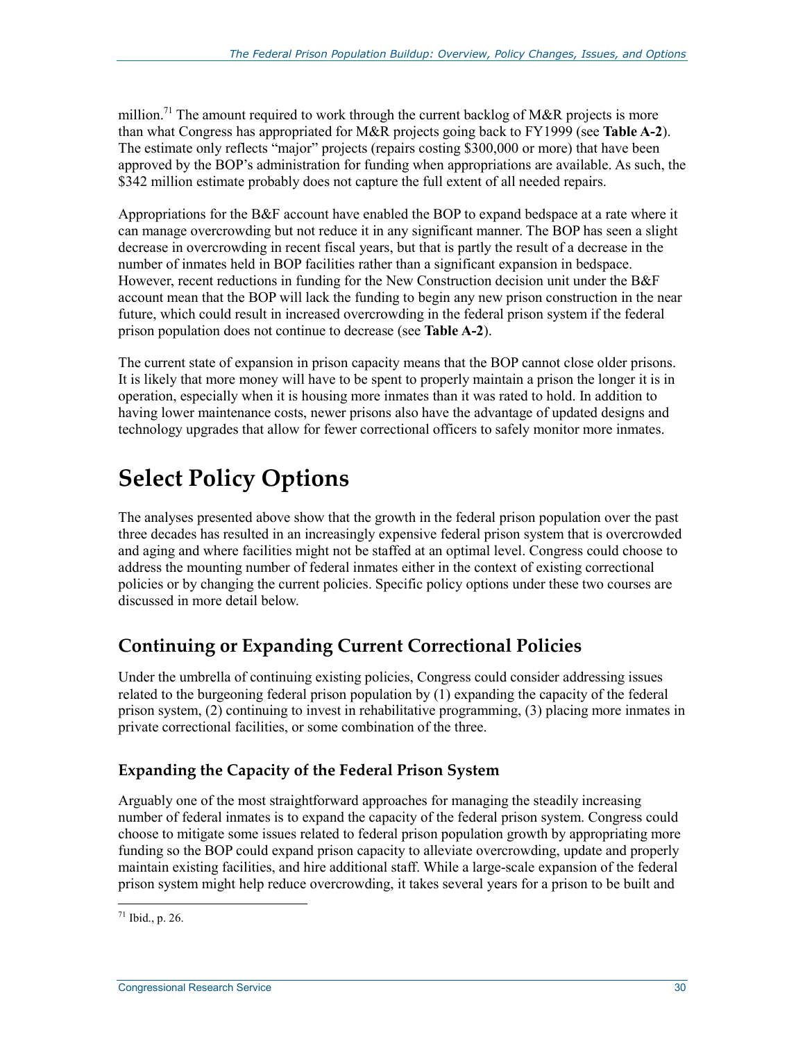million.[71] The amount required to work through the current backlog of M&R projects is more than what Congress has appropriated for M&R projects going back to FY1999 (see **Table A-2**). The estimate only reflects "major" projects (repairs costing $300,000 or more) that have been approved by the BOP's administration for funding when appropriations are available. As such, the $342 million estimate probably does not capture the full extent of all needed repairs.

Appropriations for the B&F account have enabled the BOP to expand bedspace at a rate where it can manage overcrowding but not reduce it in any significant manner. The BOP has seen a slight decrease in overcrowding in recent fiscal years, but that is partly the result of a decrease in the number of inmates held in BOP facilities rather than a significant expansion in bedspace. However, recent reductions in funding for the New Construction decision unit under the B&F account mean that the BOP will lack the funding to begin any new prison construction in the near future, which could result in increased overcrowding in the federal prison system if the federal prison population does not continue to decrease (see **Table A-2**).

The current state of expansion in prison capacity means that the BOP cannot close older prisons. It is likely that more money will have to be spent to properly maintain a prison the longer it is in operation, especially when it is housing more inmates than it was rated to hold. In addition to having lower maintenance costs, newer prisons also have the advantage of updated designs and technology upgrades that allow for fewer correctional officers to safely monitor more inmates.

# Select Policy Options

The analyses presented above show that the growth in the federal prison population over the past three decades has resulted in an increasingly expensive federal prison system that is overcrowded and aging and where facilities might not be staffed at an optimal level. Congress could choose to address the mounting number of federal inmates either in the context of existing correctional policies or by changing the current policies. Specific policy options under these two courses are discussed in more detail below.

## Continuing or Expanding Current Correctional Policies

Under the umbrella of continuing existing policies, Congress could consider addressing issues related to the burgeoning federal prison population by (1) expanding the capacity of the federal prison system, (2) continuing to invest in rehabilitative programming, (3) placing more inmates in private correctional facilities, or some combination of the three.

### Expanding the Capacity of the Federal Prison System

Arguably one of the most straightforward approaches for managing the steadily increasing number of federal inmates is to expand the capacity of the federal prison system. Congress could choose to mitigate some issues related to federal prison population growth by appropriating more funding so the BOP could expand prison capacity to alleviate overcrowding, update and properly maintain existing facilities, and hire additional staff. While a large-scale expansion of the federal prison system might help reduce overcrowding, it takes several years for a prison to be built and

[71] Ibid., p. 26.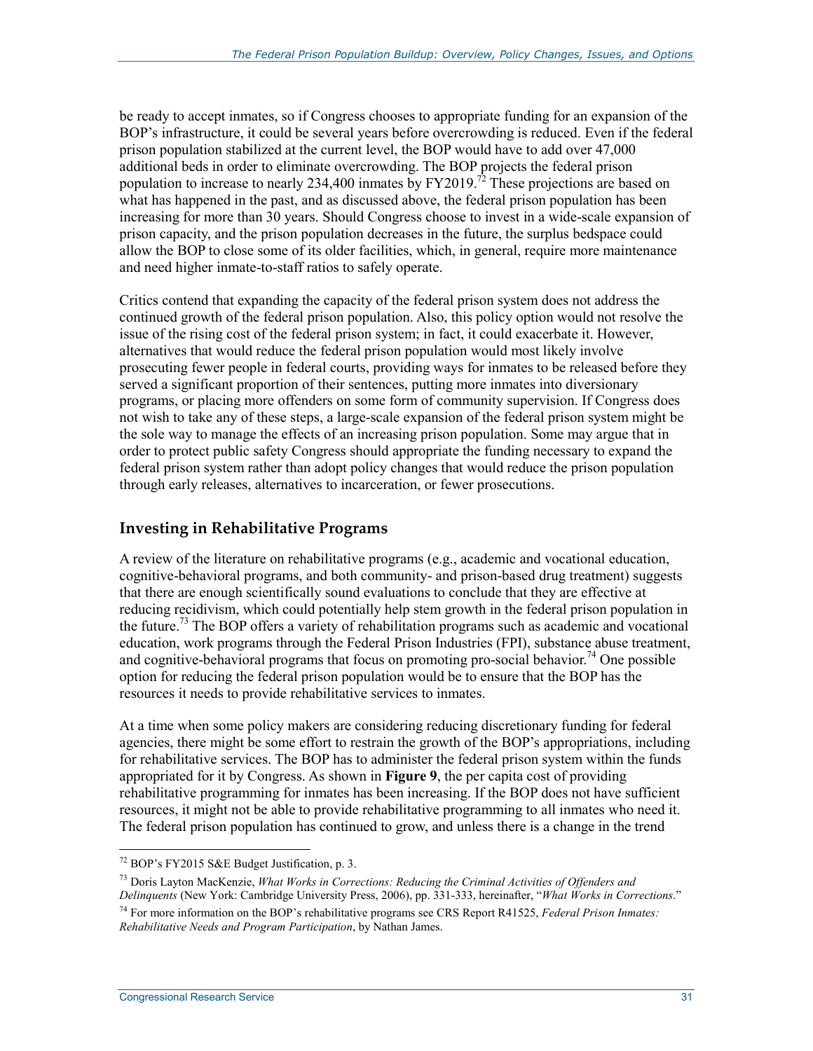be ready to accept inmates, so if Congress chooses to appropriate funding for an expansion of the BOP's infrastructure, it could be several years before overcrowding is reduced. Even if the federal prison population stabilized at the current level, the BOP would have to add over 47,000 additional beds in order to eliminate overcrowding. The BOP projects the federal prison population to increase to nearly 234,400 inmates by FY2019.[72] These projections are based on what has happened in the past, and as discussed above, the federal prison population has been increasing for more than 30 years. Should Congress choose to invest in a wide-scale expansion of prison capacity, and the prison population decreases in the future, the surplus bedspace could allow the BOP to close some of its older facilities, which, in general, require more maintenance and need higher inmate-to-staff ratios to safely operate.

Critics contend that expanding the capacity of the federal prison system does not address the continued growth of the federal prison population. Also, this policy option would not resolve the issue of the rising cost of the federal prison system; in fact, it could exacerbate it. However, alternatives that would reduce the federal prison population would most likely involve prosecuting fewer people in federal courts, providing ways for inmates to be released before they served a significant proportion of their sentences, putting more inmates into diversionary programs, or placing more offenders on some form of community supervision. If Congress does not wish to take any of these steps, a large-scale expansion of the federal prison system might be the sole way to manage the effects of an increasing prison population. Some may argue that in order to protect public safety Congress should appropriate the funding necessary to expand the federal prison system rather than adopt policy changes that would reduce the prison population through early releases, alternatives to incarceration, or fewer prosecutions.

## Investing in Rehabilitative Programs

A review of the literature on rehabilitative programs (e.g., academic and vocational education, cognitive-behavioral programs, and both community- and prison-based drug treatment) suggests that there are enough scientifically sound evaluations to conclude that they are effective at reducing recidivism, which could potentially help stem growth in the federal prison population in the future.[73] The BOP offers a variety of rehabilitation programs such as academic and vocational education, work programs through the Federal Prison Industries (FPI), substance abuse treatment, and cognitive-behavioral programs that focus on promoting pro-social behavior.[74] One possible option for reducing the federal prison population would be to ensure that the BOP has the resources it needs to provide rehabilitative services to inmates.

At a time when some policy makers are considering reducing discretionary funding for federal agencies, there might be some effort to restrain the growth of the BOP's appropriations, including for rehabilitative services. The BOP has to administer the federal prison system within the funds appropriated for it by Congress. As shown in **Figure 9**, the per capita cost of providing rehabilitative programming for inmates has been increasing. If the BOP does not have sufficient resources, it might not be able to provide rehabilitative programming to all inmates who need it. The federal prison population has continued to grow, and unless there is a change in the trend

---

[72] BOP's FY2015 S&E Budget Justification, p. 3.

[73] Doris Layton MacKenzie, *What Works in Corrections: Reducing the Criminal Activities of Offenders and Delinquents* (New York: Cambridge University Press, 2006), pp. 331-333, hereinafter, "*What Works in Corrections*."

[74] For more information on the BOP's rehabilitative programs see CRS Report R41525, *Federal Prison Inmates: Rehabilitative Needs and Program Participation*, by Nathan James.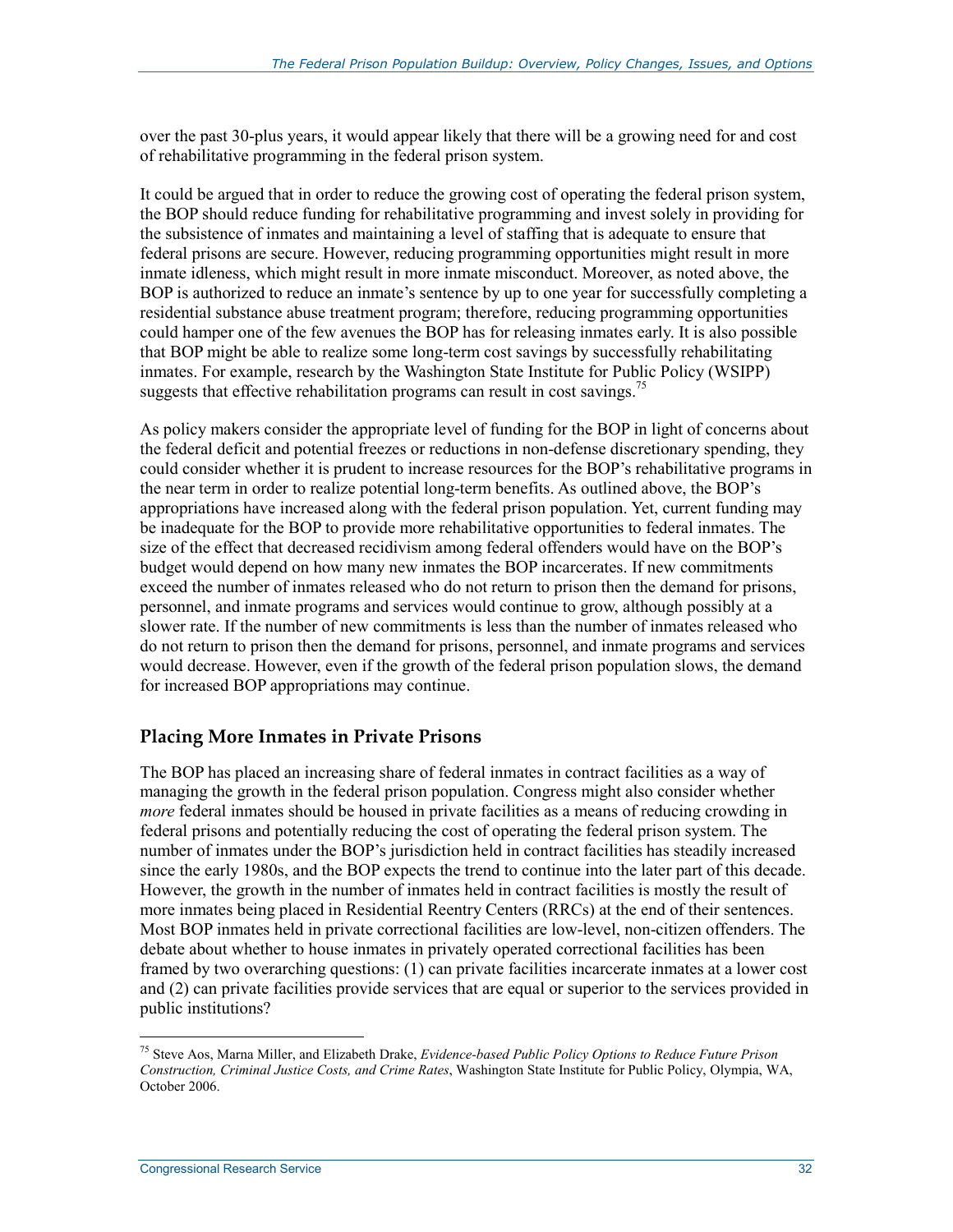over the past 30-plus years, it would appear likely that there will be a growing need for and cost of rehabilitative programming in the federal prison system.

It could be argued that in order to reduce the growing cost of operating the federal prison system, the BOP should reduce funding for rehabilitative programming and invest solely in providing for the subsistence of inmates and maintaining a level of staffing that is adequate to ensure that federal prisons are secure. However, reducing programming opportunities might result in more inmate idleness, which might result in more inmate misconduct. Moreover, as noted above, the BOP is authorized to reduce an inmate's sentence by up to one year for successfully completing a residential substance abuse treatment program; therefore, reducing programming opportunities could hamper one of the few avenues the BOP has for releasing inmates early. It is also possible that BOP might be able to realize some long-term cost savings by successfully rehabilitating inmates. For example, research by the Washington State Institute for Public Policy (WSIPP) suggests that effective rehabilitation programs can result in cost savings.[75]

As policy makers consider the appropriate level of funding for the BOP in light of concerns about the federal deficit and potential freezes or reductions in non-defense discretionary spending, they could consider whether it is prudent to increase resources for the BOP's rehabilitative programs in the near term in order to realize potential long-term benefits. As outlined above, the BOP's appropriations have increased along with the federal prison population. Yet, current funding may be inadequate for the BOP to provide more rehabilitative opportunities to federal inmates. The size of the effect that decreased recidivism among federal offenders would have on the BOP's budget would depend on how many new inmates the BOP incarcerates. If new commitments exceed the number of inmates released who do not return to prison then the demand for prisons, personnel, and inmate programs and services would continue to grow, although possibly at a slower rate. If the number of new commitments is less than the number of inmates released who do not return to prison then the demand for prisons, personnel, and inmate programs and services would decrease. However, even if the growth of the federal prison population slows, the demand for increased BOP appropriations may continue.

## Placing More Inmates in Private Prisons

The BOP has placed an increasing share of federal inmates in contract facilities as a way of managing the growth in the federal prison population. Congress might also consider whether *more* federal inmates should be housed in private facilities as a means of reducing crowding in federal prisons and potentially reducing the cost of operating the federal prison system. The number of inmates under the BOP's jurisdiction held in contract facilities has steadily increased since the early 1980s, and the BOP expects the trend to continue into the later part of this decade. However, the growth in the number of inmates held in contract facilities is mostly the result of more inmates being placed in Residential Reentry Centers (RRCs) at the end of their sentences. Most BOP inmates held in private correctional facilities are low-level, non-citizen offenders. The debate about whether to house inmates in privately operated correctional facilities has been framed by two overarching questions: (1) can private facilities incarcerate inmates at a lower cost and (2) can private facilities provide services that are equal or superior to the services provided in public institutions?

---

[75] Steve Aos, Marna Miller, and Elizabeth Drake, *Evidence-based Public Policy Options to Reduce Future Prison Construction, Criminal Justice Costs, and Crime Rates*, Washington State Institute for Public Policy, Olympia, WA, October 2006.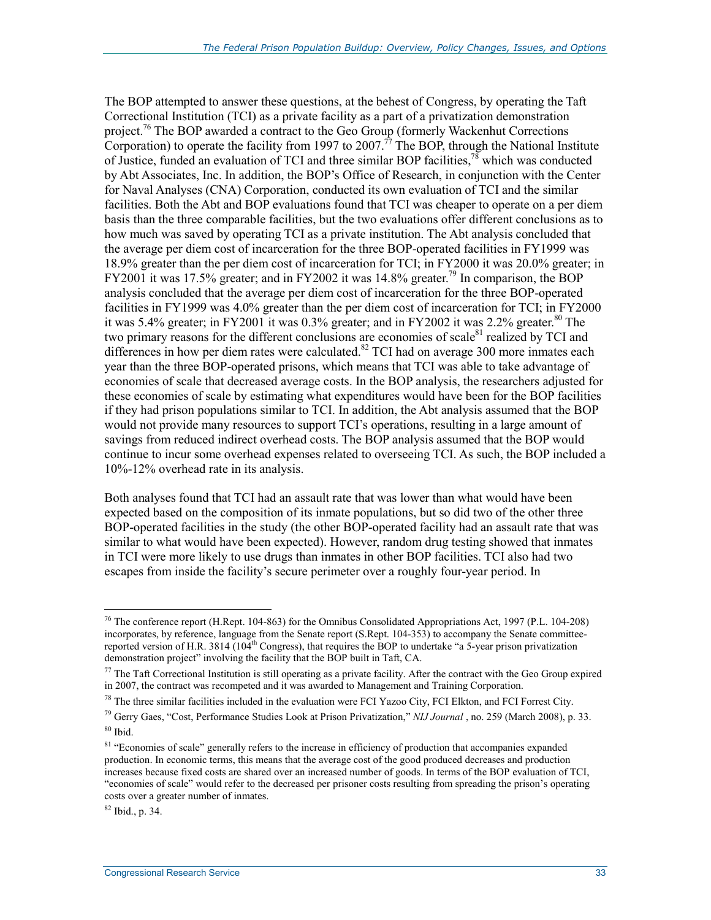The BOP attempted to answer these questions, at the behest of Congress, by operating the Taft Correctional Institution (TCI) as a private facility as a part of a privatization demonstration project.[76] The BOP awarded a contract to the Geo Group (formerly Wackenhut Corrections Corporation) to operate the facility from 1997 to 2007.[77] The BOP, through the National Institute of Justice, funded an evaluation of TCI and three similar BOP facilities,[78] which was conducted by Abt Associates, Inc. In addition, the BOP's Office of Research, in conjunction with the Center for Naval Analyses (CNA) Corporation, conducted its own evaluation of TCI and the similar facilities. Both the Abt and BOP evaluations found that TCI was cheaper to operate on a per diem basis than the three comparable facilities, but the two evaluations offer different conclusions as to how much was saved by operating TCI as a private institution. The Abt analysis concluded that the average per diem cost of incarceration for the three BOP-operated facilities in FY1999 was 18.9% greater than the per diem cost of incarceration for TCI; in FY2000 it was 20.0% greater; in FY2001 it was 17.5% greater; and in FY2002 it was 14.8% greater.[79] In comparison, the BOP analysis concluded that the average per diem cost of incarceration for the three BOP-operated facilities in FY1999 was 4.0% greater than the per diem cost of incarceration for TCI; in FY2000 it was 5.4% greater; in FY2001 it was 0.3% greater; and in FY2002 it was 2.2% greater.[80] The two primary reasons for the different conclusions are economies of scale[81] realized by TCI and differences in how per diem rates were calculated.[82] TCI had on average 300 more inmates each year than the three BOP-operated prisons, which means that TCI was able to take advantage of economies of scale that decreased average costs. In the BOP analysis, the researchers adjusted for these economies of scale by estimating what expenditures would have been for the BOP facilities if they had prison populations similar to TCI. In addition, the Abt analysis assumed that the BOP would not provide many resources to support TCI's operations, resulting in a large amount of savings from reduced indirect overhead costs. The BOP analysis assumed that the BOP would continue to incur some overhead expenses related to overseeing TCI. As such, the BOP included a 10%-12% overhead rate in its analysis.

Both analyses found that TCI had an assault rate that was lower than what would have been expected based on the composition of its inmate populations, but so did two of the other three BOP-operated facilities in the study (the other BOP-operated facility had an assault rate that was similar to what would have been expected). However, random drug testing showed that inmates in TCI were more likely to use drugs than inmates in other BOP facilities. TCI also had two escapes from inside the facility's secure perimeter over a roughly four-year period. In

---

[76] The conference report (H.Rept. 104-863) for the Omnibus Consolidated Appropriations Act, 1997 (P.L. 104-208) incorporates, by reference, language from the Senate report (S.Rept. 104-353) to accompany the Senate committee-reported version of H.R. 3814 (104th Congress), that requires the BOP to undertake "a 5-year prison privatization demonstration project" involving the facility that the BOP built in Taft, CA.

[77] The Taft Correctional Institution is still operating as a private facility. After the contract with the Geo Group expired in 2007, the contract was recompeted and it was awarded to Management and Training Corporation.

[78] The three similar facilities included in the evaluation were FCI Yazoo City, FCI Elkton, and FCI Forrest City.

[79] Gerry Gaes, "Cost, Performance Studies Look at Prison Privatization," *NIJ Journal* , no. 259 (March 2008), p. 33.

[80] Ibid.

[81] "Economies of scale" generally refers to the increase in efficiency of production that accompanies expanded production. In economic terms, this means that the average cost of the good produced decreases and production increases because fixed costs are shared over an increased number of goods. In terms of the BOP evaluation of TCI, "economies of scale" would refer to the decreased per prisoner costs resulting from spreading the prison's operating costs over a greater number of inmates.

[82] Ibid., p. 34.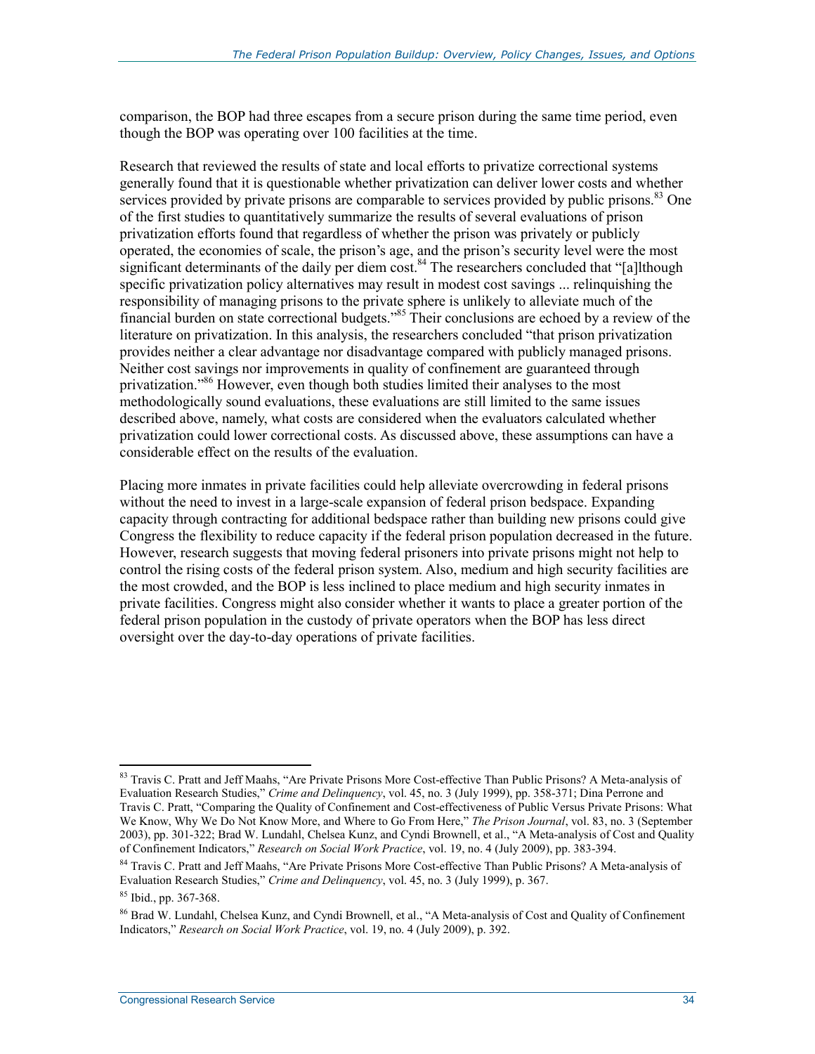comparison, the BOP had three escapes from a secure prison during the same time period, even though the BOP was operating over 100 facilities at the time.

Research that reviewed the results of state and local efforts to privatize correctional systems generally found that it is questionable whether privatization can deliver lower costs and whether services provided by private prisons are comparable to services provided by public prisons.[83] One of the first studies to quantitatively summarize the results of several evaluations of prison privatization efforts found that regardless of whether the prison was privately or publicly operated, the economies of scale, the prison's age, and the prison's security level were the most significant determinants of the daily per diem cost.[84] The researchers concluded that "[a]lthough specific privatization policy alternatives may result in modest cost savings ... relinquishing the responsibility of managing prisons to the private sphere is unlikely to alleviate much of the financial burden on state correctional budgets."[85] Their conclusions are echoed by a review of the literature on privatization. In this analysis, the researchers concluded "that prison privatization provides neither a clear advantage nor disadvantage compared with publicly managed prisons. Neither cost savings nor improvements in quality of confinement are guaranteed through privatization."[86] However, even though both studies limited their analyses to the most methodologically sound evaluations, these evaluations are still limited to the same issues described above, namely, what costs are considered when the evaluators calculated whether privatization could lower correctional costs. As discussed above, these assumptions can have a considerable effect on the results of the evaluation.

Placing more inmates in private facilities could help alleviate overcrowding in federal prisons without the need to invest in a large-scale expansion of federal prison bedspace. Expanding capacity through contracting for additional bedspace rather than building new prisons could give Congress the flexibility to reduce capacity if the federal prison population decreased in the future. However, research suggests that moving federal prisoners into private prisons might not help to control the rising costs of the federal prison system. Also, medium and high security facilities are the most crowded, and the BOP is less inclined to place medium and high security inmates in private facilities. Congress might also consider whether it wants to place a greater portion of the federal prison population in the custody of private operators when the BOP has less direct oversight over the day-to-day operations of private facilities.

---

[83] Travis C. Pratt and Jeff Maahs, "Are Private Prisons More Cost-effective Than Public Prisons? A Meta-analysis of Evaluation Research Studies," *Crime and Delinquency*, vol. 45, no. 3 (July 1999), pp. 358-371; Dina Perrone and Travis C. Pratt, "Comparing the Quality of Confinement and Cost-effectiveness of Public Versus Private Prisons: What We Know, Why We Do Not Know More, and Where to Go From Here," *The Prison Journal*, vol. 83, no. 3 (September 2003), pp. 301-322; Brad W. Lundahl, Chelsea Kunz, and Cyndi Brownell, et al., "A Meta-analysis of Cost and Quality of Confinement Indicators," *Research on Social Work Practice*, vol. 19, no. 4 (July 2009), pp. 383-394.

[84] Travis C. Pratt and Jeff Maahs, "Are Private Prisons More Cost-effective Than Public Prisons? A Meta-analysis of Evaluation Research Studies," *Crime and Delinquency*, vol. 45, no. 3 (July 1999), p. 367.

[85] Ibid., pp. 367-368.

[86] Brad W. Lundahl, Chelsea Kunz, and Cyndi Brownell, et al., "A Meta-analysis of Cost and Quality of Confinement Indicators," *Research on Social Work Practice*, vol. 19, no. 4 (July 2009), p. 392.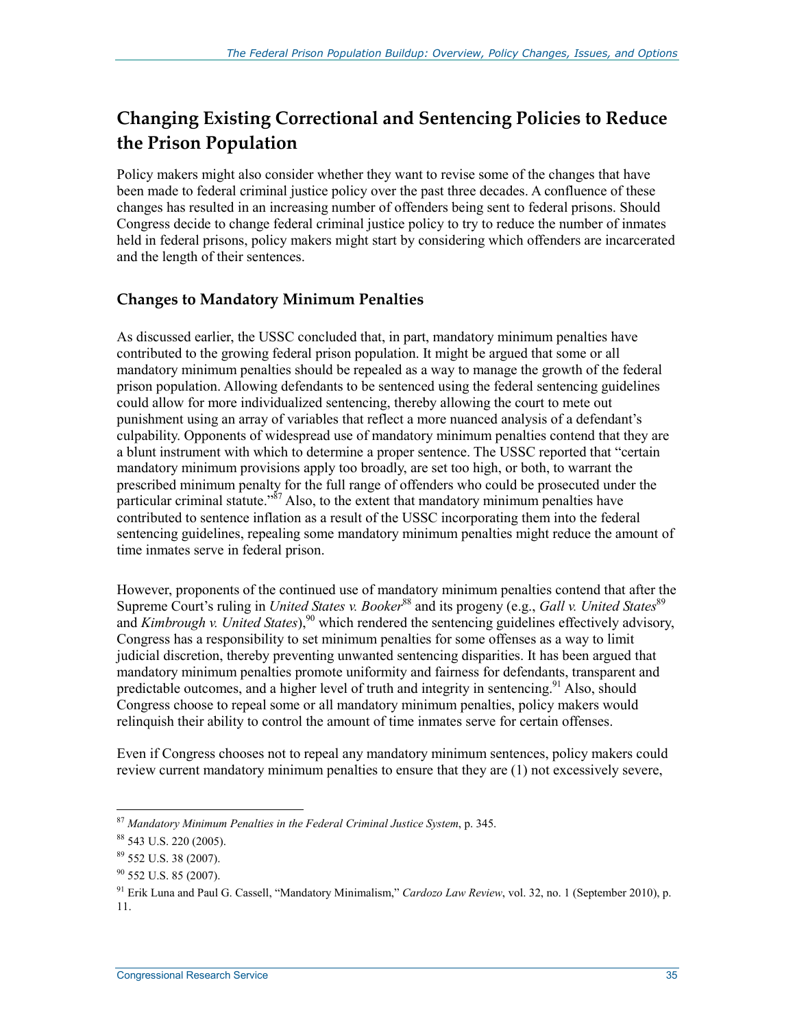## Changing Existing Correctional and Sentencing Policies to Reduce the Prison Population

Policy makers might also consider whether they want to revise some of the changes that have been made to federal criminal justice policy over the past three decades. A confluence of these changes has resulted in an increasing number of offenders being sent to federal prisons. Should Congress decide to change federal criminal justice policy to try to reduce the number of inmates held in federal prisons, policy makers might start by considering which offenders are incarcerated and the length of their sentences.

### Changes to Mandatory Minimum Penalties

As discussed earlier, the USSC concluded that, in part, mandatory minimum penalties have contributed to the growing federal prison population. It might be argued that some or all mandatory minimum penalties should be repealed as a way to manage the growth of the federal prison population. Allowing defendants to be sentenced using the federal sentencing guidelines could allow for more individualized sentencing, thereby allowing the court to mete out punishment using an array of variables that reflect a more nuanced analysis of a defendant's culpability. Opponents of widespread use of mandatory minimum penalties contend that they are a blunt instrument with which to determine a proper sentence. The USSC reported that "certain mandatory minimum provisions apply too broadly, are set too high, or both, to warrant the prescribed minimum penalty for the full range of offenders who could be prosecuted under the particular criminal statute."[87] Also, to the extent that mandatory minimum penalties have contributed to sentence inflation as a result of the USSC incorporating them into the federal sentencing guidelines, repealing some mandatory minimum penalties might reduce the amount of time inmates serve in federal prison.

However, proponents of the continued use of mandatory minimum penalties contend that after the Supreme Court's ruling in *United States v. Booker*[88] and its progeny (e.g., *Gall v. United States*[89] and *Kimbrough v. United States*),[90] which rendered the sentencing guidelines effectively advisory, Congress has a responsibility to set minimum penalties for some offenses as a way to limit judicial discretion, thereby preventing unwanted sentencing disparities. It has been argued that mandatory minimum penalties promote uniformity and fairness for defendants, transparent and predictable outcomes, and a higher level of truth and integrity in sentencing.[91] Also, should Congress choose to repeal some or all mandatory minimum penalties, policy makers would relinquish their ability to control the amount of time inmates serve for certain offenses.

Even if Congress chooses not to repeal any mandatory minimum sentences, policy makers could review current mandatory minimum penalties to ensure that they are (1) not excessively severe,

---

[87] *Mandatory Minimum Penalties in the Federal Criminal Justice System*, p. 345.

[88] 543 U.S. 220 (2005).

[89] 552 U.S. 38 (2007).

[90] 552 U.S. 85 (2007).

[91] Erik Luna and Paul G. Cassell, "Mandatory Minimalism," *Cardozo Law Review*, vol. 32, no. 1 (September 2010), p. 11.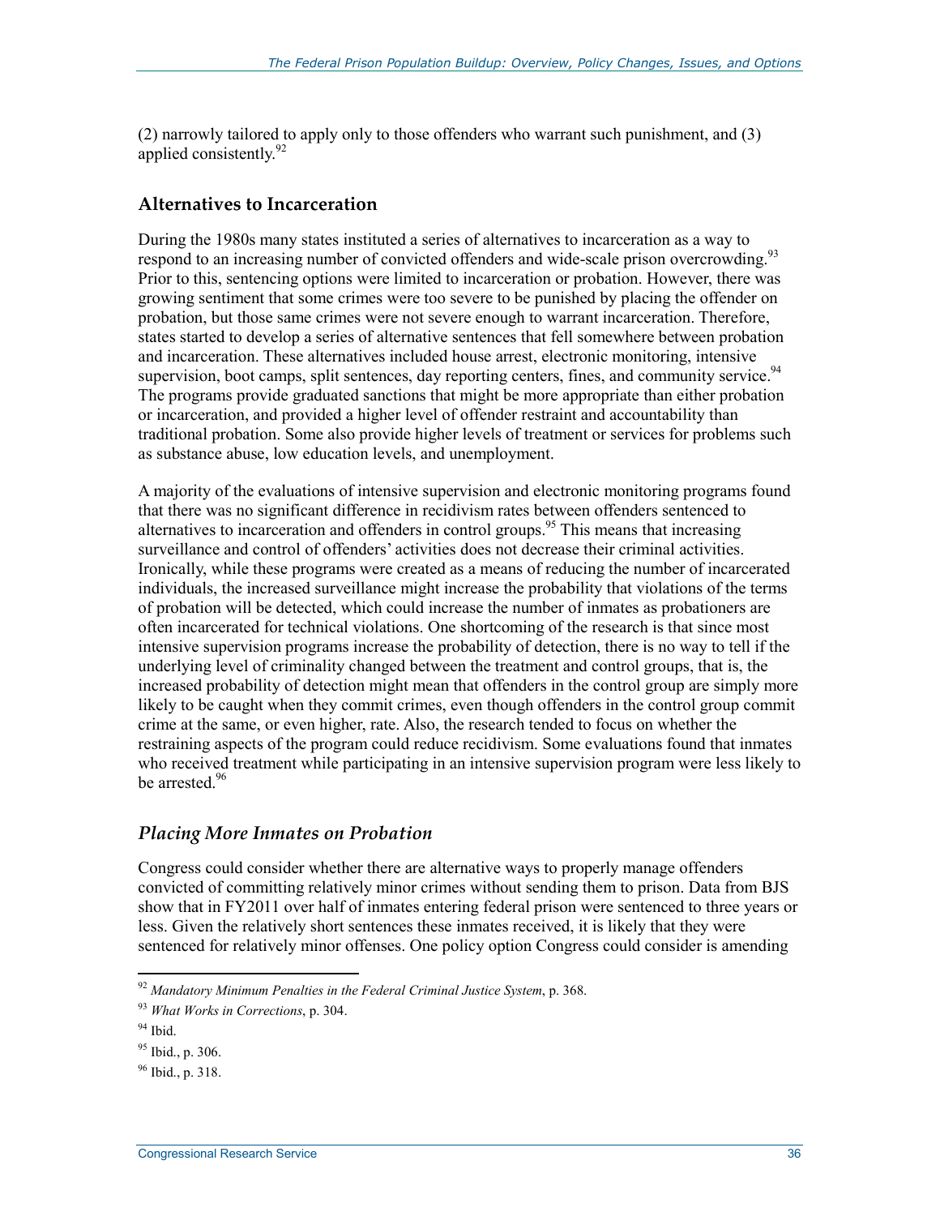(2) narrowly tailored to apply only to those offenders who warrant such punishment, and (3) applied consistently.[92]

## Alternatives to Incarceration

During the 1980s many states instituted a series of alternatives to incarceration as a way to respond to an increasing number of convicted offenders and wide-scale prison overcrowding.[93] Prior to this, sentencing options were limited to incarceration or probation. However, there was growing sentiment that some crimes were too severe to be punished by placing the offender on probation, but those same crimes were not severe enough to warrant incarceration. Therefore, states started to develop a series of alternative sentences that fell somewhere between probation and incarceration. These alternatives included house arrest, electronic monitoring, intensive supervision, boot camps, split sentences, day reporting centers, fines, and community service.[94] The programs provide graduated sanctions that might be more appropriate than either probation or incarceration, and provided a higher level of offender restraint and accountability than traditional probation. Some also provide higher levels of treatment or services for problems such as substance abuse, low education levels, and unemployment.

A majority of the evaluations of intensive supervision and electronic monitoring programs found that there was no significant difference in recidivism rates between offenders sentenced to alternatives to incarceration and offenders in control groups.[95] This means that increasing surveillance and control of offenders' activities does not decrease their criminal activities. Ironically, while these programs were created as a means of reducing the number of incarcerated individuals, the increased surveillance might increase the probability that violations of the terms of probation will be detected, which could increase the number of inmates as probationers are often incarcerated for technical violations. One shortcoming of the research is that since most intensive supervision programs increase the probability of detection, there is no way to tell if the underlying level of criminality changed between the treatment and control groups, that is, the increased probability of detection might mean that offenders in the control group are simply more likely to be caught when they commit crimes, even though offenders in the control group commit crime at the same, or even higher, rate. Also, the research tended to focus on whether the restraining aspects of the program could reduce recidivism. Some evaluations found that inmates who received treatment while participating in an intensive supervision program were less likely to be arrested.[96]

### *Placing More Inmates on Probation*

Congress could consider whether there are alternative ways to properly manage offenders convicted of committing relatively minor crimes without sending them to prison. Data from BJS show that in FY2011 over half of inmates entering federal prison were sentenced to three years or less. Given the relatively short sentences these inmates received, it is likely that they were sentenced for relatively minor offenses. One policy option Congress could consider is amending

---

[92] *Mandatory Minimum Penalties in the Federal Criminal Justice System*, p. 368.

[93] *What Works in Corrections*, p. 304.

[94] Ibid.

[95] Ibid., p. 306.

[96] Ibid., p. 318.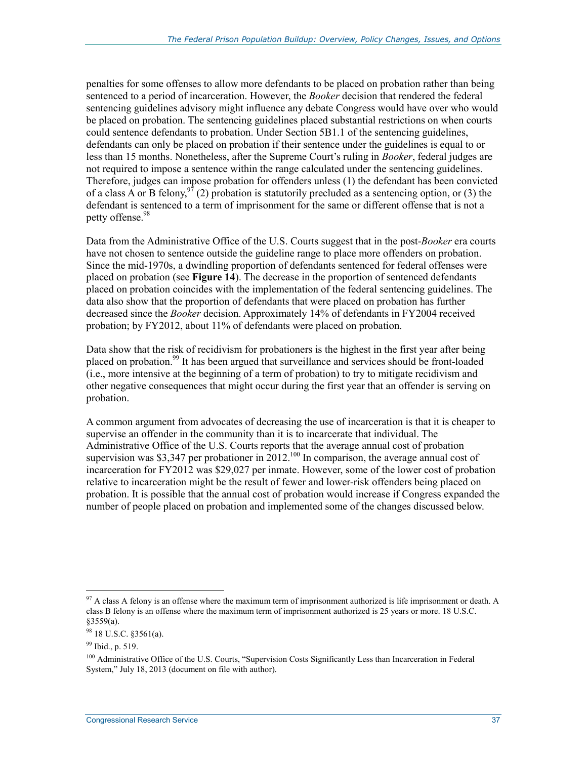penalties for some offenses to allow more defendants to be placed on probation rather than being sentenced to a period of incarceration. However, the *Booker* decision that rendered the federal sentencing guidelines advisory might influence any debate Congress would have over who would be placed on probation. The sentencing guidelines placed substantial restrictions on when courts could sentence defendants to probation. Under Section 5B1.1 of the sentencing guidelines, defendants can only be placed on probation if their sentence under the guidelines is equal to or less than 15 months. Nonetheless, after the Supreme Court's ruling in *Booker*, federal judges are not required to impose a sentence within the range calculated under the sentencing guidelines. Therefore, judges can impose probation for offenders unless (1) the defendant has been convicted of a class A or B felony,[97] (2) probation is statutorily precluded as a sentencing option, or (3) the defendant is sentenced to a term of imprisonment for the same or different offense that is not a petty offense.[98]

Data from the Administrative Office of the U.S. Courts suggest that in the post-*Booker* era courts have not chosen to sentence outside the guideline range to place more offenders on probation. Since the mid-1970s, a dwindling proportion of defendants sentenced for federal offenses were placed on probation (see **Figure 14**). The decrease in the proportion of sentenced defendants placed on probation coincides with the implementation of the federal sentencing guidelines. The data also show that the proportion of defendants that were placed on probation has further decreased since the *Booker* decision. Approximately 14% of defendants in FY2004 received probation; by FY2012, about 11% of defendants were placed on probation.

Data show that the risk of recidivism for probationers is the highest in the first year after being placed on probation.[99] It has been argued that surveillance and services should be front-loaded (i.e., more intensive at the beginning of a term of probation) to try to mitigate recidivism and other negative consequences that might occur during the first year that an offender is serving on probation.

A common argument from advocates of decreasing the use of incarceration is that it is cheaper to supervise an offender in the community than it is to incarcerate that individual. The Administrative Office of the U.S. Courts reports that the average annual cost of probation supervision was $3,347 per probationer in 2012.[100] In comparison, the average annual cost of incarceration for FY2012 was $29,027 per inmate. However, some of the lower cost of probation relative to incarceration might be the result of fewer and lower-risk offenders being placed on probation. It is possible that the annual cost of probation would increase if Congress expanded the number of people placed on probation and implemented some of the changes discussed below.

---

[97] A class A felony is an offense where the maximum term of imprisonment authorized is life imprisonment or death. A class B felony is an offense where the maximum term of imprisonment authorized is 25 years or more. 18 U.S.C. §3559(a).

[98] 18 U.S.C. §3561(a).

[99] Ibid., p. 519.

[100] Administrative Office of the U.S. Courts, "Supervision Costs Significantly Less than Incarceration in Federal System," July 18, 2013 (document on file with author).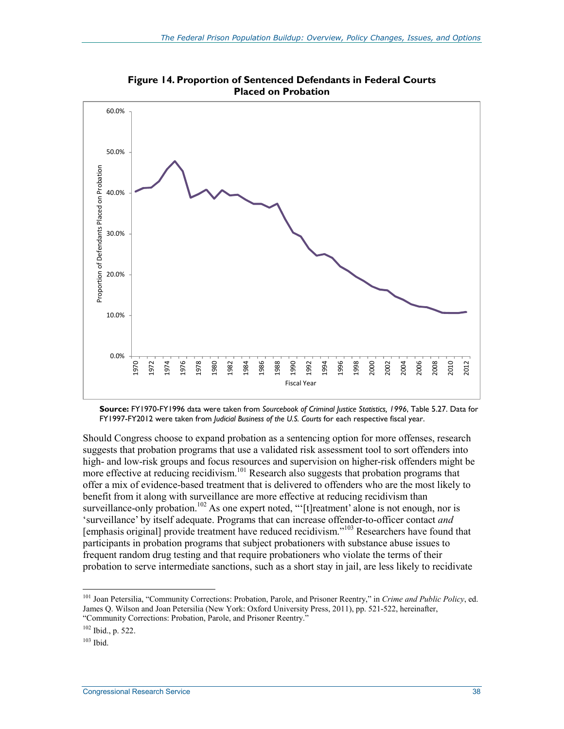**Figure 14. Proportion of Sentenced Defendants in Federal Courts Placed on Probation**

**Source:** FY1970-FY1996 data were taken from *Sourcebook of Criminal Justice Statistics, 1996*, Table 5.27. Data for FY1997-FY2012 were taken from *Judicial Business of the U.S. Courts* for each respective fiscal year.

Should Congress choose to expand probation as a sentencing option for more offenses, research suggests that probation programs that use a validated risk assessment tool to sort offenders into high- and low-risk groups and focus resources and supervision on higher-risk offenders might be more effective at reducing recidivism.[101] Research also suggests that probation programs that offer a mix of evidence-based treatment that is delivered to offenders who are the most likely to benefit from it along with surveillance are more effective at reducing recidivism than surveillance-only probation.[102] As one expert noted, "'[t]reatment' alone is not enough, nor is 'surveillance' by itself adequate. Programs that can increase offender-to-officer contact *and* [emphasis original] provide treatment have reduced recidivism."[103] Researchers have found that participants in probation programs that subject probationers with substance abuse issues to frequent random drug testing and that require probationers who violate the terms of their probation to serve intermediate sanctions, such as a short stay in jail, are less likely to recidivate

---

[101] Joan Petersilia, "Community Corrections: Probation, Parole, and Prisoner Reentry," in *Crime and Public Policy*, ed. James Q. Wilson and Joan Petersilia (New York: Oxford University Press, 2011), pp. 521-522, hereinafter, "Community Corrections: Probation, Parole, and Prisoner Reentry."

[102] Ibid., p. 522.

[103] Ibid.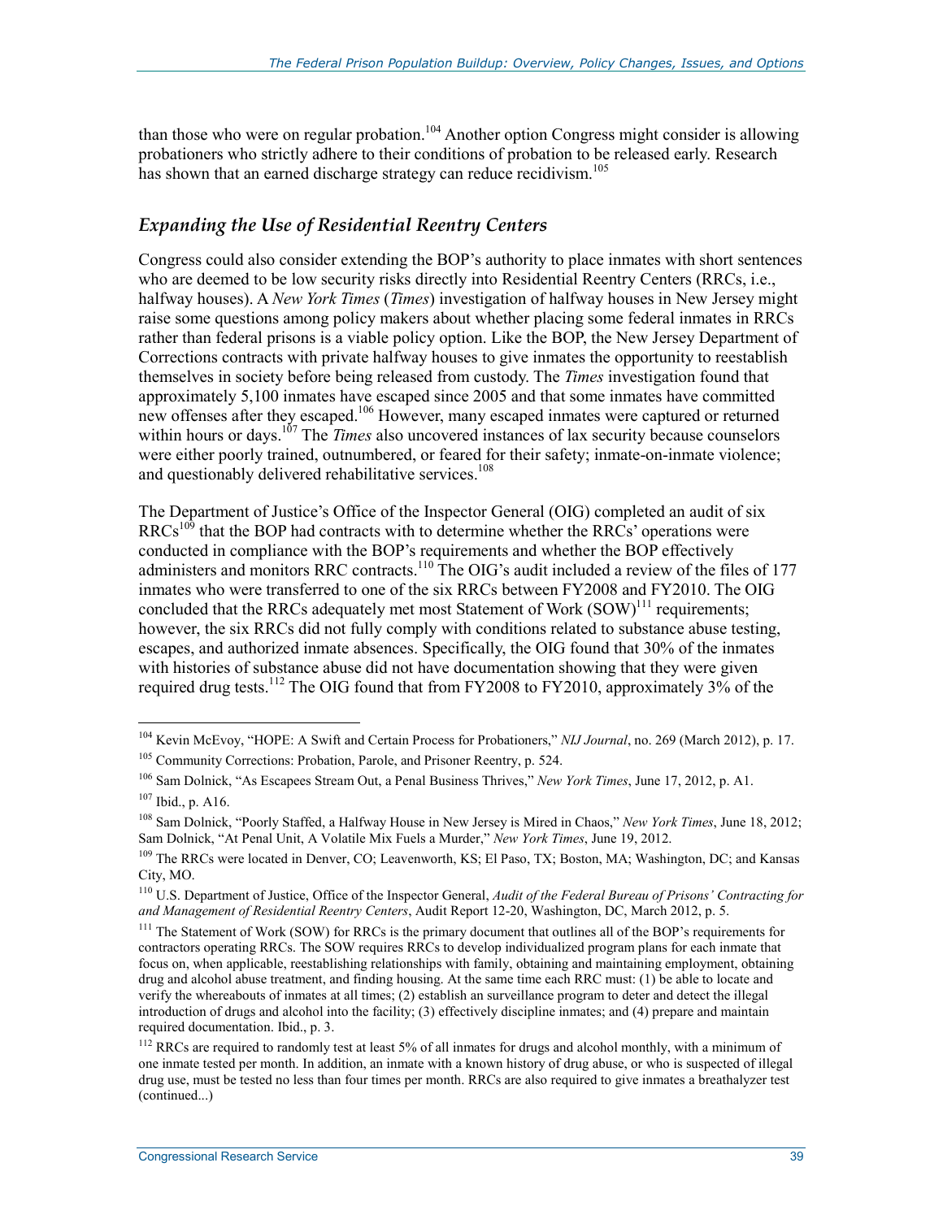than those who were on regular probation.[104] Another option Congress might consider is allowing probationers who strictly adhere to their conditions of probation to be released early. Research has shown that an earned discharge strategy can reduce recidivism.[105]

### *Expanding the Use of Residential Reentry Centers*

Congress could also consider extending the BOP's authority to place inmates with short sentences who are deemed to be low security risks directly into Residential Reentry Centers (RRCs, i.e., halfway houses). A *New York Times* (*Times*) investigation of halfway houses in New Jersey might raise some questions among policy makers about whether placing some federal inmates in RRCs rather than federal prisons is a viable policy option. Like the BOP, the New Jersey Department of Corrections contracts with private halfway houses to give inmates the opportunity to reestablish themselves in society before being released from custody. The *Times* investigation found that approximately 5,100 inmates have escaped since 2005 and that some inmates have committed new offenses after they escaped.[106] However, many escaped inmates were captured or returned within hours or days.[107] The *Times* also uncovered instances of lax security because counselors were either poorly trained, outnumbered, or feared for their safety; inmate-on-inmate violence; and questionably delivered rehabilitative services.[108]

The Department of Justice's Office of the Inspector General (OIG) completed an audit of six RRCs[109] that the BOP had contracts with to determine whether the RRCs' operations were conducted in compliance with the BOP's requirements and whether the BOP effectively administers and monitors RRC contracts.[110] The OIG's audit included a review of the files of 177 inmates who were transferred to one of the six RRCs between FY2008 and FY2010. The OIG concluded that the RRCs adequately met most Statement of Work (SOW)[111] requirements; however, the six RRCs did not fully comply with conditions related to substance abuse testing, escapes, and authorized inmate absences. Specifically, the OIG found that 30% of the inmates with histories of substance abuse did not have documentation showing that they were given required drug tests.[112] The OIG found that from FY2008 to FY2010, approximately 3% of the

---

[104] Kevin McEvoy, "HOPE: A Swift and Certain Process for Probationers," *NIJ Journal*, no. 269 (March 2012), p. 17.

[105] Community Corrections: Probation, Parole, and Prisoner Reentry, p. 524.

[106] Sam Dolnick, "As Escapees Stream Out, a Penal Business Thrives," *New York Times*, June 17, 2012, p. A1.

[107] Ibid., p. A16.

[108] Sam Dolnick, "Poorly Staffed, a Halfway House in New Jersey is Mired in Chaos," *New York Times*, June 18, 2012; Sam Dolnick, "At Penal Unit, A Volatile Mix Fuels a Murder," *New York Times*, June 19, 2012.

[109] The RRCs were located in Denver, CO; Leavenworth, KS; El Paso, TX; Boston, MA; Washington, DC; and Kansas City, MO.

[110] U.S. Department of Justice, Office of the Inspector General, *Audit of the Federal Bureau of Prisons' Contracting for and Management of Residential Reentry Centers*, Audit Report 12-20, Washington, DC, March 2012, p. 5.

[111] The Statement of Work (SOW) for RRCs is the primary document that outlines all of the BOP's requirements for contractors operating RRCs. The SOW requires RRCs to develop individualized program plans for each inmate that focus on, when applicable, reestablishing relationships with family, obtaining and maintaining employment, obtaining drug and alcohol abuse treatment, and finding housing. At the same time each RRC must: (1) be able to locate and verify the whereabouts of inmates at all times; (2) establish an surveillance program to deter and detect the illegal introduction of drugs and alcohol into the facility; (3) effectively discipline inmates; and (4) prepare and maintain required documentation. Ibid., p. 3.

[112] RRCs are required to randomly test at least 5% of all inmates for drugs and alcohol monthly, with a minimum of one inmate tested per month. In addition, an inmate with a known history of drug abuse, or who is suspected of illegal drug use, must be tested no less than four times per month. RRCs are also required to give inmates a breathalyzer test (continued...)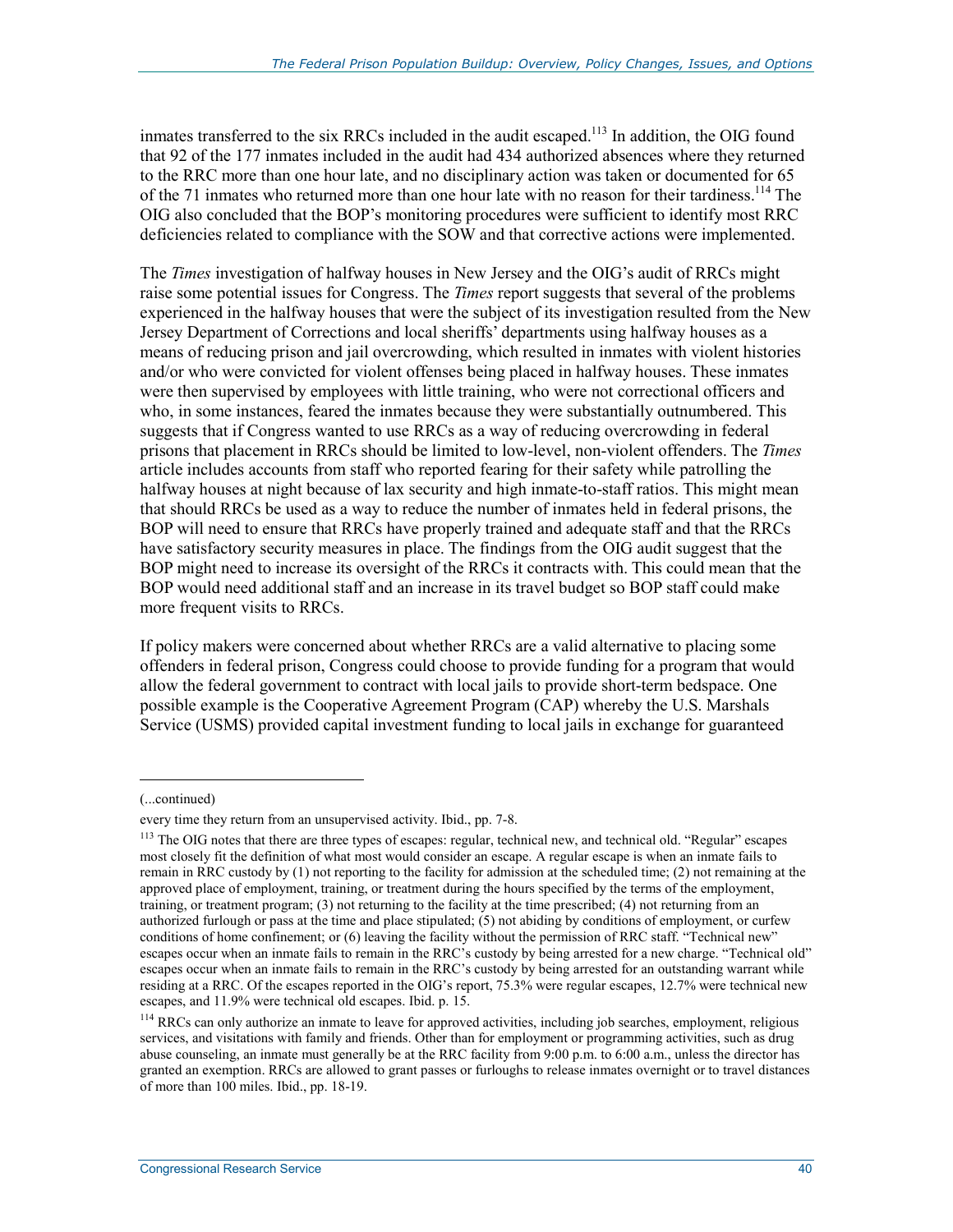inmates transferred to the six RRCs included in the audit escaped.[113] In addition, the OIG found that 92 of the 177 inmates included in the audit had 434 authorized absences where they returned to the RRC more than one hour late, and no disciplinary action was taken or documented for 65 of the 71 inmates who returned more than one hour late with no reason for their tardiness.[114] The OIG also concluded that the BOP's monitoring procedures were sufficient to identify most RRC deficiencies related to compliance with the SOW and that corrective actions were implemented.

The *Times* investigation of halfway houses in New Jersey and the OIG's audit of RRCs might raise some potential issues for Congress. The *Times* report suggests that several of the problems experienced in the halfway houses that were the subject of its investigation resulted from the New Jersey Department of Corrections and local sheriffs' departments using halfway houses as a means of reducing prison and jail overcrowding, which resulted in inmates with violent histories and/or who were convicted for violent offenses being placed in halfway houses. These inmates were then supervised by employees with little training, who were not correctional officers and who, in some instances, feared the inmates because they were substantially outnumbered. This suggests that if Congress wanted to use RRCs as a way of reducing overcrowding in federal prisons that placement in RRCs should be limited to low-level, non-violent offenders. The *Times* article includes accounts from staff who reported fearing for their safety while patrolling the halfway houses at night because of lax security and high inmate-to-staff ratios. This might mean that should RRCs be used as a way to reduce the number of inmates held in federal prisons, the BOP will need to ensure that RRCs have properly trained and adequate staff and that the RRCs have satisfactory security measures in place. The findings from the OIG audit suggest that the BOP might need to increase its oversight of the RRCs it contracts with. This could mean that the BOP would need additional staff and an increase in its travel budget so BOP staff could make more frequent visits to RRCs.

If policy makers were concerned about whether RRCs are a valid alternative to placing some offenders in federal prison, Congress could choose to provide funding for a program that would allow the federal government to contract with local jails to provide short-term bedspace. One possible example is the Cooperative Agreement Program (CAP) whereby the U.S. Marshals Service (USMS) provided capital investment funding to local jails in exchange for guaranteed

---

(...continued)

every time they return from an unsupervised activity. Ibid., pp. 7-8.

[113] The OIG notes that there are three types of escapes: regular, technical new, and technical old. "Regular" escapes most closely fit the definition of what most would consider an escape. A regular escape is when an inmate fails to remain in RRC custody by (1) not reporting to the facility for admission at the scheduled time; (2) not remaining at the approved place of employment, training, or treatment during the hours specified by the terms of the employment, training, or treatment program; (3) not returning to the facility at the time prescribed; (4) not returning from an authorized furlough or pass at the time and place stipulated; (5) not abiding by conditions of employment, or curfew conditions of home confinement; or (6) leaving the facility without the permission of RRC staff. "Technical new" escapes occur when an inmate fails to remain in the RRC's custody by being arrested for a new charge. "Technical old" escapes occur when an inmate fails to remain in the RRC's custody by being arrested for an outstanding warrant while residing at a RRC. Of the escapes reported in the OIG's report, 75.3% were regular escapes, 12.7% were technical new escapes, and 11.9% were technical old escapes. Ibid. p. 15.

[114] RRCs can only authorize an inmate to leave for approved activities, including job searches, employment, religious services, and visitations with family and friends. Other than for employment or programming activities, such as drug abuse counseling, an inmate must generally be at the RRC facility from 9:00 p.m. to 6:00 a.m., unless the director has granted an exemption. RRCs are allowed to grant passes or furloughs to release inmates overnight or to travel distances of more than 100 miles. Ibid., pp. 18-19.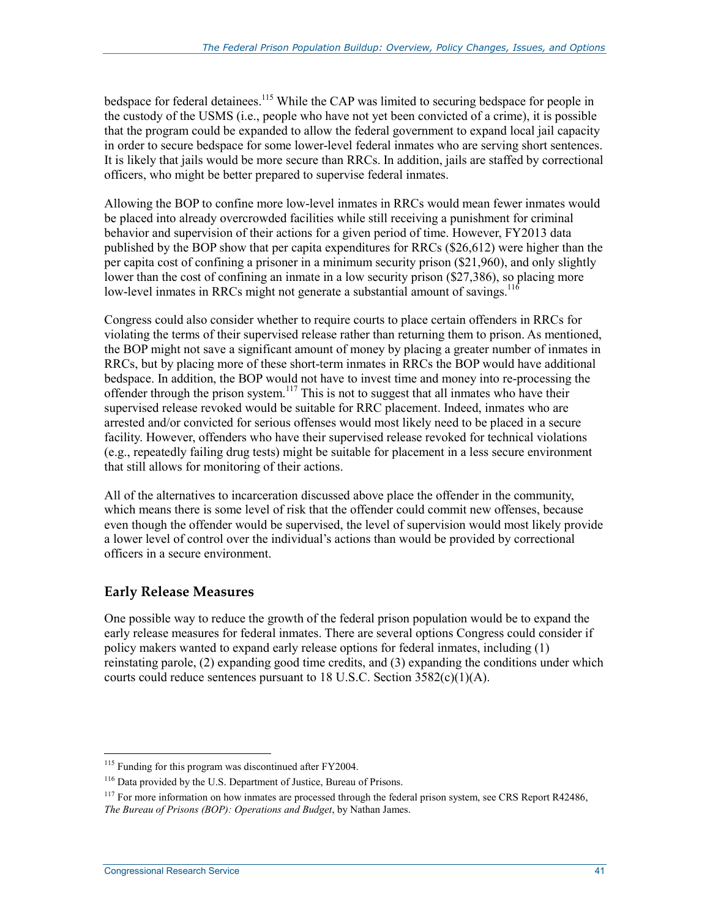bedspace for federal detainees.[115] While the CAP was limited to securing bedspace for people in the custody of the USMS (i.e., people who have not yet been convicted of a crime), it is possible that the program could be expanded to allow the federal government to expand local jail capacity in order to secure bedspace for some lower-level federal inmates who are serving short sentences. It is likely that jails would be more secure than RRCs. In addition, jails are staffed by correctional officers, who might be better prepared to supervise federal inmates.

Allowing the BOP to confine more low-level inmates in RRCs would mean fewer inmates would be placed into already overcrowded facilities while still receiving a punishment for criminal behavior and supervision of their actions for a given period of time. However, FY2013 data published by the BOP show that per capita expenditures for RRCs ($26,612) were higher than the per capita cost of confining a prisoner in a minimum security prison ($21,960), and only slightly lower than the cost of confining an inmate in a low security prison ($27,386), so placing more low-level inmates in RRCs might not generate a substantial amount of savings.[116]

Congress could also consider whether to require courts to place certain offenders in RRCs for violating the terms of their supervised release rather than returning them to prison. As mentioned, the BOP might not save a significant amount of money by placing a greater number of inmates in RRCs, but by placing more of these short-term inmates in RRCs the BOP would have additional bedspace. In addition, the BOP would not have to invest time and money into re-processing the offender through the prison system.[117] This is not to suggest that all inmates who have their supervised release revoked would be suitable for RRC placement. Indeed, inmates who are arrested and/or convicted for serious offenses would most likely need to be placed in a secure facility. However, offenders who have their supervised release revoked for technical violations (e.g., repeatedly failing drug tests) might be suitable for placement in a less secure environment that still allows for monitoring of their actions.

All of the alternatives to incarceration discussed above place the offender in the community, which means there is some level of risk that the offender could commit new offenses, because even though the offender would be supervised, the level of supervision would most likely provide a lower level of control over the individual's actions than would be provided by correctional officers in a secure environment.

### Early Release Measures

One possible way to reduce the growth of the federal prison population would be to expand the early release measures for federal inmates. There are several options Congress could consider if policy makers wanted to expand early release options for federal inmates, including (1) reinstating parole, (2) expanding good time credits, and (3) expanding the conditions under which courts could reduce sentences pursuant to 18 U.S.C. Section 3582(c)(1)(A).

---

[115] Funding for this program was discontinued after FY2004.

[116] Data provided by the U.S. Department of Justice, Bureau of Prisons.

[117] For more information on how inmates are processed through the federal prison system, see CRS Report R42486, *The Bureau of Prisons (BOP): Operations and Budget*, by Nathan James.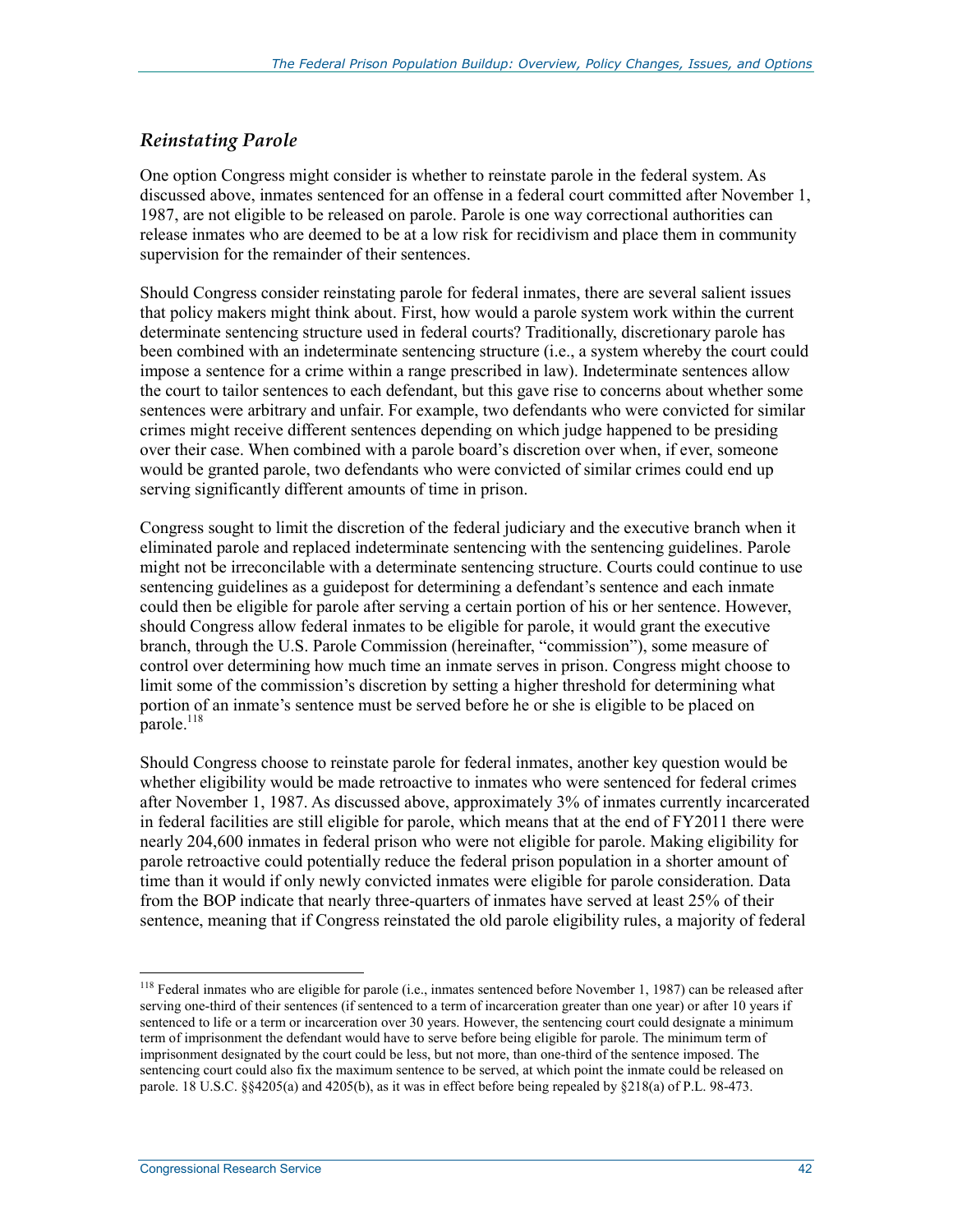## *Reinstating Parole*

One option Congress might consider is whether to reinstate parole in the federal system. As discussed above, inmates sentenced for an offense in a federal court committed after November 1, 1987, are not eligible to be released on parole. Parole is one way correctional authorities can release inmates who are deemed to be at a low risk for recidivism and place them in community supervision for the remainder of their sentences.

Should Congress consider reinstating parole for federal inmates, there are several salient issues that policy makers might think about. First, how would a parole system work within the current determinate sentencing structure used in federal courts? Traditionally, discretionary parole has been combined with an indeterminate sentencing structure (i.e., a system whereby the court could impose a sentence for a crime within a range prescribed in law). Indeterminate sentences allow the court to tailor sentences to each defendant, but this gave rise to concerns about whether some sentences were arbitrary and unfair. For example, two defendants who were convicted for similar crimes might receive different sentences depending on which judge happened to be presiding over their case. When combined with a parole board's discretion over when, if ever, someone would be granted parole, two defendants who were convicted of similar crimes could end up serving significantly different amounts of time in prison.

Congress sought to limit the discretion of the federal judiciary and the executive branch when it eliminated parole and replaced indeterminate sentencing with the sentencing guidelines. Parole might not be irreconcilable with a determinate sentencing structure. Courts could continue to use sentencing guidelines as a guidepost for determining a defendant's sentence and each inmate could then be eligible for parole after serving a certain portion of his or her sentence. However, should Congress allow federal inmates to be eligible for parole, it would grant the executive branch, through the U.S. Parole Commission (hereinafter, "commission"), some measure of control over determining how much time an inmate serves in prison. Congress might choose to limit some of the commission's discretion by setting a higher threshold for determining what portion of an inmate's sentence must be served before he or she is eligible to be placed on parole.[118]

Should Congress choose to reinstate parole for federal inmates, another key question would be whether eligibility would be made retroactive to inmates who were sentenced for federal crimes after November 1, 1987. As discussed above, approximately 3% of inmates currently incarcerated in federal facilities are still eligible for parole, which means that at the end of FY2011 there were nearly 204,600 inmates in federal prison who were not eligible for parole. Making eligibility for parole retroactive could potentially reduce the federal prison population in a shorter amount of time than it would if only newly convicted inmates were eligible for parole consideration. Data from the BOP indicate that nearly three-quarters of inmates have served at least 25% of their sentence, meaning that if Congress reinstated the old parole eligibility rules, a majority of federal

---

[118] Federal inmates who are eligible for parole (i.e., inmates sentenced before November 1, 1987) can be released after serving one-third of their sentences (if sentenced to a term of incarceration greater than one year) or after 10 years if sentenced to life or a term or incarceration over 30 years. However, the sentencing court could designate a minimum term of imprisonment the defendant would have to serve before being eligible for parole. The minimum term of imprisonment designated by the court could be less, but not more, than one-third of the sentence imposed. The sentencing court could also fix the maximum sentence to be served, at which point the inmate could be released on parole. 18 U.S.C. §§4205(a) and 4205(b), as it was in effect before being repealed by §218(a) of P.L. 98-473.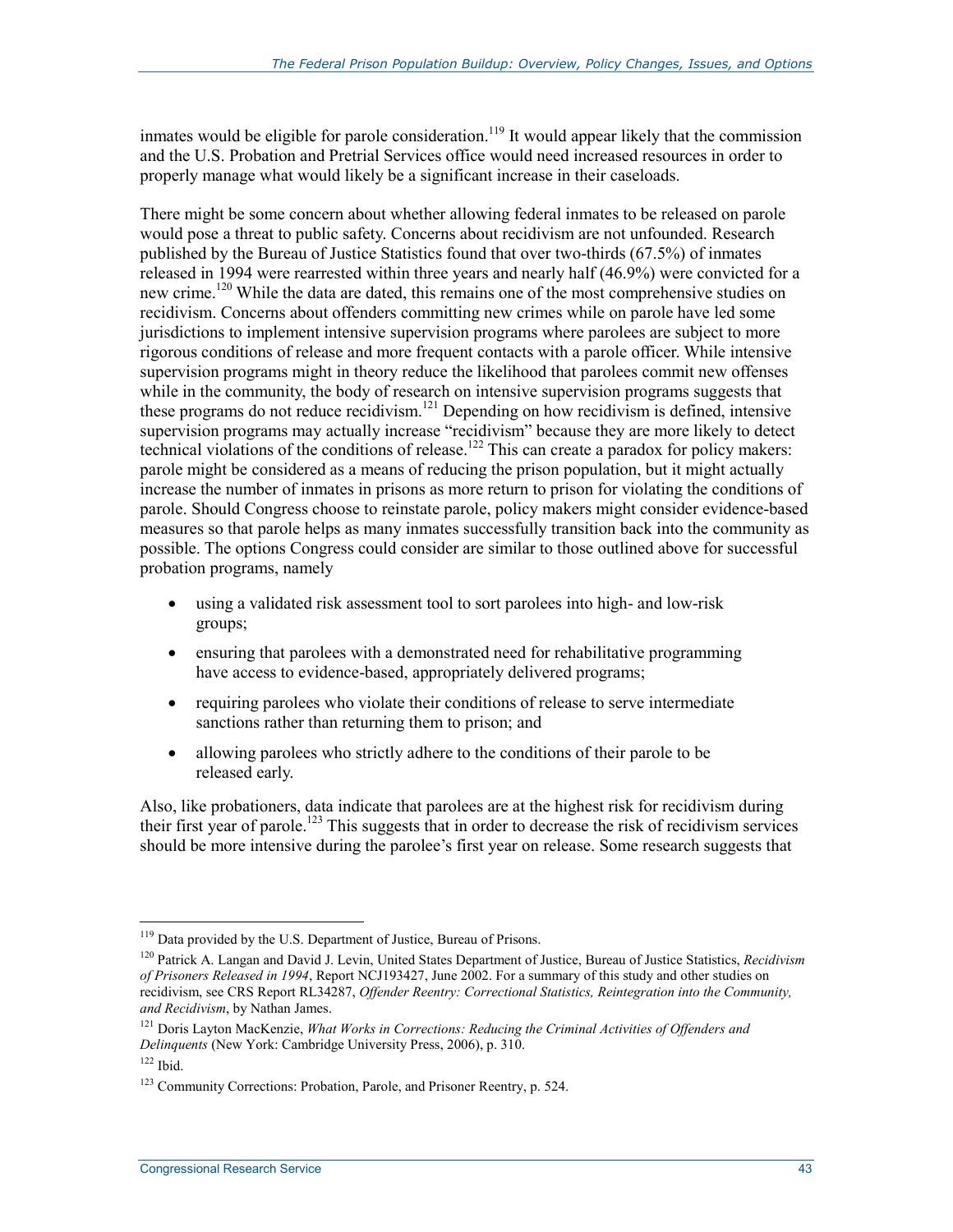inmates would be eligible for parole consideration.[119] It would appear likely that the commission and the U.S. Probation and Pretrial Services office would need increased resources in order to properly manage what would likely be a significant increase in their caseloads.

There might be some concern about whether allowing federal inmates to be released on parole would pose a threat to public safety. Concerns about recidivism are not unfounded. Research published by the Bureau of Justice Statistics found that over two-thirds (67.5%) of inmates released in 1994 were rearrested within three years and nearly half (46.9%) were convicted for a new crime.[120] While the data are dated, this remains one of the most comprehensive studies on recidivism. Concerns about offenders committing new crimes while on parole have led some jurisdictions to implement intensive supervision programs where parolees are subject to more rigorous conditions of release and more frequent contacts with a parole officer. While intensive supervision programs might in theory reduce the likelihood that parolees commit new offenses while in the community, the body of research on intensive supervision programs suggests that these programs do not reduce recidivism.[121] Depending on how recidivism is defined, intensive supervision programs may actually increase "recidivism" because they are more likely to detect technical violations of the conditions of release.[122] This can create a paradox for policy makers: parole might be considered as a means of reducing the prison population, but it might actually increase the number of inmates in prisons as more return to prison for violating the conditions of parole. Should Congress choose to reinstate parole, policy makers might consider evidence-based measures so that parole helps as many inmates successfully transition back into the community as possible. The options Congress could consider are similar to those outlined above for successful probation programs, namely

- using a validated risk assessment tool to sort parolees into high- and low-risk groups;
- ensuring that parolees with a demonstrated need for rehabilitative programming have access to evidence-based, appropriately delivered programs;
- requiring parolees who violate their conditions of release to serve intermediate sanctions rather than returning them to prison; and
- allowing parolees who strictly adhere to the conditions of their parole to be released early.

Also, like probationers, data indicate that parolees are at the highest risk for recidivism during their first year of parole.[123] This suggests that in order to decrease the risk of recidivism services should be more intensive during the parolee's first year on release. Some research suggests that

---

[119] Data provided by the U.S. Department of Justice, Bureau of Prisons.

[120] Patrick A. Langan and David J. Levin, United States Department of Justice, Bureau of Justice Statistics, *Recidivism of Prisoners Released in 1994*, Report NCJ193427, June 2002. For a summary of this study and other studies on recidivism, see CRS Report RL34287, *Offender Reentry: Correctional Statistics, Reintegration into the Community, and Recidivism*, by Nathan James.

[121] Doris Layton MacKenzie, *What Works in Corrections: Reducing the Criminal Activities of Offenders and Delinquents* (New York: Cambridge University Press, 2006), p. 310.

[122] Ibid.

[123] Community Corrections: Probation, Parole, and Prisoner Reentry, p. 524.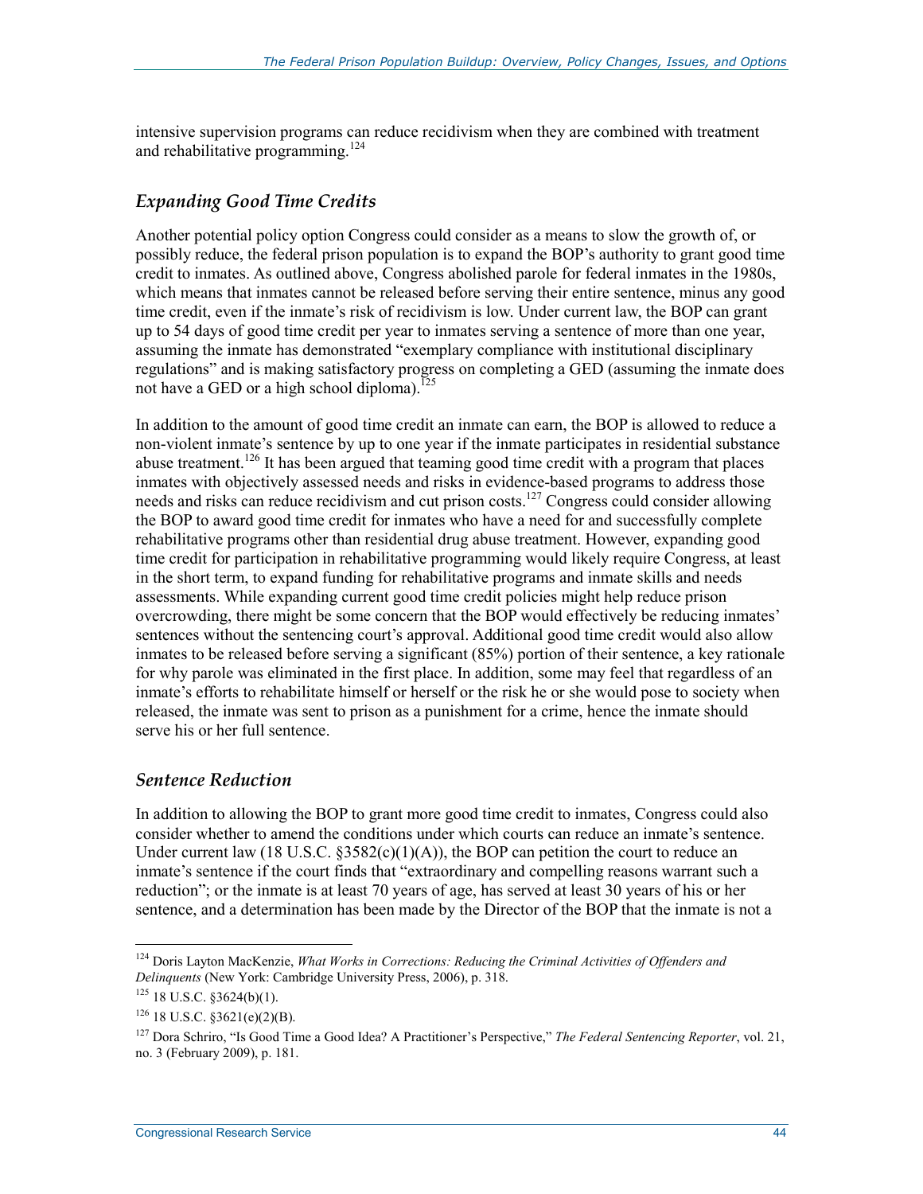intensive supervision programs can reduce recidivism when they are combined with treatment and rehabilitative programming.[124]

### *Expanding Good Time Credits*

Another potential policy option Congress could consider as a means to slow the growth of, or possibly reduce, the federal prison population is to expand the BOP's authority to grant good time credit to inmates. As outlined above, Congress abolished parole for federal inmates in the 1980s, which means that inmates cannot be released before serving their entire sentence, minus any good time credit, even if the inmate's risk of recidivism is low. Under current law, the BOP can grant up to 54 days of good time credit per year to inmates serving a sentence of more than one year, assuming the inmate has demonstrated "exemplary compliance with institutional disciplinary regulations" and is making satisfactory progress on completing a GED (assuming the inmate does not have a GED or a high school diploma).[125]

In addition to the amount of good time credit an inmate can earn, the BOP is allowed to reduce a non-violent inmate's sentence by up to one year if the inmate participates in residential substance abuse treatment.[126] It has been argued that teaming good time credit with a program that places inmates with objectively assessed needs and risks in evidence-based programs to address those needs and risks can reduce recidivism and cut prison costs.[127] Congress could consider allowing the BOP to award good time credit for inmates who have a need for and successfully complete rehabilitative programs other than residential drug abuse treatment. However, expanding good time credit for participation in rehabilitative programming would likely require Congress, at least in the short term, to expand funding for rehabilitative programs and inmate skills and needs assessments. While expanding current good time credit policies might help reduce prison overcrowding, there might be some concern that the BOP would effectively be reducing inmates' sentences without the sentencing court's approval. Additional good time credit would also allow inmates to be released before serving a significant (85%) portion of their sentence, a key rationale for why parole was eliminated in the first place. In addition, some may feel that regardless of an inmate's efforts to rehabilitate himself or herself or the risk he or she would pose to society when released, the inmate was sent to prison as a punishment for a crime, hence the inmate should serve his or her full sentence.

### *Sentence Reduction*

In addition to allowing the BOP to grant more good time credit to inmates, Congress could also consider whether to amend the conditions under which courts can reduce an inmate's sentence. Under current law (18 U.S.C. §3582(c)(1)(A)), the BOP can petition the court to reduce an inmate's sentence if the court finds that "extraordinary and compelling reasons warrant such a reduction"; or the inmate is at least 70 years of age, has served at least 30 years of his or her sentence, and a determination has been made by the Director of the BOP that the inmate is not a

---

[124] Doris Layton MacKenzie, *What Works in Corrections: Reducing the Criminal Activities of Offenders and Delinquents* (New York: Cambridge University Press, 2006), p. 318.

[125] 18 U.S.C. §3624(b)(1).

[126] 18 U.S.C. §3621(e)(2)(B).

[127] Dora Schriro, "Is Good Time a Good Idea? A Practitioner's Perspective," *The Federal Sentencing Reporter*, vol. 21, no. 3 (February 2009), p. 181.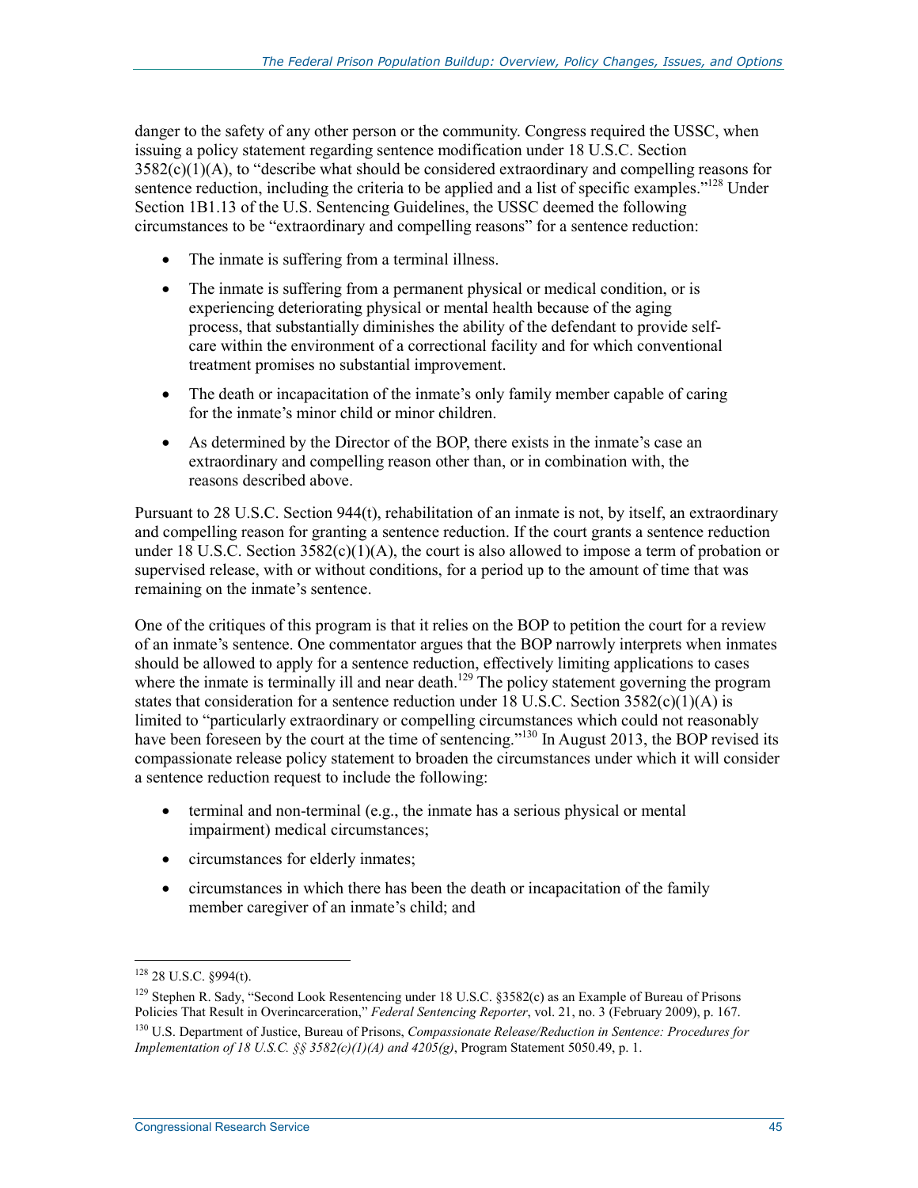danger to the safety of any other person or the community. Congress required the USSC, when issuing a policy statement regarding sentence modification under 18 U.S.C. Section 3582(c)(1)(A), to "describe what should be considered extraordinary and compelling reasons for sentence reduction, including the criteria to be applied and a list of specific examples."[128] Under Section 1B1.13 of the U.S. Sentencing Guidelines, the USSC deemed the following circumstances to be "extraordinary and compelling reasons" for a sentence reduction:

- The inmate is suffering from a terminal illness.
- The inmate is suffering from a permanent physical or medical condition, or is experiencing deteriorating physical or mental health because of the aging process, that substantially diminishes the ability of the defendant to provide self-care within the environment of a correctional facility and for which conventional treatment promises no substantial improvement.
- The death or incapacitation of the inmate's only family member capable of caring for the inmate's minor child or minor children.
- As determined by the Director of the BOP, there exists in the inmate's case an extraordinary and compelling reason other than, or in combination with, the reasons described above.

Pursuant to 28 U.S.C. Section 944(t), rehabilitation of an inmate is not, by itself, an extraordinary and compelling reason for granting a sentence reduction. If the court grants a sentence reduction under 18 U.S.C. Section 3582(c)(1)(A), the court is also allowed to impose a term of probation or supervised release, with or without conditions, for a period up to the amount of time that was remaining on the inmate's sentence.

One of the critiques of this program is that it relies on the BOP to petition the court for a review of an inmate's sentence. One commentator argues that the BOP narrowly interprets when inmates should be allowed to apply for a sentence reduction, effectively limiting applications to cases where the inmate is terminally ill and near death.[129] The policy statement governing the program states that consideration for a sentence reduction under 18 U.S.C. Section 3582(c)(1)(A) is limited to "particularly extraordinary or compelling circumstances which could not reasonably have been foreseen by the court at the time of sentencing."[130] In August 2013, the BOP revised its compassionate release policy statement to broaden the circumstances under which it will consider a sentence reduction request to include the following:

- terminal and non-terminal (e.g., the inmate has a serious physical or mental impairment) medical circumstances;
- circumstances for elderly inmates;
- circumstances in which there has been the death or incapacitation of the family member caregiver of an inmate's child; and

---

[128] 28 U.S.C. §994(t).

[129] Stephen R. Sady, "Second Look Resentencing under 18 U.S.C. §3582(c) as an Example of Bureau of Prisons Policies That Result in Overincarceration," *Federal Sentencing Reporter*, vol. 21, no. 3 (February 2009), p. 167.

[130] U.S. Department of Justice, Bureau of Prisons, *Compassionate Release/Reduction in Sentence: Procedures for Implementation of 18 U.S.C. §§ 3582(c)(1)(A) and 4205(g)*, Program Statement 5050.49, p. 1.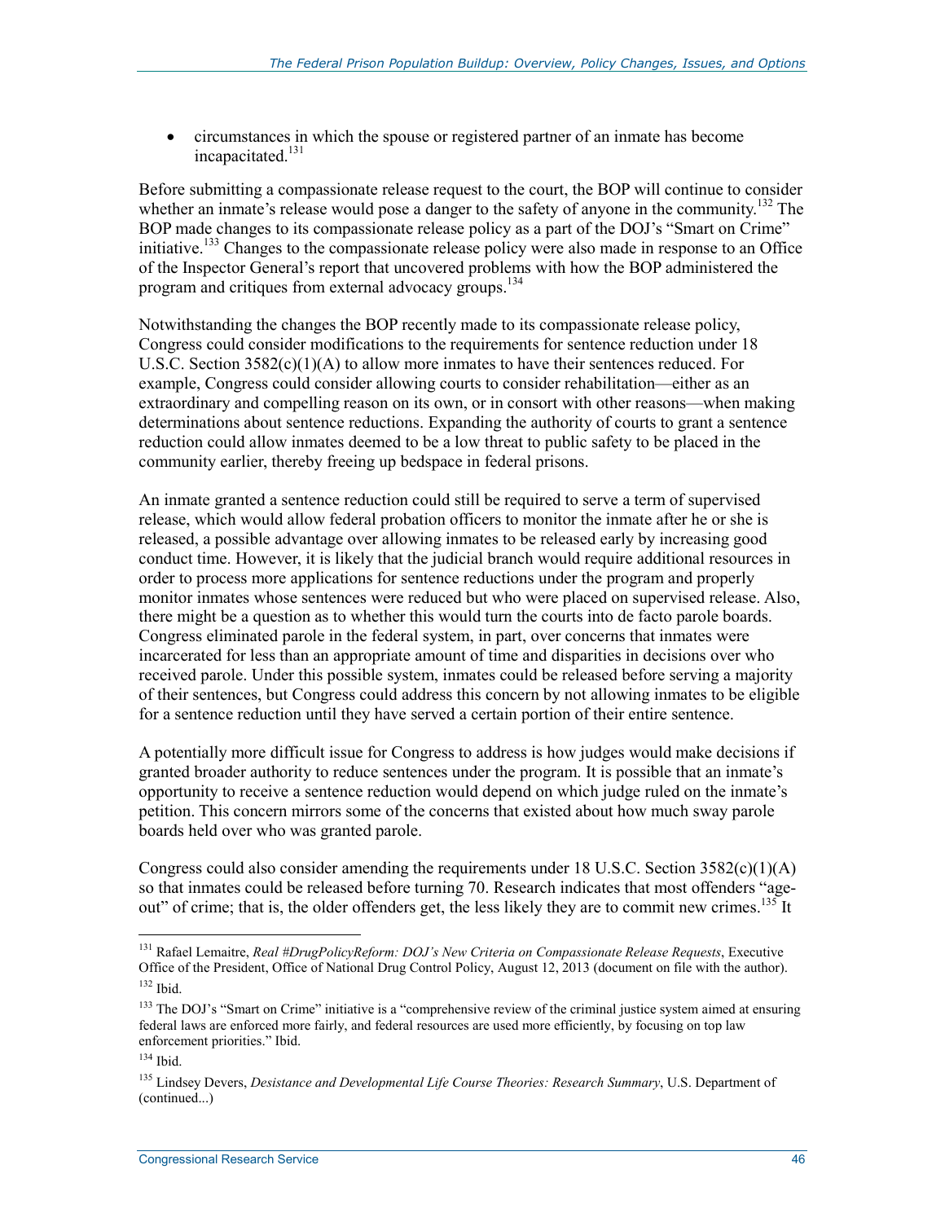- circumstances in which the spouse or registered partner of an inmate has become incapacitated.[131]

Before submitting a compassionate release request to the court, the BOP will continue to consider whether an inmate's release would pose a danger to the safety of anyone in the community.[132] The BOP made changes to its compassionate release policy as a part of the DOJ's "Smart on Crime" initiative.[133] Changes to the compassionate release policy were also made in response to an Office of the Inspector General's report that uncovered problems with how the BOP administered the program and critiques from external advocacy groups.[134]

Notwithstanding the changes the BOP recently made to its compassionate release policy, Congress could consider modifications to the requirements for sentence reduction under 18 U.S.C. Section 3582(c)(1)(A) to allow more inmates to have their sentences reduced. For example, Congress could consider allowing courts to consider rehabilitation—either as an extraordinary and compelling reason on its own, or in consort with other reasons—when making determinations about sentence reductions. Expanding the authority of courts to grant a sentence reduction could allow inmates deemed to be a low threat to public safety to be placed in the community earlier, thereby freeing up bedspace in federal prisons.

An inmate granted a sentence reduction could still be required to serve a term of supervised release, which would allow federal probation officers to monitor the inmate after he or she is released, a possible advantage over allowing inmates to be released early by increasing good conduct time. However, it is likely that the judicial branch would require additional resources in order to process more applications for sentence reductions under the program and properly monitor inmates whose sentences were reduced but who were placed on supervised release. Also, there might be a question as to whether this would turn the courts into de facto parole boards. Congress eliminated parole in the federal system, in part, over concerns that inmates were incarcerated for less than an appropriate amount of time and disparities in decisions over who received parole. Under this possible system, inmates could be released before serving a majority of their sentences, but Congress could address this concern by not allowing inmates to be eligible for a sentence reduction until they have served a certain portion of their entire sentence.

A potentially more difficult issue for Congress to address is how judges would make decisions if granted broader authority to reduce sentences under the program. It is possible that an inmate's opportunity to receive a sentence reduction would depend on which judge ruled on the inmate's petition. This concern mirrors some of the concerns that existed about how much sway parole boards held over who was granted parole.

Congress could also consider amending the requirements under 18 U.S.C. Section 3582(c)(1)(A) so that inmates could be released before turning 70. Research indicates that most offenders "age-out" of crime; that is, the older offenders get, the less likely they are to commit new crimes.[135] It

---

[131] Rafael Lemaitre, *Real #DrugPolicyReform: DOJ's New Criteria on Compassionate Release Requests*, Executive Office of the President, Office of National Drug Control Policy, August 12, 2013 (document on file with the author).

[132] Ibid.

[133] The DOJ's "Smart on Crime" initiative is a "comprehensive review of the criminal justice system aimed at ensuring federal laws are enforced more fairly, and federal resources are used more efficiently, by focusing on top law enforcement priorities." Ibid.

[134] Ibid.

[135] Lindsey Devers, *Desistance and Developmental Life Course Theories: Research Summary*, U.S. Department of (continued...)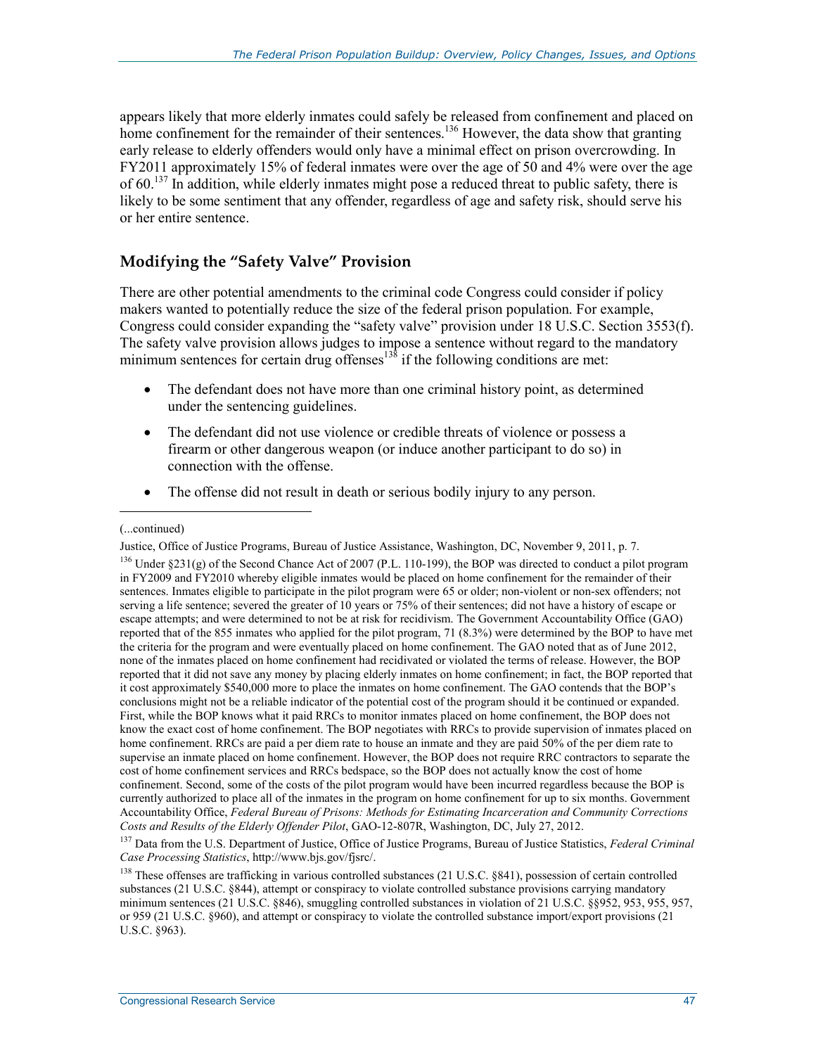appears likely that more elderly inmates could safely be released from confinement and placed on home confinement for the remainder of their sentences.[136] However, the data show that granting early release to elderly offenders would only have a minimal effect on prison overcrowding. In FY2011 approximately 15% of federal inmates were over the age of 50 and 4% were over the age of 60.[137] In addition, while elderly inmates might pose a reduced threat to public safety, there is likely to be some sentiment that any offender, regardless of age and safety risk, should serve his or her entire sentence.

## Modifying the "Safety Valve" Provision

There are other potential amendments to the criminal code Congress could consider if policy makers wanted to potentially reduce the size of the federal prison population. For example, Congress could consider expanding the "safety valve" provision under 18 U.S.C. Section 3553(f). The safety valve provision allows judges to impose a sentence without regard to the mandatory minimum sentences for certain drug offenses[138] if the following conditions are met:

- The defendant does not have more than one criminal history point, as determined under the sentencing guidelines.
- The defendant did not use violence or credible threats of violence or possess a firearm or other dangerous weapon (or induce another participant to do so) in connection with the offense.
- The offense did not result in death or serious bodily injury to any person.

---

(...continued)

Justice, Office of Justice Programs, Bureau of Justice Assistance, Washington, DC, November 9, 2011, p. 7.

[136] Under §231(g) of the Second Chance Act of 2007 (P.L. 110-199), the BOP was directed to conduct a pilot program in FY2009 and FY2010 whereby eligible inmates would be placed on home confinement for the remainder of their sentences. Inmates eligible to participate in the pilot program were 65 or older; non-violent or non-sex offenders; not serving a life sentence; severed the greater of 10 years or 75% of their sentences; did not have a history of escape or escape attempts; and were determined to not be at risk for recidivism. The Government Accountability Office (GAO) reported that of the 855 inmates who applied for the pilot program, 71 (8.3%) were determined by the BOP to have met the criteria for the program and were eventually placed on home confinement. The GAO noted that as of June 2012, none of the inmates placed on home confinement had recidivated or violated the terms of release. However, the BOP reported that it did not save any money by placing elderly inmates on home confinement; in fact, the BOP reported that it cost approximately $540,000 more to place the inmates on home confinement. The GAO contends that the BOP's conclusions might not be a reliable indicator of the potential cost of the program should it be continued or expanded. First, while the BOP knows what it paid RRCs to monitor inmates placed on home confinement, the BOP does not know the exact cost of home confinement. The BOP negotiates with RRCs to provide supervision of inmates placed on home confinement. RRCs are paid a per diem rate to house an inmate and they are paid 50% of the per diem rate to supervise an inmate placed on home confinement. However, the BOP does not require RRC contractors to separate the cost of home confinement services and RRCs bedspace, so the BOP does not actually know the cost of home confinement. Second, some of the costs of the pilot program would have been incurred regardless because the BOP is currently authorized to place all of the inmates in the program on home confinement for up to six months. Government Accountability Office, *Federal Bureau of Prisons: Methods for Estimating Incarceration and Community Corrections Costs and Results of the Elderly Offender Pilot*, GAO-12-807R, Washington, DC, July 27, 2012.

[137] Data from the U.S. Department of Justice, Office of Justice Programs, Bureau of Justice Statistics, *Federal Criminal Case Processing Statistics*, http://www.bjs.gov/fjsrc/.

[138] These offenses are trafficking in various controlled substances (21 U.S.C. §841), possession of certain controlled substances (21 U.S.C. §844), attempt or conspiracy to violate controlled substance provisions carrying mandatory minimum sentences (21 U.S.C. §846), smuggling controlled substances in violation of 21 U.S.C. §§952, 953, 955, 957, or 959 (21 U.S.C. §960), and attempt or conspiracy to violate the controlled substance import/export provisions (21 U.S.C. §963).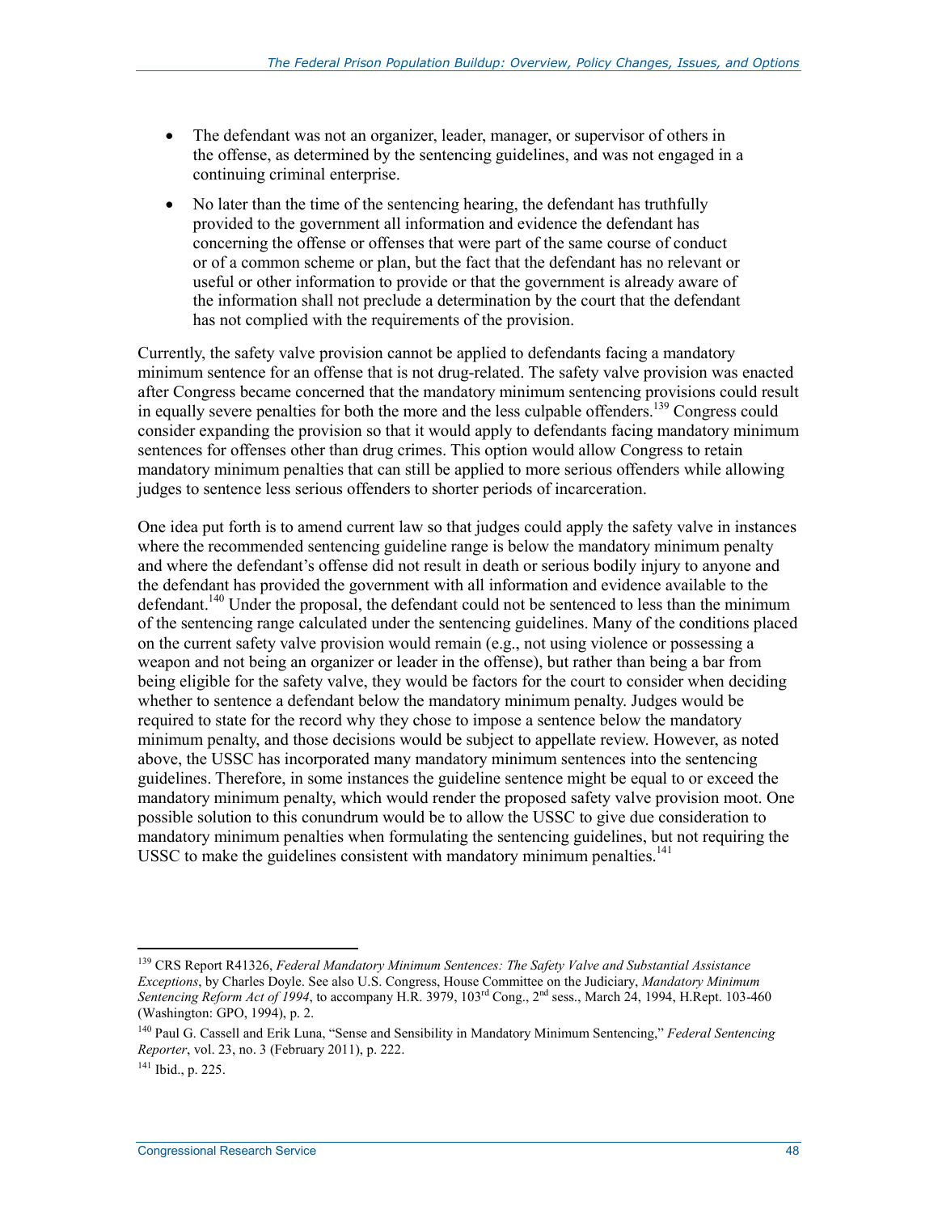- The defendant was not an organizer, leader, manager, or supervisor of others in the offense, as determined by the sentencing guidelines, and was not engaged in a continuing criminal enterprise.
- No later than the time of the sentencing hearing, the defendant has truthfully provided to the government all information and evidence the defendant has concerning the offense or offenses that were part of the same course of conduct or of a common scheme or plan, but the fact that the defendant has no relevant or useful or other information to provide or that the government is already aware of the information shall not preclude a determination by the court that the defendant has not complied with the requirements of the provision.

Currently, the safety valve provision cannot be applied to defendants facing a mandatory minimum sentence for an offense that is not drug-related. The safety valve provision was enacted after Congress became concerned that the mandatory minimum sentencing provisions could result in equally severe penalties for both the more and the less culpable offenders.[139] Congress could consider expanding the provision so that it would apply to defendants facing mandatory minimum sentences for offenses other than drug crimes. This option would allow Congress to retain mandatory minimum penalties that can still be applied to more serious offenders while allowing judges to sentence less serious offenders to shorter periods of incarceration.

One idea put forth is to amend current law so that judges could apply the safety valve in instances where the recommended sentencing guideline range is below the mandatory minimum penalty and where the defendant's offense did not result in death or serious bodily injury to anyone and the defendant has provided the government with all information and evidence available to the defendant.[140] Under the proposal, the defendant could not be sentenced to less than the minimum of the sentencing range calculated under the sentencing guidelines. Many of the conditions placed on the current safety valve provision would remain (e.g., not using violence or possessing a weapon and not being an organizer or leader in the offense), but rather than being a bar from being eligible for the safety valve, they would be factors for the court to consider when deciding whether to sentence a defendant below the mandatory minimum penalty. Judges would be required to state for the record why they chose to impose a sentence below the mandatory minimum penalty, and those decisions would be subject to appellate review. However, as noted above, the USSC has incorporated many mandatory minimum sentences into the sentencing guidelines. Therefore, in some instances the guideline sentence might be equal to or exceed the mandatory minimum penalty, which would render the proposed safety valve provision moot. One possible solution to this conundrum would be to allow the USSC to give due consideration to mandatory minimum penalties when formulating the sentencing guidelines, but not requiring the USSC to make the guidelines consistent with mandatory minimum penalties.[141]

---

[139] CRS Report R41326, *Federal Mandatory Minimum Sentences: The Safety Valve and Substantial Assistance Exceptions*, by Charles Doyle. See also U.S. Congress, House Committee on the Judiciary, *Mandatory Minimum Sentencing Reform Act of 1994*, to accompany H.R. 3979, 103rd Cong., 2nd sess., March 24, 1994, H.Rept. 103-460 (Washington: GPO, 1994), p. 2.

[140] Paul G. Cassell and Erik Luna, "Sense and Sensibility in Mandatory Minimum Sentencing," *Federal Sentencing Reporter*, vol. 23, no. 3 (February 2011), p. 222.

[141] Ibid., p. 225.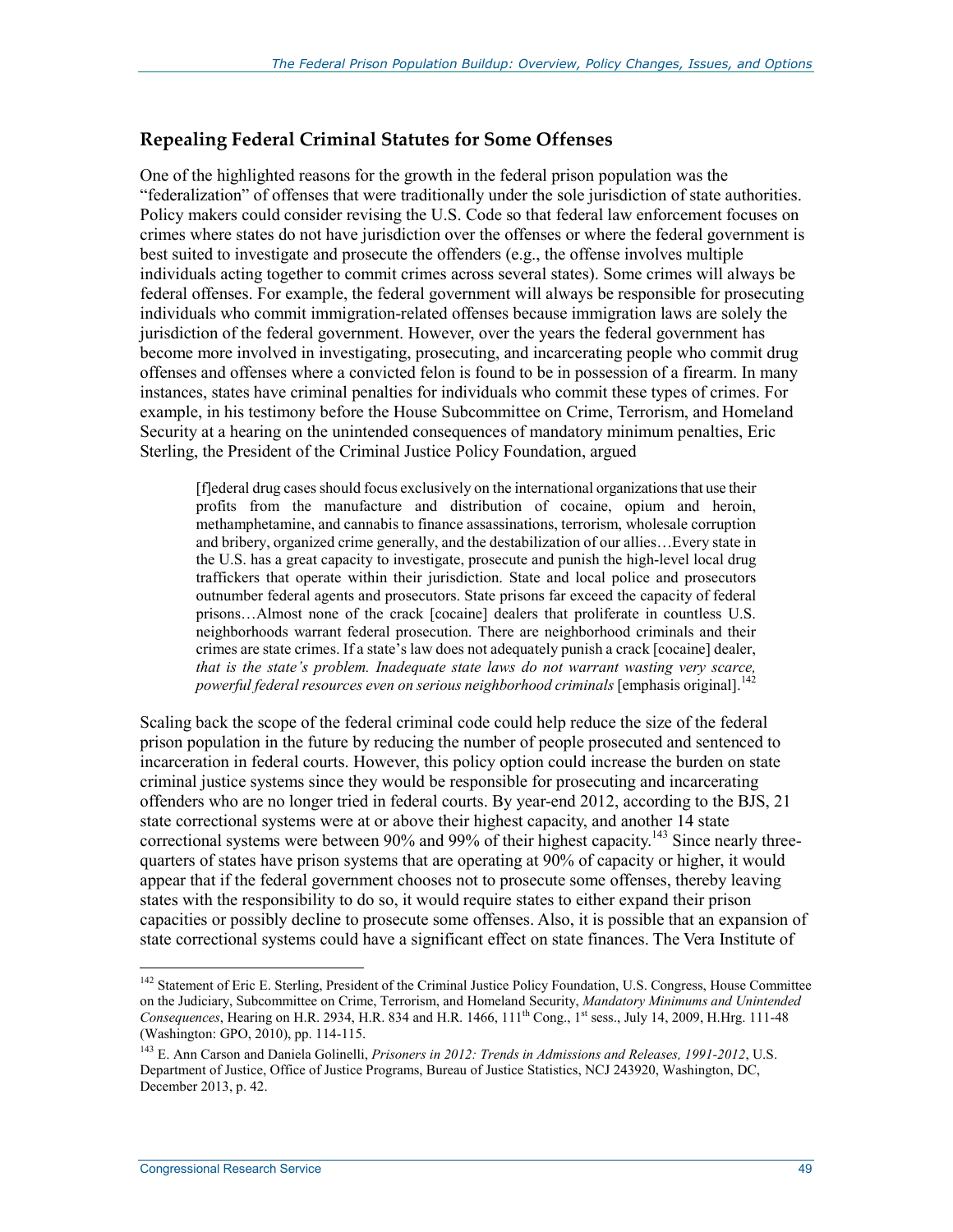## Repealing Federal Criminal Statutes for Some Offenses

One of the highlighted reasons for the growth in the federal prison population was the "federalization" of offenses that were traditionally under the sole jurisdiction of state authorities. Policy makers could consider revising the U.S. Code so that federal law enforcement focuses on crimes where states do not have jurisdiction over the offenses or where the federal government is best suited to investigate and prosecute the offenders (e.g., the offense involves multiple individuals acting together to commit crimes across several states). Some crimes will always be federal offenses. For example, the federal government will always be responsible for prosecuting individuals who commit immigration-related offenses because immigration laws are solely the jurisdiction of the federal government. However, over the years the federal government has become more involved in investigating, prosecuting, and incarcerating people who commit drug offenses and offenses where a convicted felon is found to be in possession of a firearm. In many instances, states have criminal penalties for individuals who commit these types of crimes. For example, in his testimony before the House Subcommittee on Crime, Terrorism, and Homeland Security at a hearing on the unintended consequences of mandatory minimum penalties, Eric Sterling, the President of the Criminal Justice Policy Foundation, argued

> [f]ederal drug cases should focus exclusively on the international organizations that use their profits from the manufacture and distribution of cocaine, opium and heroin, methamphetamine, and cannabis to finance assassinations, terrorism, wholesale corruption and bribery, organized crime generally, and the destabilization of our allies…Every state in the U.S. has a great capacity to investigate, prosecute and punish the high-level local drug traffickers that operate within their jurisdiction. State and local police and prosecutors outnumber federal agents and prosecutors. State prisons far exceed the capacity of federal prisons…Almost none of the crack [cocaine] dealers that proliferate in countless U.S. neighborhoods warrant federal prosecution. There are neighborhood criminals and their crimes are state crimes. If a state's law does not adequately punish a crack [cocaine] dealer, *that is the state's problem. Inadequate state laws do not warrant wasting very scarce, powerful federal resources even on serious neighborhood criminals* [emphasis original].[142]

Scaling back the scope of the federal criminal code could help reduce the size of the federal prison population in the future by reducing the number of people prosecuted and sentenced to incarceration in federal courts. However, this policy option could increase the burden on state criminal justice systems since they would be responsible for prosecuting and incarcerating offenders who are no longer tried in federal courts. By year-end 2012, according to the BJS, 21 state correctional systems were at or above their highest capacity, and another 14 state correctional systems were between 90% and 99% of their highest capacity.[143] Since nearly three-quarters of states have prison systems that are operating at 90% of capacity or higher, it would appear that if the federal government chooses not to prosecute some offenses, thereby leaving states with the responsibility to do so, it would require states to either expand their prison capacities or possibly decline to prosecute some offenses. Also, it is possible that an expansion of state correctional systems could have a significant effect on state finances. The Vera Institute of

---

[142] Statement of Eric E. Sterling, President of the Criminal Justice Policy Foundation, U.S. Congress, House Committee on the Judiciary, Subcommittee on Crime, Terrorism, and Homeland Security, *Mandatory Minimums and Unintended Consequences*, Hearing on H.R. 2934, H.R. 834 and H.R. 1466, 111th Cong., 1st sess., July 14, 2009, H.Hrg. 111-48 (Washington: GPO, 2010), pp. 114-115.

[143] E. Ann Carson and Daniela Golinelli, *Prisoners in 2012: Trends in Admissions and Releases, 1991-2012*, U.S. Department of Justice, Office of Justice Programs, Bureau of Justice Statistics, NCJ 243920, Washington, DC, December 2013, p. 42.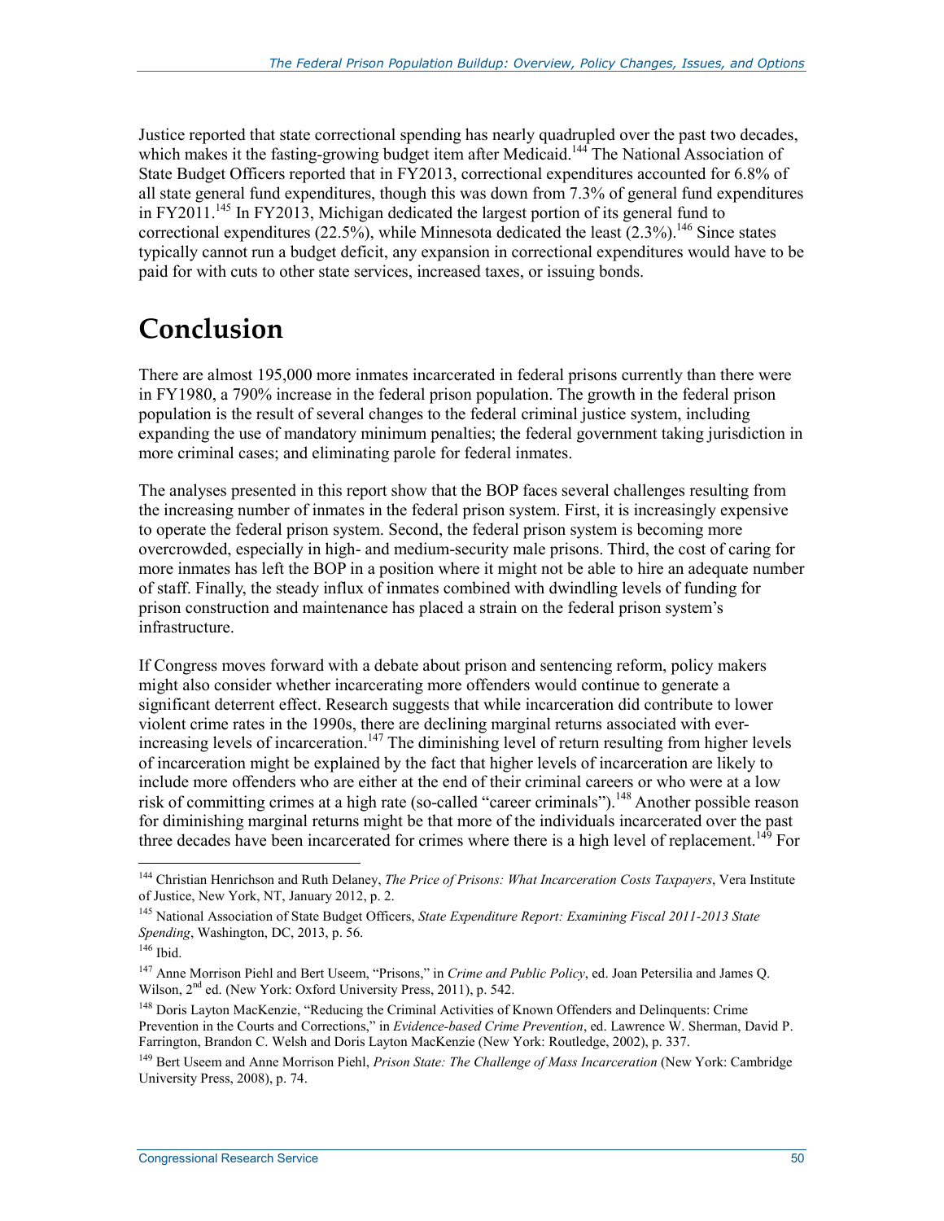Justice reported that state correctional spending has nearly quadrupled over the past two decades, which makes it the fasting-growing budget item after Medicaid.[144] The National Association of State Budget Officers reported that in FY2013, correctional expenditures accounted for 6.8% of all state general fund expenditures, though this was down from 7.3% of general fund expenditures in FY2011.[145] In FY2013, Michigan dedicated the largest portion of its general fund to correctional expenditures (22.5%), while Minnesota dedicated the least (2.3%).[146] Since states typically cannot run a budget deficit, any expansion in correctional expenditures would have to be paid for with cuts to other state services, increased taxes, or issuing bonds.

# Conclusion

There are almost 195,000 more inmates incarcerated in federal prisons currently than there were in FY1980, a 790% increase in the federal prison population. The growth in the federal prison population is the result of several changes to the federal criminal justice system, including expanding the use of mandatory minimum penalties; the federal government taking jurisdiction in more criminal cases; and eliminating parole for federal inmates.

The analyses presented in this report show that the BOP faces several challenges resulting from the increasing number of inmates in the federal prison system. First, it is increasingly expensive to operate the federal prison system. Second, the federal prison system is becoming more overcrowded, especially in high- and medium-security male prisons. Third, the cost of caring for more inmates has left the BOP in a position where it might not be able to hire an adequate number of staff. Finally, the steady influx of inmates combined with dwindling levels of funding for prison construction and maintenance has placed a strain on the federal prison system's infrastructure.

If Congress moves forward with a debate about prison and sentencing reform, policy makers might also consider whether incarcerating more offenders would continue to generate a significant deterrent effect. Research suggests that while incarceration did contribute to lower violent crime rates in the 1990s, there are declining marginal returns associated with ever-increasing levels of incarceration.[147] The diminishing level of return resulting from higher levels of incarceration might be explained by the fact that higher levels of incarceration are likely to include more offenders who are either at the end of their criminal careers or who were at a low risk of committing crimes at a high rate (so-called "career criminals").[148] Another possible reason for diminishing marginal returns might be that more of the individuals incarcerated over the past three decades have been incarcerated for crimes where there is a high level of replacement.[149] For

---

[144] Christian Henrichson and Ruth Delaney, *The Price of Prisons: What Incarceration Costs Taxpayers*, Vera Institute of Justice, New York, NT, January 2012, p. 2.

[145] National Association of State Budget Officers, *State Expenditure Report: Examining Fiscal 2011-2013 State Spending*, Washington, DC, 2013, p. 56.

[146] Ibid.

[147] Anne Morrison Piehl and Bert Useem, "Prisons," in *Crime and Public Policy*, ed. Joan Petersilia and James Q. Wilson, 2nd ed. (New York: Oxford University Press, 2011), p. 542.

[148] Doris Layton MacKenzie, "Reducing the Criminal Activities of Known Offenders and Delinquents: Crime Prevention in the Courts and Corrections," in *Evidence-based Crime Prevention*, ed. Lawrence W. Sherman, David P. Farrington, Brandon C. Welsh and Doris Layton MacKenzie (New York: Routledge, 2002), p. 337.

[149] Bert Useem and Anne Morrison Piehl, *Prison State: The Challenge of Mass Incarceration* (New York: Cambridge University Press, 2008), p. 74.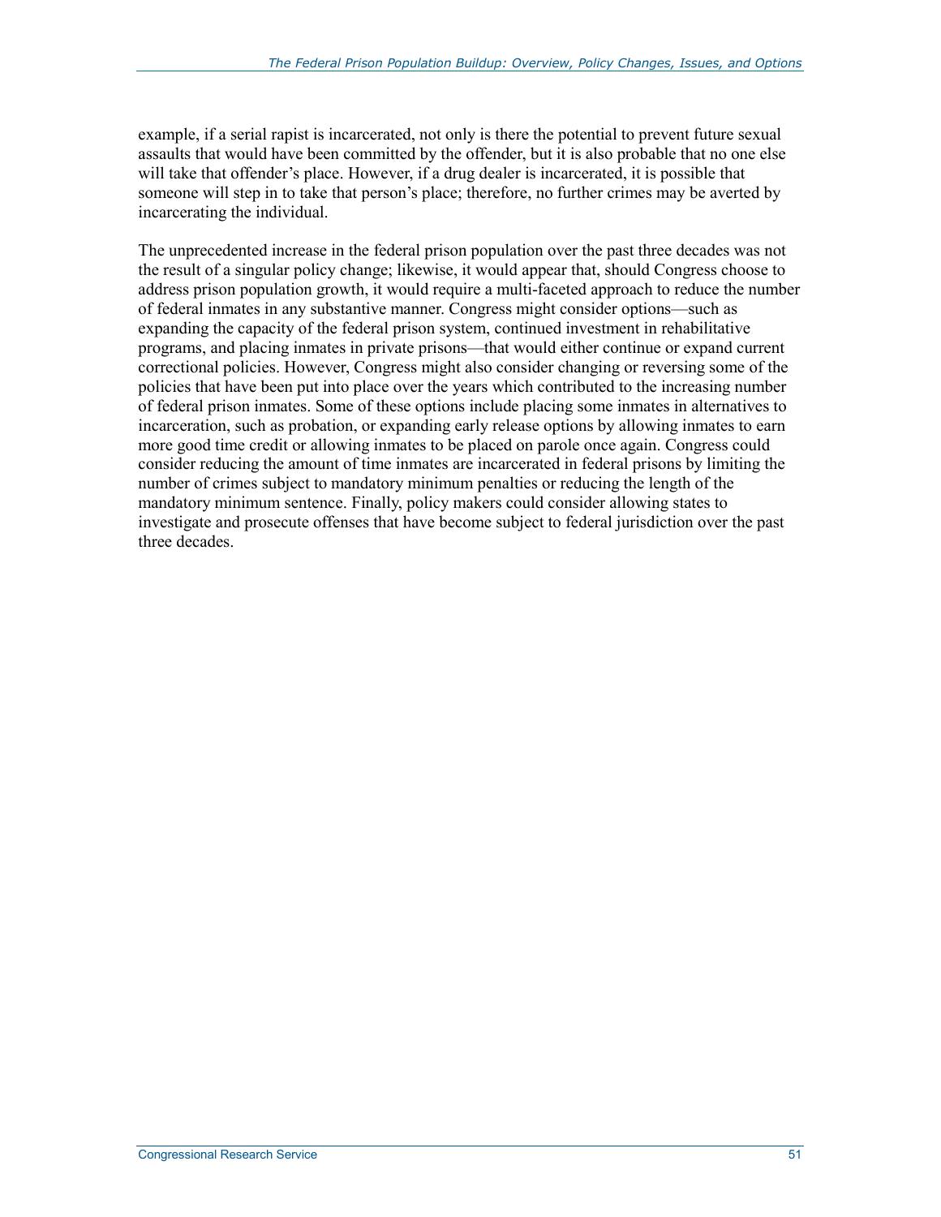example, if a serial rapist is incarcerated, not only is there the potential to prevent future sexual assaults that would have been committed by the offender, but it is also probable that no one else will take that offender's place. However, if a drug dealer is incarcerated, it is possible that someone will step in to take that person's place; therefore, no further crimes may be averted by incarcerating the individual.

The unprecedented increase in the federal prison population over the past three decades was not the result of a singular policy change; likewise, it would appear that, should Congress choose to address prison population growth, it would require a multi-faceted approach to reduce the number of federal inmates in any substantive manner. Congress might consider options—such as expanding the capacity of the federal prison system, continued investment in rehabilitative programs, and placing inmates in private prisons—that would either continue or expand current correctional policies. However, Congress might also consider changing or reversing some of the policies that have been put into place over the years which contributed to the increasing number of federal prison inmates. Some of these options include placing some inmates in alternatives to incarceration, such as probation, or expanding early release options by allowing inmates to earn more good time credit or allowing inmates to be placed on parole once again. Congress could consider reducing the amount of time inmates are incarcerated in federal prisons by limiting the number of crimes subject to mandatory minimum penalties or reducing the length of the mandatory minimum sentence. Finally, policy makers could consider allowing states to investigate and prosecute offenses that have become subject to federal jurisdiction over the past three decades.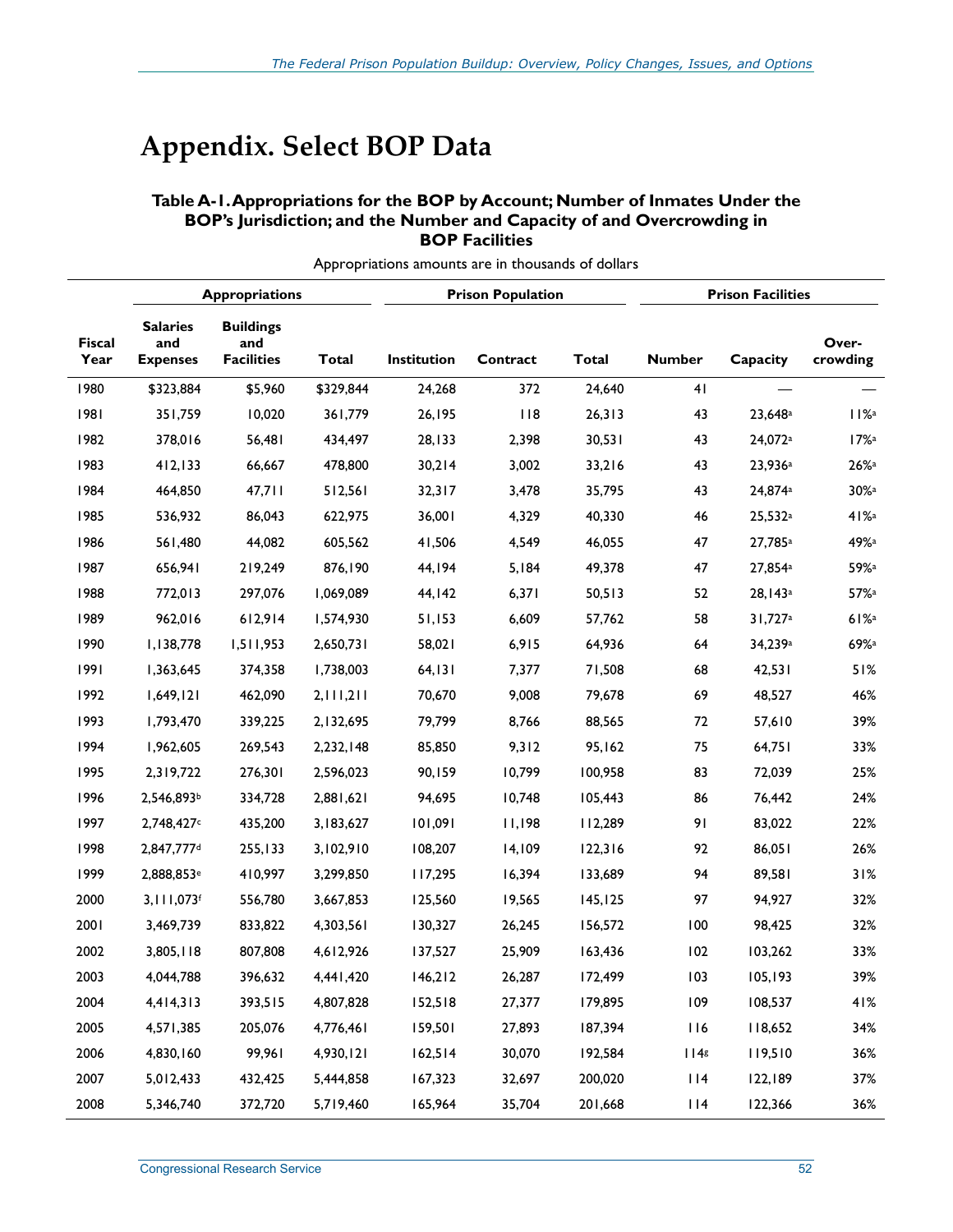# Appendix. Select BOP Data

### Table A-1. Appropriations for the BOP by Account; Number of Inmates Under the BOP's Jurisdiction; and the Number and Capacity of and Overcrowding in BOP Facilities

Appropriations amounts are in thousands of dollars

| | Appropriations | | | Prison Population | | | Prison Facilities | | |
|---|---|---|---|---|---|---|---|---|---|
| Fiscal Year | Salaries and Expenses | Buildings and Facilities | Total | Institution | Contract | Total | Number | Capacity | Over-crowding |
| 1980 | $323,884 | $5,960 | $329,844 | 24,268 | 372 | 24,640 | 41 | — | — |
| 1981 | 351,759 | 10,020 | 361,779 | 26,195 | 118 | 26,313 | 43 | 23,648[a] | 11%[a] |
| 1982 | 378,016 | 56,481 | 434,497 | 28,133 | 2,398 | 30,531 | 43 | 24,072[a] | 17%[a] |
| 1983 | 412,133 | 66,667 | 478,800 | 30,214 | 3,002 | 33,216 | 43 | 23,936[a] | 26%[a] |
| 1984 | 464,850 | 47,711 | 512,561 | 32,317 | 3,478 | 35,795 | 43 | 24,874[a] | 30%[a] |
| 1985 | 536,932 | 86,043 | 622,975 | 36,001 | 4,329 | 40,330 | 46 | 25,532[a] | 41%[a] |
| 1986 | 561,480 | 44,082 | 605,562 | 41,506 | 4,549 | 46,055 | 47 | 27,785[a] | 49%[a] |
| 1987 | 656,941 | 219,249 | 876,190 | 44,194 | 5,184 | 49,378 | 47 | 27,854[a] | 59%[a] |
| 1988 | 772,013 | 297,076 | 1,069,089 | 44,142 | 6,371 | 50,513 | 52 | 28,143[a] | 57%[a] |
| 1989 | 962,016 | 612,914 | 1,574,930 | 51,153 | 6,609 | 57,762 | 58 | 31,727[a] | 61%[a] |
| 1990 | 1,138,778 | 1,511,953 | 2,650,731 | 58,021 | 6,915 | 64,936 | 64 | 34,239[a] | 69%[a] |
| 1991 | 1,363,645 | 374,358 | 1,738,003 | 64,131 | 7,377 | 71,508 | 68 | 42,531 | 51% |
| 1992 | 1,649,121 | 462,090 | 2,111,211 | 70,670 | 9,008 | 79,678 | 69 | 48,527 | 46% |
| 1993 | 1,793,470 | 339,225 | 2,132,695 | 79,799 | 8,766 | 88,565 | 72 | 57,610 | 39% |
| 1994 | 1,962,605 | 269,543 | 2,232,148 | 85,850 | 9,312 | 95,162 | 75 | 64,751 | 33% |
| 1995 | 2,319,722 | 276,301 | 2,596,023 | 90,159 | 10,799 | 100,958 | 83 | 72,039 | 25% |
| 1996 | 2,546,893[b] | 334,728 | 2,881,621 | 94,695 | 10,748 | 105,443 | 86 | 76,442 | 24% |
| 1997 | 2,748,427[c] | 435,200 | 3,183,627 | 101,091 | 11,198 | 112,289 | 91 | 83,022 | 22% |
| 1998 | 2,847,777[d] | 255,133 | 3,102,910 | 108,207 | 14,109 | 122,316 | 92 | 86,051 | 26% |
| 1999 | 2,888,853[e] | 410,997 | 3,299,850 | 117,295 | 16,394 | 133,689 | 94 | 89,581 | 31% |
| 2000 | 3,111,073[f] | 556,780 | 3,667,853 | 125,560 | 19,565 | 145,125 | 97 | 94,927 | 32% |
| 2001 | 3,469,739 | 833,822 | 4,303,561 | 130,327 | 26,245 | 156,572 | 100 | 98,425 | 32% |
| 2002 | 3,805,118 | 807,808 | 4,612,926 | 137,527 | 25,909 | 163,436 | 102 | 103,262 | 33% |
| 2003 | 4,044,788 | 396,632 | 4,441,420 | 146,212 | 26,287 | 172,499 | 103 | 105,193 | 39% |
| 2004 | 4,414,313 | 393,515 | 4,807,828 | 152,518 | 27,377 | 179,895 | 109 | 108,537 | 41% |
| 2005 | 4,571,385 | 205,076 | 4,776,461 | 159,501 | 27,893 | 187,394 | 116 | 118,652 | 34% |
| 2006 | 4,830,160 | 99,961 | 4,930,121 | 162,514 | 30,070 | 192,584 | 114[g] | 119,510 | 36% |
| 2007 | 5,012,433 | 432,425 | 5,444,858 | 167,323 | 32,697 | 200,020 | 114 | 122,189 | 37% |
| 2008 | 5,346,740 | 372,720 | 5,719,460 | 165,964 | 35,704 | 201,668 | 114 | 122,366 | 36% |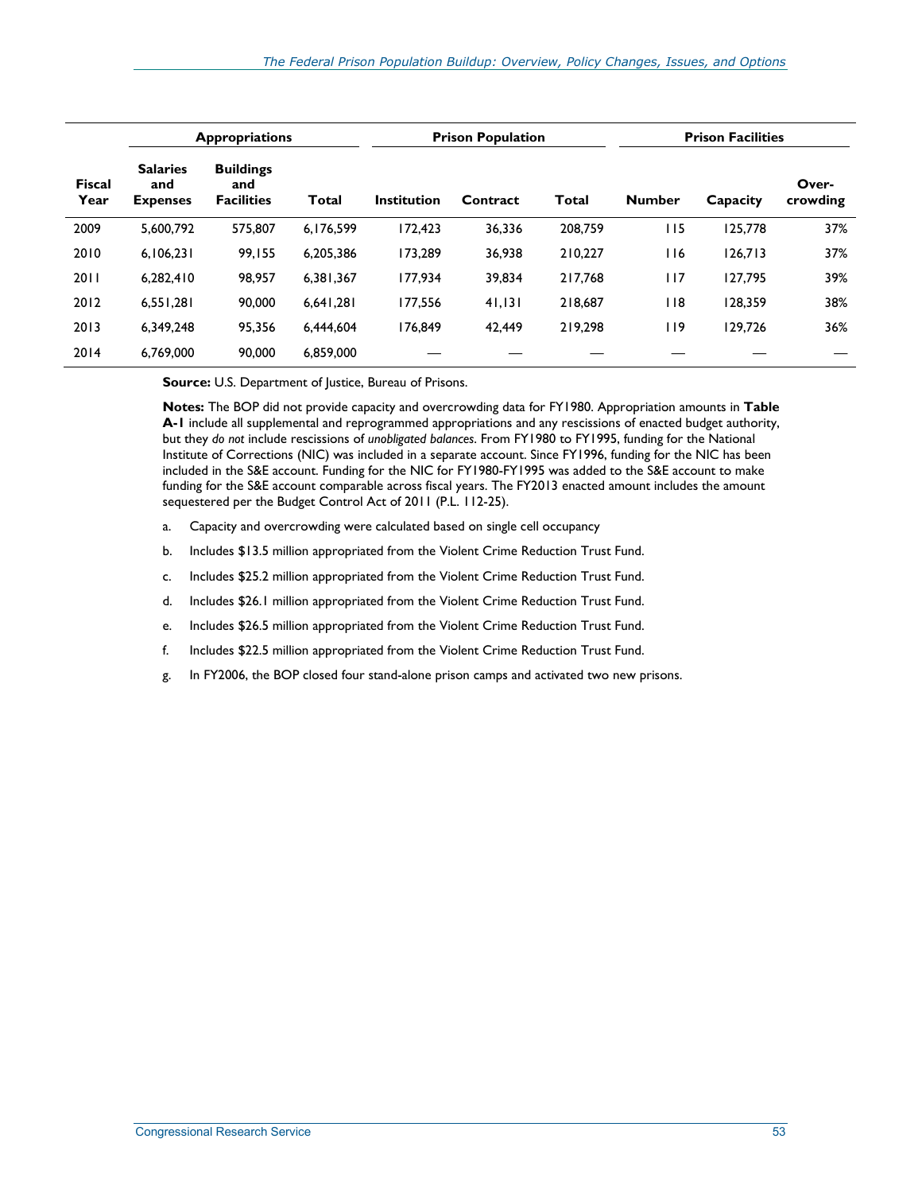| Fiscal Year | Appropriations | | | Prison Population | | | Prison Facilities | | |
|---|---|---|---|---|---|---|---|---|---|
| | Salaries and Expenses | Buildings and Facilities | Total | Institution | Contract | Total | Number | Capacity | Over-crowding |
| 2009 | 5,600,792 | 575,807 | 6,176,599 | 172,423 | 36,336 | 208,759 | 115 | 125,778 | 37% |
| 2010 | 6,106,231 | 99,155 | 6,205,386 | 173,289 | 36,938 | 210,227 | 116 | 126,713 | 37% |
| 2011 | 6,282,410 | 98,957 | 6,381,367 | 177,934 | 39,834 | 217,768 | 117 | 127,795 | 39% |
| 2012 | 6,551,281 | 90,000 | 6,641,281 | 177,556 | 41,131 | 218,687 | 118 | 128,359 | 38% |
| 2013 | 6,349,248 | 95,356 | 6,444,604 | 176,849 | 42,449 | 219,298 | 119 | 129,726 | 36% |
| 2014 | 6,769,000 | 90,000 | 6,859,000 | — | — | — | — | — | — |

**Source:** U.S. Department of Justice, Bureau of Prisons.

**Notes:** The BOP did not provide capacity and overcrowding data for FY1980. Appropriation amounts in **Table A-1** include all supplemental and reprogrammed appropriations and any rescissions of enacted budget authority, but they *do not* include rescissions of *unobligated balances*. From FY1980 to FY1995, funding for the National Institute of Corrections (NIC) was included in a separate account. Since FY1996, funding for the NIC has been included in the S&E account. Funding for the NIC for FY1980-FY1995 was added to the S&E account to make funding for the S&E account comparable across fiscal years. The FY2013 enacted amount includes the amount sequestered per the Budget Control Act of 2011 (P.L. 112-25).

a. Capacity and overcrowding were calculated based on single cell occupancy

b. Includes $13.5 million appropriated from the Violent Crime Reduction Trust Fund.

c. Includes $25.2 million appropriated from the Violent Crime Reduction Trust Fund.

d. Includes $26.1 million appropriated from the Violent Crime Reduction Trust Fund.

e. Includes $26.5 million appropriated from the Violent Crime Reduction Trust Fund.

f. Includes $22.5 million appropriated from the Violent Crime Reduction Trust Fund.

g. In FY2006, the BOP closed four stand-alone prison camps and activated two new prisons.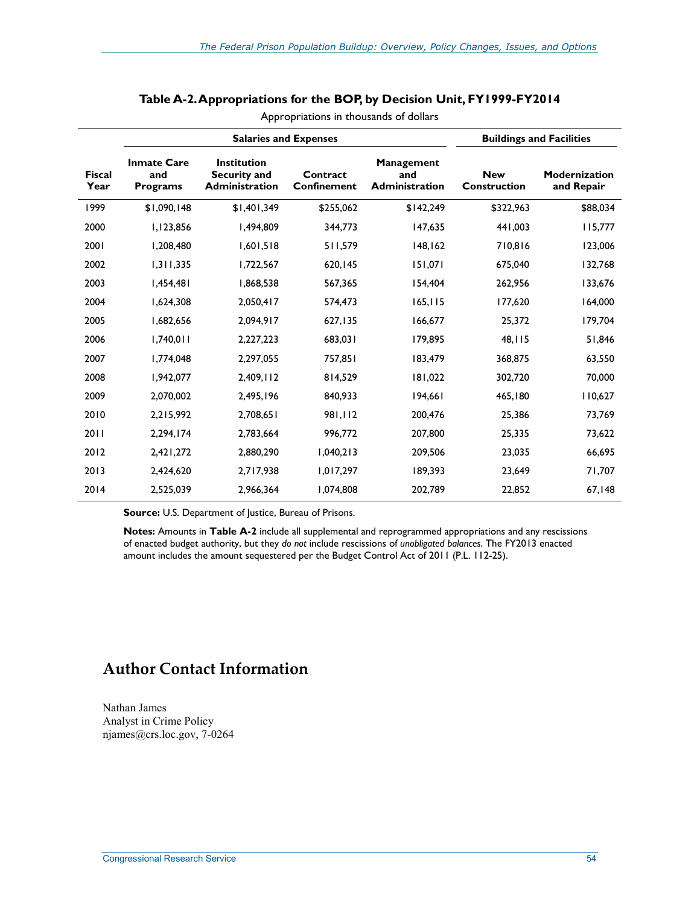**Table A-2. Appropriations for the BOP, by Decision Unit, FY1999-FY2014**

Appropriations in thousands of dollars

| | Salaries and Expenses | | | | Buildings and Facilities | |
|---|---|---|---|---|---|---|
| **Fiscal Year** | **Inmate Care and Programs** | **Institution Security and Administration** | **Contract Confinement** | **Management and Administration** | **New Construction** | **Modernization and Repair** |
| 1999 | $1,090,148 | $1,401,349 | $255,062 | $142,249 | $322,963 | $88,034 |
| 2000 | 1,123,856 | 1,494,809 | 344,773 | 147,635 | 441,003 | 115,777 |
| 2001 | 1,208,480 | 1,601,518 | 511,579 | 148,162 | 710,816 | 123,006 |
| 2002 | 1,311,335 | 1,722,567 | 620,145 | 151,071 | 675,040 | 132,768 |
| 2003 | 1,454,481 | 1,868,538 | 567,365 | 154,404 | 262,956 | 133,676 |
| 2004 | 1,624,308 | 2,050,417 | 574,473 | 165,115 | 177,620 | 164,000 |
| 2005 | 1,682,656 | 2,094,917 | 627,135 | 166,677 | 25,372 | 179,704 |
| 2006 | 1,740,011 | 2,227,223 | 683,031 | 179,895 | 48,115 | 51,846 |
| 2007 | 1,774,048 | 2,297,055 | 757,851 | 183,479 | 368,875 | 63,550 |
| 2008 | 1,942,077 | 2,409,112 | 814,529 | 181,022 | 302,720 | 70,000 |
| 2009 | 2,070,002 | 2,495,196 | 840,933 | 194,661 | 465,180 | 110,627 |
| 2010 | 2,215,992 | 2,708,651 | 981,112 | 200,476 | 25,386 | 73,769 |
| 2011 | 2,294,174 | 2,783,664 | 996,772 | 207,800 | 25,335 | 73,622 |
| 2012 | 2,421,272 | 2,880,290 | 1,040,213 | 209,506 | 23,035 | 66,695 |
| 2013 | 2,424,620 | 2,717,938 | 1,017,297 | 189,393 | 23,649 | 71,707 |
| 2014 | 2,525,039 | 2,966,364 | 1,074,808 | 202,789 | 22,852 | 67,148 |

**Source:** U.S. Department of Justice, Bureau of Prisons.

**Notes:** Amounts in **Table A-2** include all supplemental and reprogrammed appropriations and any rescissions of enacted budget authority, but they *do not* include rescissions of *unobligated balances*. The FY2013 enacted amount includes the amount sequestered per the Budget Control Act of 2011 (P.L. 112-25).

## Author Contact Information

Nathan James
Analyst in Crime Policy
njames@crs.loc.gov, 7-0264